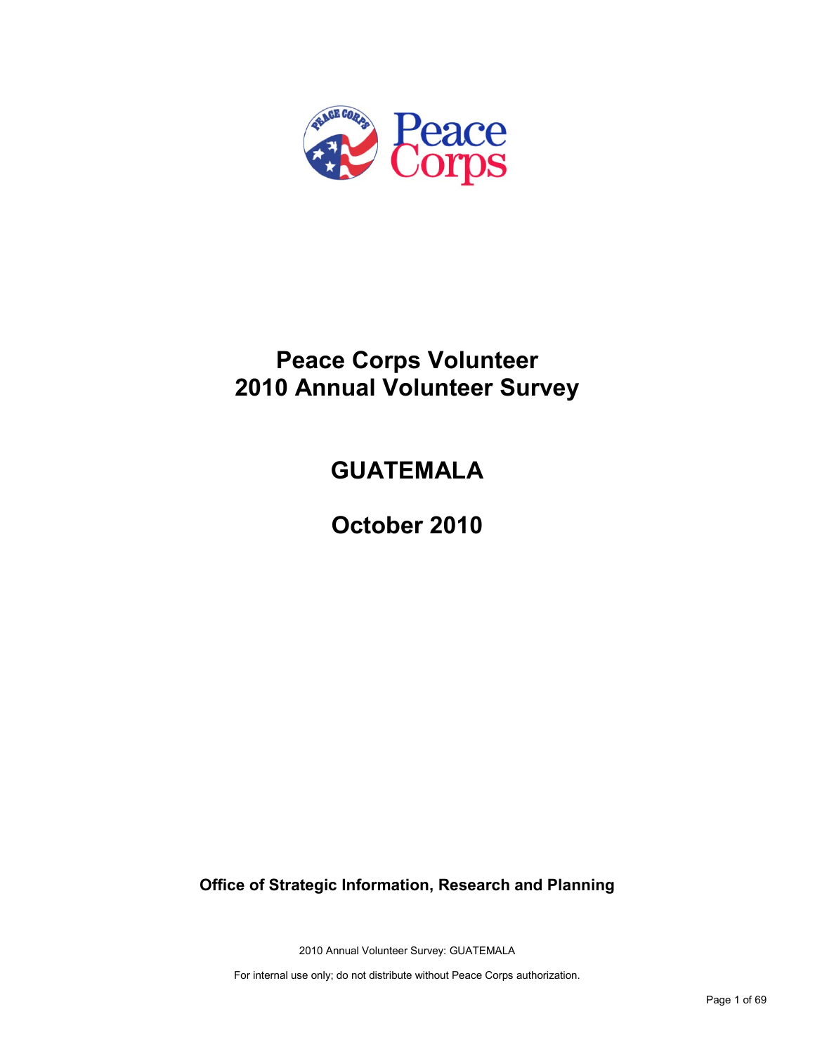# Peace Corps Volunteer
# 2010 Annual Volunteer Survey

## GUATEMALA

## October 2010

**Office of Strategic Information, Research and Planning**

2010 Annual Volunteer Survey: GUATEMALA

For internal use only; do not distribute without Peace Corps authorization.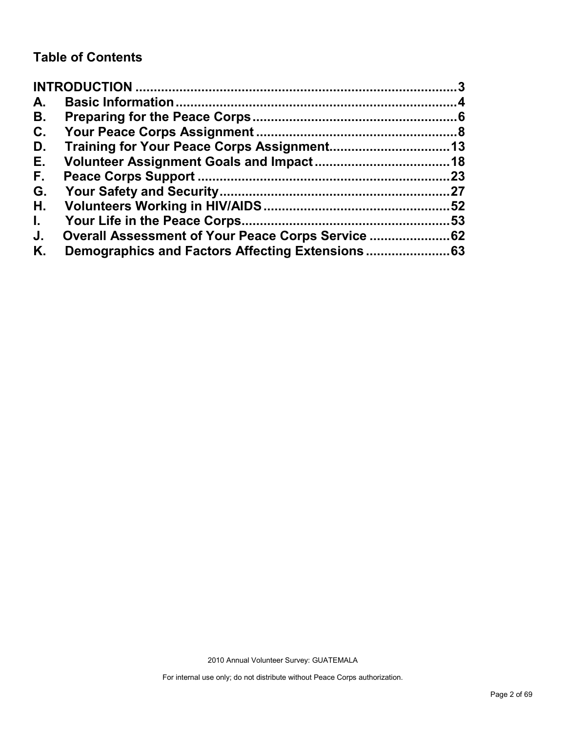## Table of Contents

INTRODUCTION ........................................................................................ 3

A. Basic Information ................................................................................. 4

B. Preparing for the Peace Corps ............................................................ 6

C. Your Peace Corps Assignment ............................................................ 8

D. Training for Your Peace Corps Assignment ........................................ 13

E. Volunteer Assignment Goals and Impact ........................................... 18

F. Peace Corps Support .......................................................................... 23

G. Your Safety and Security .................................................................... 27

H. Volunteers Working in HIV/AIDS ........................................................ 52

I. Your Life in the Peace Corps ................................................................ 53

J. Overall Assessment of Your Peace Corps Service .............................. 62

K. Demographics and Factors Affecting Extensions ................................ 63

2010 Annual Volunteer Survey: GUATEMALA

For internal use only; do not distribute without Peace Corps authorization.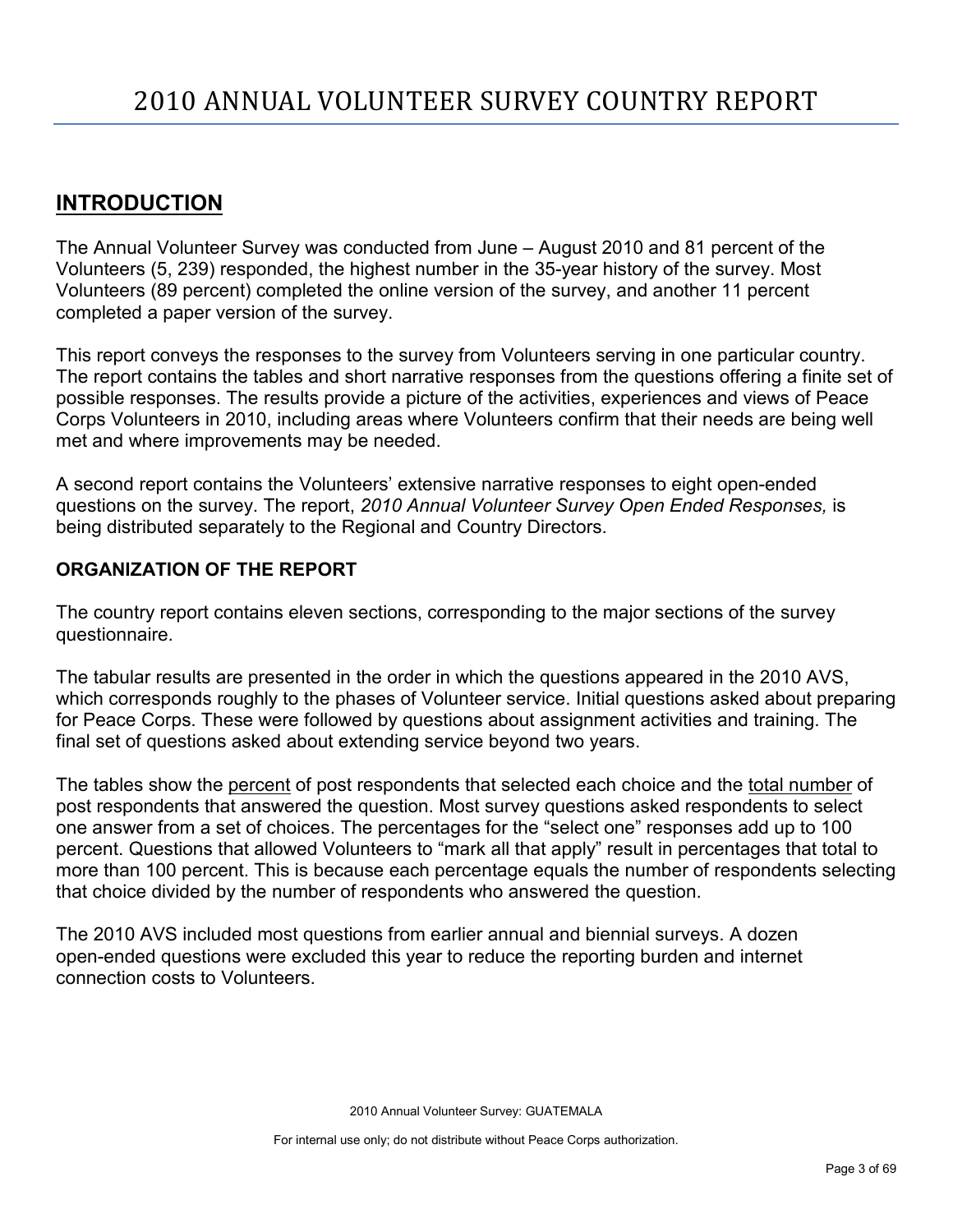# 2010 ANNUAL VOLUNTEER SURVEY COUNTRY REPORT

## INTRODUCTION

The Annual Volunteer Survey was conducted from June – August 2010 and 81 percent of the Volunteers (5, 239) responded, the highest number in the 35-year history of the survey. Most Volunteers (89 percent) completed the online version of the survey, and another 11 percent completed a paper version of the survey.

This report conveys the responses to the survey from Volunteers serving in one particular country. The report contains the tables and short narrative responses from the questions offering a finite set of possible responses. The results provide a picture of the activities, experiences and views of Peace Corps Volunteers in 2010, including areas where Volunteers confirm that their needs are being well met and where improvements may be needed.

A second report contains the Volunteers' extensive narrative responses to eight open-ended questions on the survey. The report, *2010 Annual Volunteer Survey Open Ended Responses,* is being distributed separately to the Regional and Country Directors.

### ORGANIZATION OF THE REPORT

The country report contains eleven sections, corresponding to the major sections of the survey questionnaire.

The tabular results are presented in the order in which the questions appeared in the 2010 AVS, which corresponds roughly to the phases of Volunteer service. Initial questions asked about preparing for Peace Corps. These were followed by questions about assignment activities and training. The final set of questions asked about extending service beyond two years.

The tables show the percent of post respondents that selected each choice and the total number of post respondents that answered the question. Most survey questions asked respondents to select one answer from a set of choices. The percentages for the "select one" responses add up to 100 percent. Questions that allowed Volunteers to "mark all that apply" result in percentages that total to more than 100 percent. This is because each percentage equals the number of respondents selecting that choice divided by the number of respondents who answered the question.

The 2010 AVS included most questions from earlier annual and biennial surveys. A dozen open-ended questions were excluded this year to reduce the reporting burden and internet connection costs to Volunteers.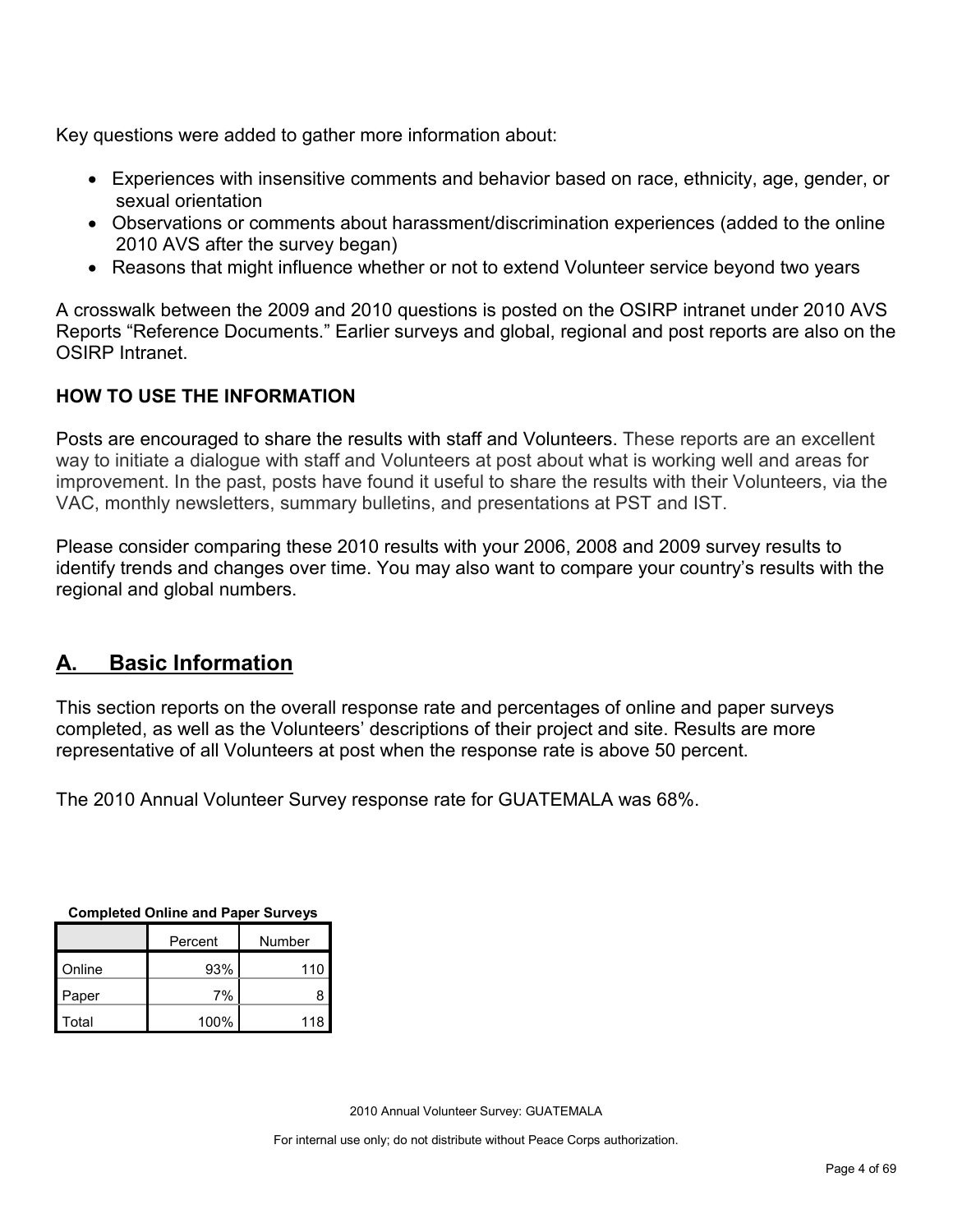Key questions were added to gather more information about:

- Experiences with insensitive comments and behavior based on race, ethnicity, age, gender, or sexual orientation
- Observations or comments about harassment/discrimination experiences (added to the online 2010 AVS after the survey began)
- Reasons that might influence whether or not to extend Volunteer service beyond two years

A crosswalk between the 2009 and 2010 questions is posted on the OSIRP intranet under 2010 AVS Reports "Reference Documents." Earlier surveys and global, regional and post reports are also on the OSIRP Intranet.

**HOW TO USE THE INFORMATION**

Posts are encouraged to share the results with staff and Volunteers. These reports are an excellent way to initiate a dialogue with staff and Volunteers at post about what is working well and areas for improvement. In the past, posts have found it useful to share the results with their Volunteers, via the VAC, monthly newsletters, summary bulletins, and presentations at PST and IST.

Please consider comparing these 2010 results with your 2006, 2008 and 2009 survey results to identify trends and changes over time. You may also want to compare your country's results with the regional and global numbers.

## A. Basic Information

This section reports on the overall response rate and percentages of online and paper surveys completed, as well as the Volunteers' descriptions of their project and site. Results are more representative of all Volunteers at post when the response rate is above 50 percent.

The 2010 Annual Volunteer Survey response rate for GUATEMALA was 68%.

**Completed Online and Paper Surveys**

| | Percent | Number |
|---|---|---|
| Online | 93% | 110 |
| Paper | 7% | 8 |
| Total | 100% | 118 |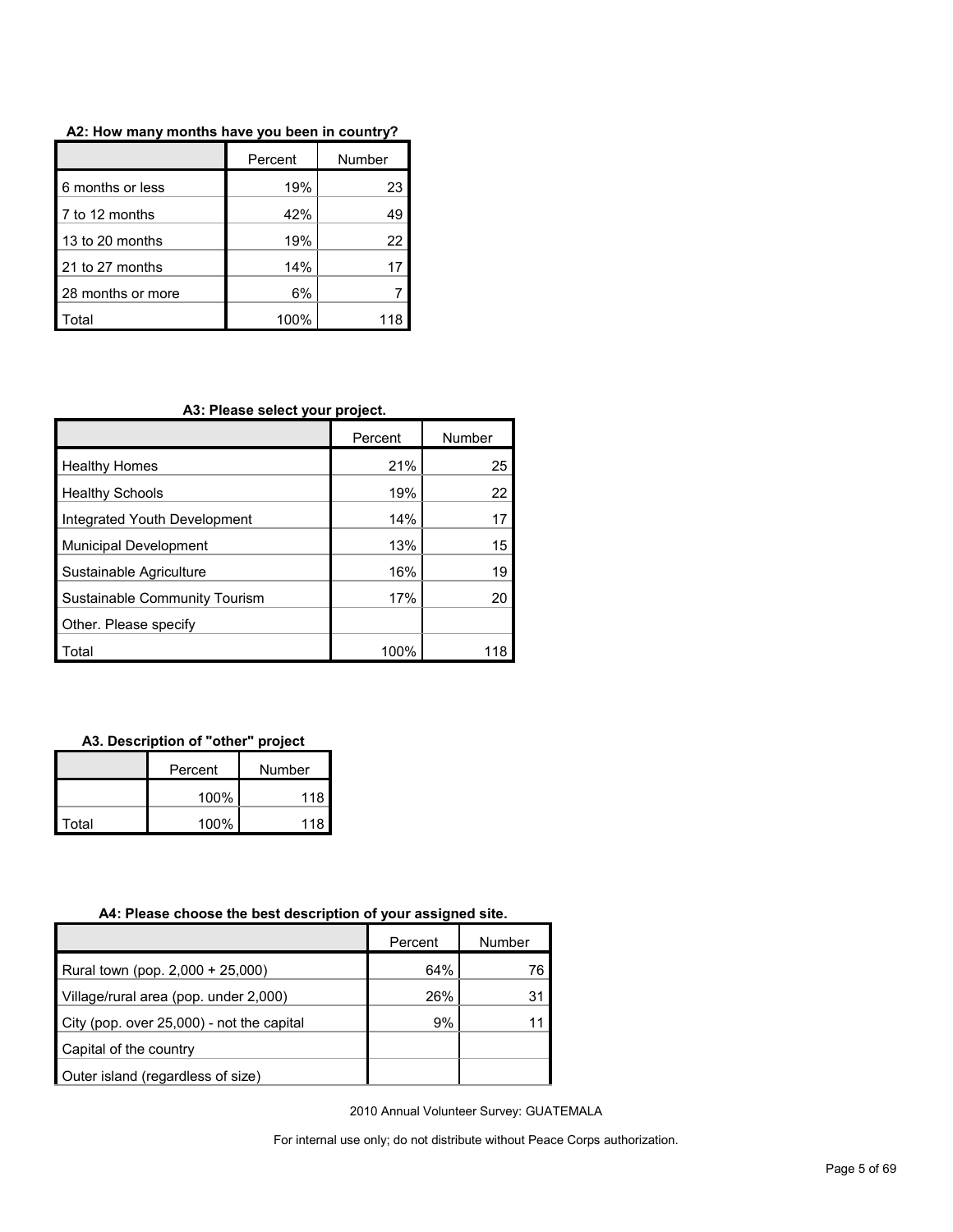**A2: How many months have you been in country?**

| | Percent | Number |
|---|---|---|
| 6 months or less | 19% | 23 |
| 7 to 12 months | 42% | 49 |
| 13 to 20 months | 19% | 22 |
| 21 to 27 months | 14% | 17 |
| 28 months or more | 6% | 7 |
| Total | 100% | 118 |

**A3: Please select your project.**

| | Percent | Number |
|---|---|---|
| Healthy Homes | 21% | 25 |
| Healthy Schools | 19% | 22 |
| Integrated Youth Development | 14% | 17 |
| Municipal Development | 13% | 15 |
| Sustainable Agriculture | 16% | 19 |
| Sustainable Community Tourism | 17% | 20 |
| Other. Please specify | | |
| Total | 100% | 118 |

**A3. Description of "other" project**

| | Percent | Number |
|---|---|---|
| | 100% | 118 |
| Total | 100% | 118 |

**A4: Please choose the best description of your assigned site.**

| | Percent | Number |
|---|---|---|
| Rural town (pop. 2,000 + 25,000) | 64% | 76 |
| Village/rural area (pop. under 2,000) | 26% | 31 |
| City (pop. over 25,000) - not the capital | 9% | 11 |
| Capital of the country | | |
| Outer island (regardless of size) | | |

2010 Annual Volunteer Survey: GUATEMALA

For internal use only; do not distribute without Peace Corps authorization.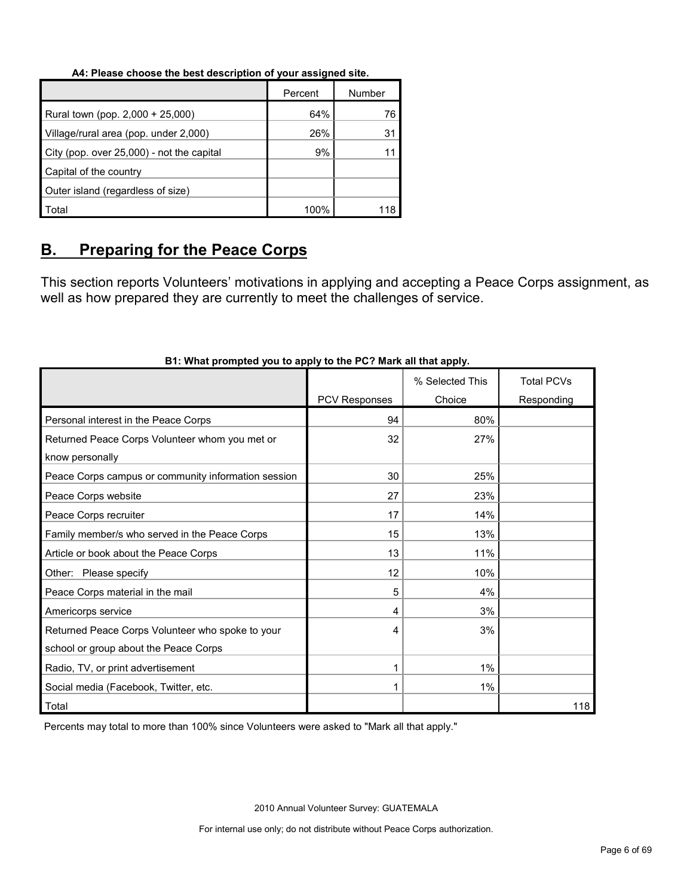**A4: Please choose the best description of your assigned site.**

| | Percent | Number |
|---|---|---|
| Rural town (pop. 2,000 + 25,000) | 64% | 76 |
| Village/rural area (pop. under 2,000) | 26% | 31 |
| City (pop. over 25,000) - not the capital | 9% | 11 |
| Capital of the country | | |
| Outer island (regardless of size) | | |
| Total | 100% | 118 |

## B. Preparing for the Peace Corps

This section reports Volunteers' motivations in applying and accepting a Peace Corps assignment, as well as how prepared they are currently to meet the challenges of service.

**B1: What prompted you to apply to the PC? Mark all that apply.**

| | PCV Responses | % Selected This Choice | Total PCVs Responding |
|---|---|---|---|
| Personal interest in the Peace Corps | 94 | 80% | |
| Returned Peace Corps Volunteer whom you met or know personally | 32 | 27% | |
| Peace Corps campus or community information session | 30 | 25% | |
| Peace Corps website | 27 | 23% | |
| Peace Corps recruiter | 17 | 14% | |
| Family member/s who served in the Peace Corps | 15 | 13% | |
| Article or book about the Peace Corps | 13 | 11% | |
| Other: Please specify | 12 | 10% | |
| Peace Corps material in the mail | 5 | 4% | |
| Americorps service | 4 | 3% | |
| Returned Peace Corps Volunteer who spoke to your school or group about the Peace Corps | 4 | 3% | |
| Radio, TV, or print advertisement | 1 | 1% | |
| Social media (Facebook, Twitter, etc. | 1 | 1% | |
| Total | | | 118 |

Percents may total to more than 100% since Volunteers were asked to "Mark all that apply."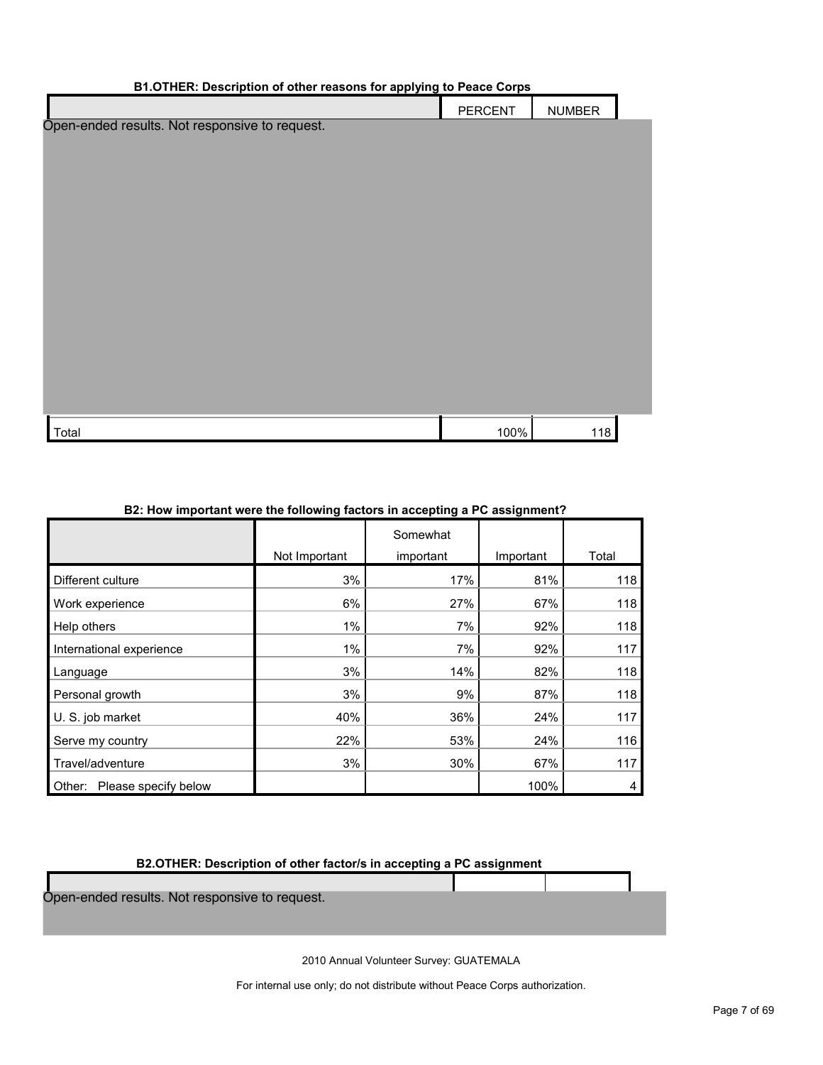### B1.OTHER: Description of other reasons for applying to Peace Corps

| | PERCENT | NUMBER |
|---|---|---|
| Open-ended results. Not responsive to request. | | |
| Total | 100% | 118 |

### B2: How important were the following factors in accepting a PC assignment?

| | Not Important | Somewhat important | Important | Total |
|---|---|---|---|---|
| Different culture | 3% | 17% | 81% | 118 |
| Work experience | 6% | 27% | 67% | 118 |
| Help others | 1% | 7% | 92% | 118 |
| International experience | 1% | 7% | 92% | 117 |
| Language | 3% | 14% | 82% | 118 |
| Personal growth | 3% | 9% | 87% | 118 |
| U. S. job market | 40% | 36% | 24% | 117 |
| Serve my country | 22% | 53% | 24% | 116 |
| Travel/adventure | 3% | 30% | 67% | 117 |
| Other: Please specify below | | | 100% | 4 |

### B2.OTHER: Description of other factor/s in accepting a PC assignment

| | | |
|---|---|---|
| Open-ended results. Not responsive to request. | | |

2010 Annual Volunteer Survey: GUATEMALA

For internal use only; do not distribute without Peace Corps authorization.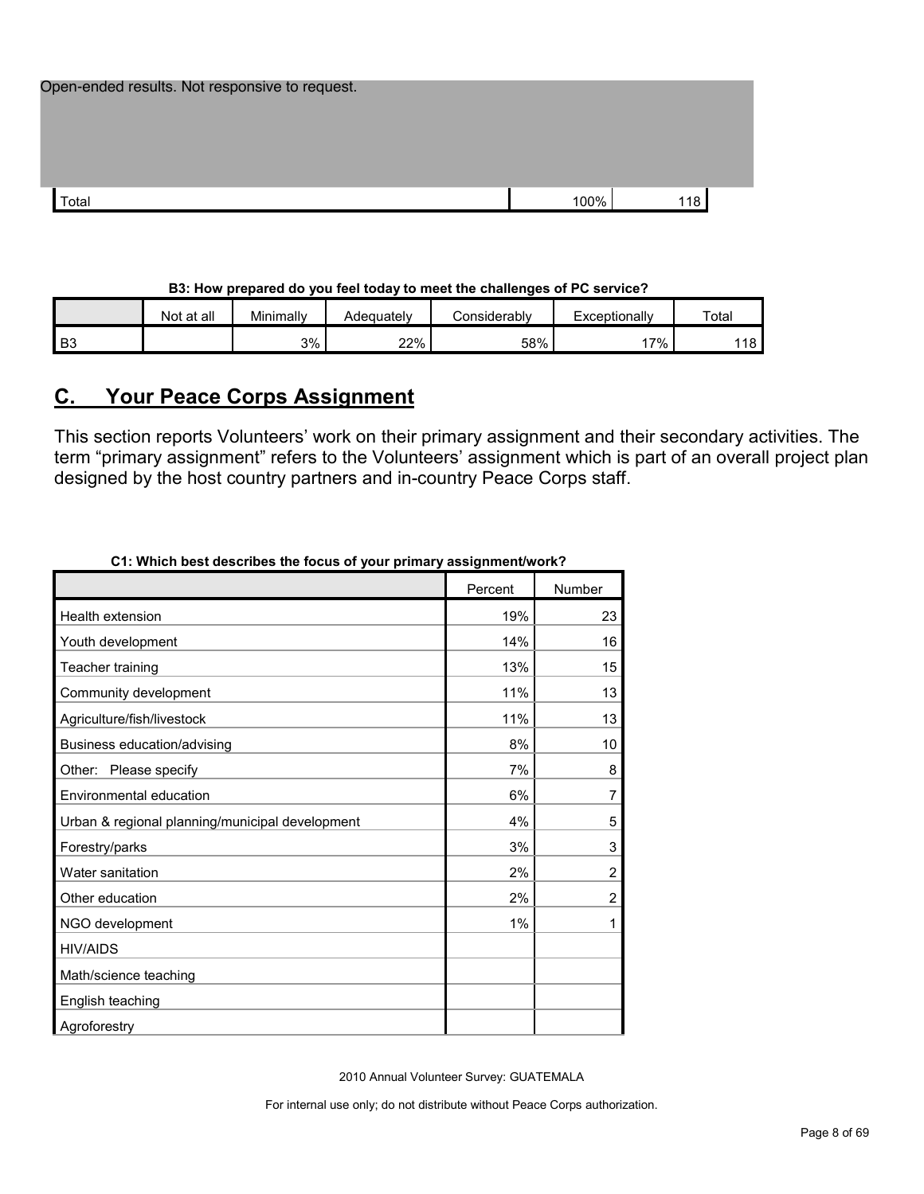Open-ended results. Not responsive to request.

| | | |
|---|---|---|
| Total | 100% | 118 |

**B3: How prepared do you feel today to meet the challenges of PC service?**

| | Not at all | Minimally | Adequately | Considerably | Exceptionally | Total |
|---|---|---|---|---|---|---|
| B3 | | 3% | 22% | 58% | 17% | 118 |

## C. Your Peace Corps Assignment

This section reports Volunteers' work on their primary assignment and their secondary activities. The term "primary assignment" refers to the Volunteers' assignment which is part of an overall project plan designed by the host country partners and in-country Peace Corps staff.

**C1: Which best describes the focus of your primary assignment/work?**

| | Percent | Number |
|---|---|---|
| Health extension | 19% | 23 |
| Youth development | 14% | 16 |
| Teacher training | 13% | 15 |
| Community development | 11% | 13 |
| Agriculture/fish/livestock | 11% | 13 |
| Business education/advising | 8% | 10 |
| Other: Please specify | 7% | 8 |
| Environmental education | 6% | 7 |
| Urban & regional planning/municipal development | 4% | 5 |
| Forestry/parks | 3% | 3 |
| Water sanitation | 2% | 2 |
| Other education | 2% | 2 |
| NGO development | 1% | 1 |
| HIV/AIDS | | |
| Math/science teaching | | |
| English teaching | | |
| Agroforestry | | |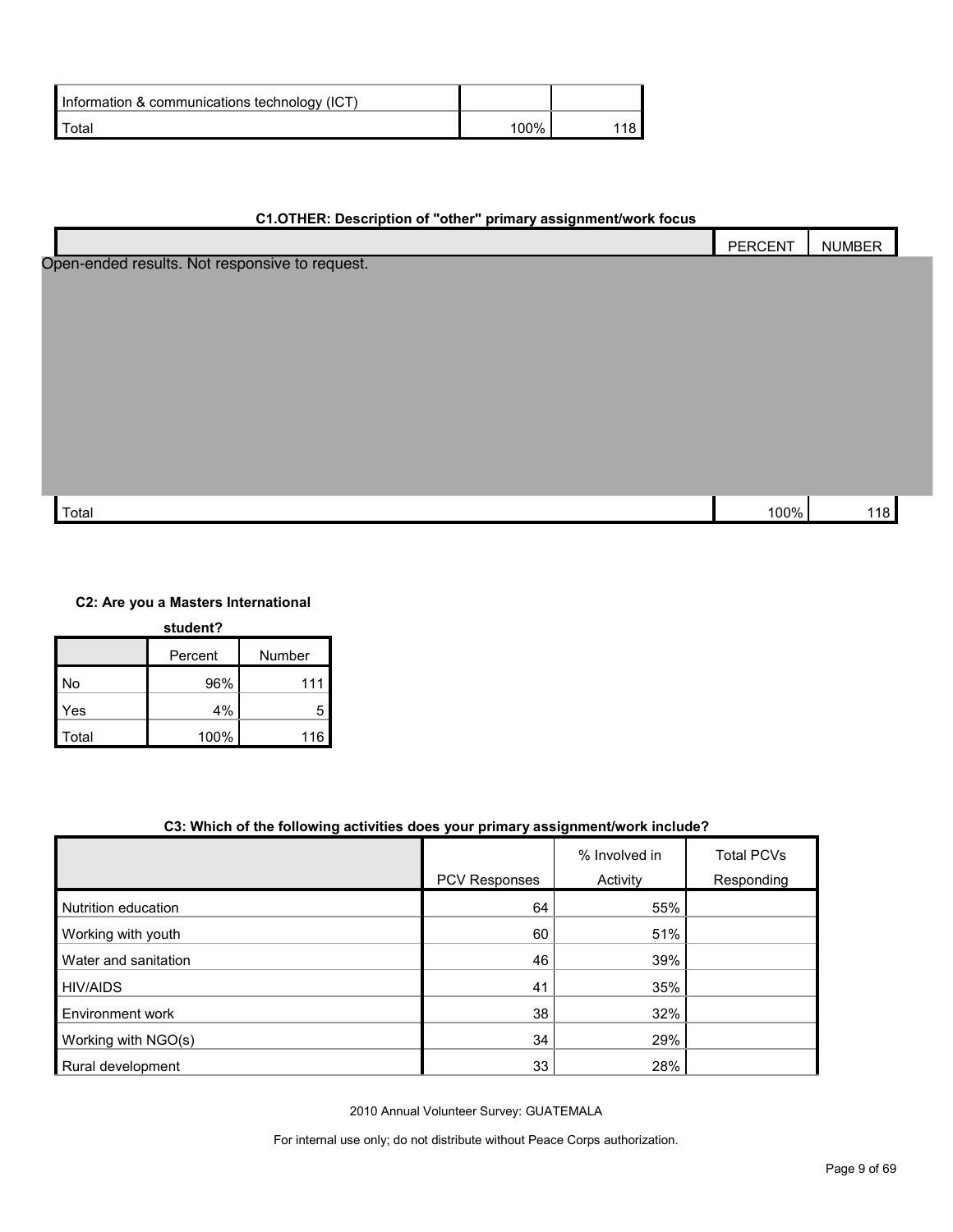| | | |
|---|---|---|
| Information & communications technology (ICT) | | |
| Total | 100% | 118 |

### C1.OTHER: Description of "other" primary assignment/work focus

| | PERCENT | NUMBER |
|---|---|---|
| Open-ended results. Not responsive to request. | | |
| Total | 100% | 118 |

### C2: Are you a Masters International student?

| | Percent | Number |
|---|---|---|
| No | 96% | 111 |
| Yes | 4% | 5 |
| Total | 100% | 116 |

### C3: Which of the following activities does your primary assignment/work include?

| | PCV Responses | % Involved in Activity | Total PCVs Responding |
|---|---|---|---|
| Nutrition education | 64 | 55% | |
| Working with youth | 60 | 51% | |
| Water and sanitation | 46 | 39% | |
| HIV/AIDS | 41 | 35% | |
| Environment work | 38 | 32% | |
| Working with NGO(s) | 34 | 29% | |
| Rural development | 33 | 28% | |

2010 Annual Volunteer Survey: GUATEMALA

For internal use only; do not distribute without Peace Corps authorization.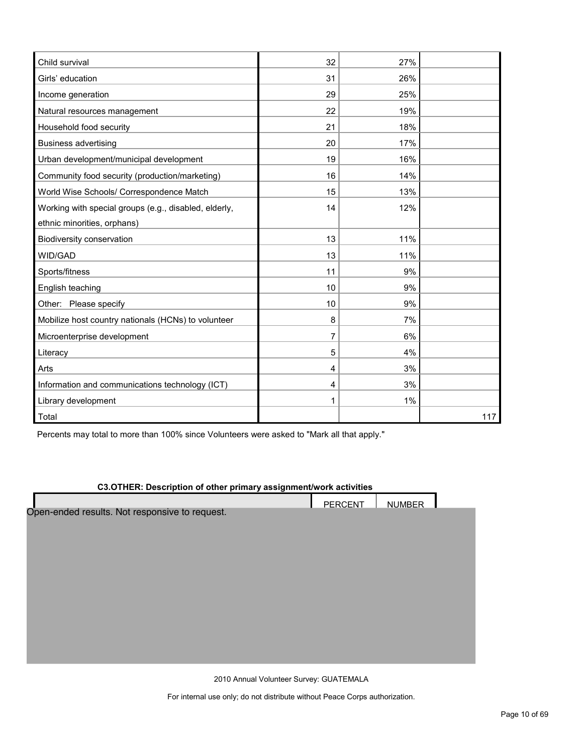| | | | |
|---|---|---|---|
| Child survival | 32 | 27% | |
| Girls' education | 31 | 26% | |
| Income generation | 29 | 25% | |
| Natural resources management | 22 | 19% | |
| Household food security | 21 | 18% | |
| Business advertising | 20 | 17% | |
| Urban development/municipal development | 19 | 16% | |
| Community food security (production/marketing) | 16 | 14% | |
| World Wise Schools/ Correspondence Match | 15 | 13% | |
| Working with special groups (e.g., disabled, elderly, ethnic minorities, orphans) | 14 | 12% | |
| Biodiversity conservation | 13 | 11% | |
| WID/GAD | 13 | 11% | |
| Sports/fitness | 11 | 9% | |
| English teaching | 10 | 9% | |
| Other: Please specify | 10 | 9% | |
| Mobilize host country nationals (HCNs) to volunteer | 8 | 7% | |
| Microenterprise development | 7 | 6% | |
| Literacy | 5 | 4% | |
| Arts | 4 | 3% | |
| Information and communications technology (ICT) | 4 | 3% | |
| Library development | 1 | 1% | |
| Total | | | 117 |

Percents may total to more than 100% since Volunteers were asked to "Mark all that apply."

**C3.OTHER: Description of other primary assignment/work activities**

| | PERCENT | NUMBER |
|---|---|---|

Open-ended results. Not responsive to request.

2010 Annual Volunteer Survey: GUATEMALA

For internal use only; do not distribute without Peace Corps authorization.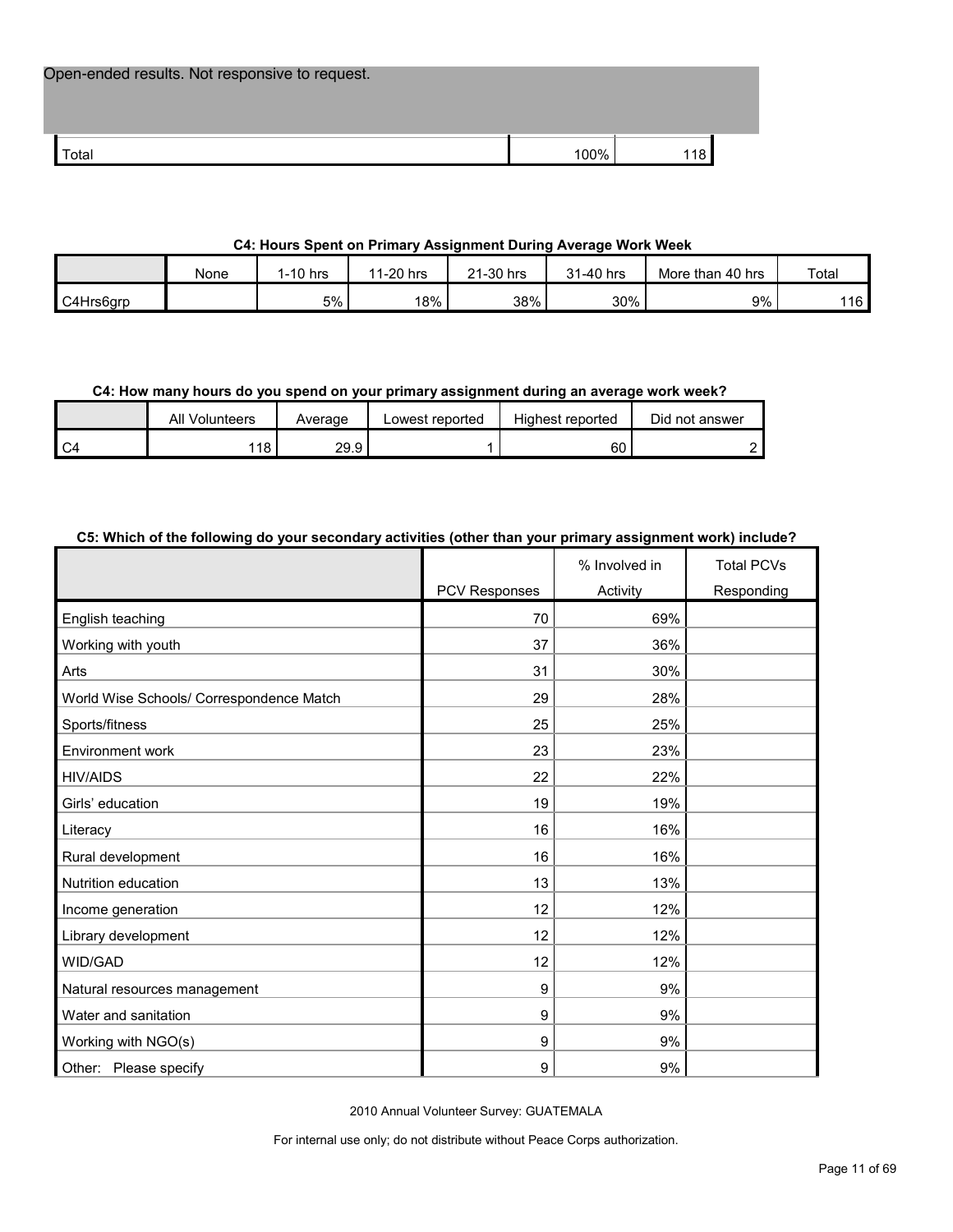Open-ended results. Not responsive to request.

| | | |
|---|---|---|
| Total | 100% | 118 |

**C4: Hours Spent on Primary Assignment During Average Work Week**

| | None | 1-10 hrs | 11-20 hrs | 21-30 hrs | 31-40 hrs | More than 40 hrs | Total |
|---|---|---|---|---|---|---|---|
| C4Hrs6grp | | 5% | 18% | 38% | 30% | 9% | 116 |

**C4: How many hours do you spend on your primary assignment during an average work week?**

| | All Volunteers | Average | Lowest reported | Highest reported | Did not answer |
|---|---|---|---|---|---|
| C4 | 118 | 29.9 | 1 | 60 | 2 |

**C5: Which of the following do your secondary activities (other than your primary assignment work) include?**

| | PCV Responses | % Involved in Activity | Total PCVs Responding |
|---|---|---|---|
| English teaching | 70 | 69% | |
| Working with youth | 37 | 36% | |
| Arts | 31 | 30% | |
| World Wise Schools/ Correspondence Match | 29 | 28% | |
| Sports/fitness | 25 | 25% | |
| Environment work | 23 | 23% | |
| HIV/AIDS | 22 | 22% | |
| Girls' education | 19 | 19% | |
| Literacy | 16 | 16% | |
| Rural development | 16 | 16% | |
| Nutrition education | 13 | 13% | |
| Income generation | 12 | 12% | |
| Library development | 12 | 12% | |
| WID/GAD | 12 | 12% | |
| Natural resources management | 9 | 9% | |
| Water and sanitation | 9 | 9% | |
| Working with NGO(s) | 9 | 9% | |
| Other: Please specify | 9 | 9% | |

2010 Annual Volunteer Survey: GUATEMALA

For internal use only; do not distribute without Peace Corps authorization.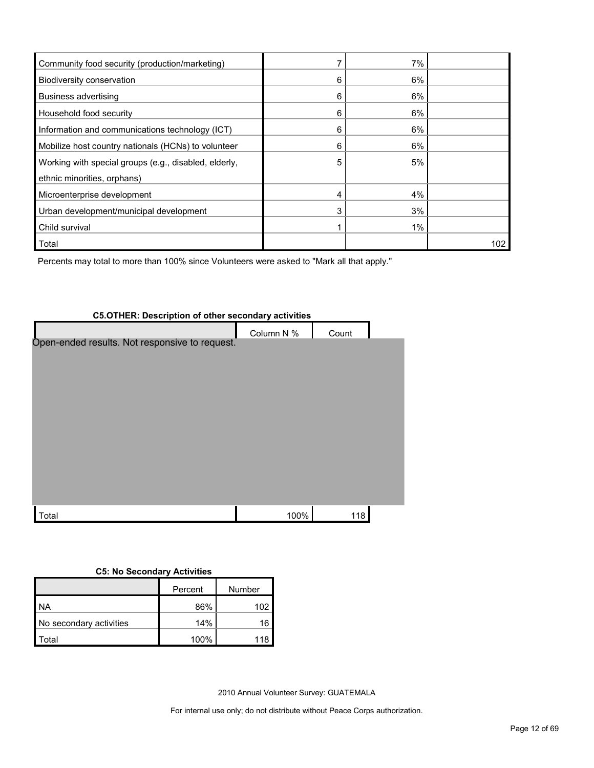| | | | |
|---|---|---|---|
| Community food security (production/marketing) | 7 | 7% | |
| Biodiversity conservation | 6 | 6% | |
| Business advertising | 6 | 6% | |
| Household food security | 6 | 6% | |
| Information and communications technology (ICT) | 6 | 6% | |
| Mobilize host country nationals (HCNs) to volunteer | 6 | 6% | |
| Working with special groups (e.g., disabled, elderly, ethnic minorities, orphans) | 5 | 5% | |
| Microenterprise development | 4 | 4% | |
| Urban development/municipal development | 3 | 3% | |
| Child survival | 1 | 1% | |
| Total | | | 102 |

Percents may total to more than 100% since Volunteers were asked to "Mark all that apply."

**C5.OTHER: Description of other secondary activities**

| | Column N % | Count |
|---|---|---|
| Open-ended results. Not responsive to request. | | |
| Total | 100% | 118 |

**C5: No Secondary Activities**

| | Percent | Number |
|---|---|---|
| NA | 86% | 102 |
| No secondary activities | 14% | 16 |
| Total | 100% | 118 |

2010 Annual Volunteer Survey: GUATEMALA

For internal use only; do not distribute without Peace Corps authorization.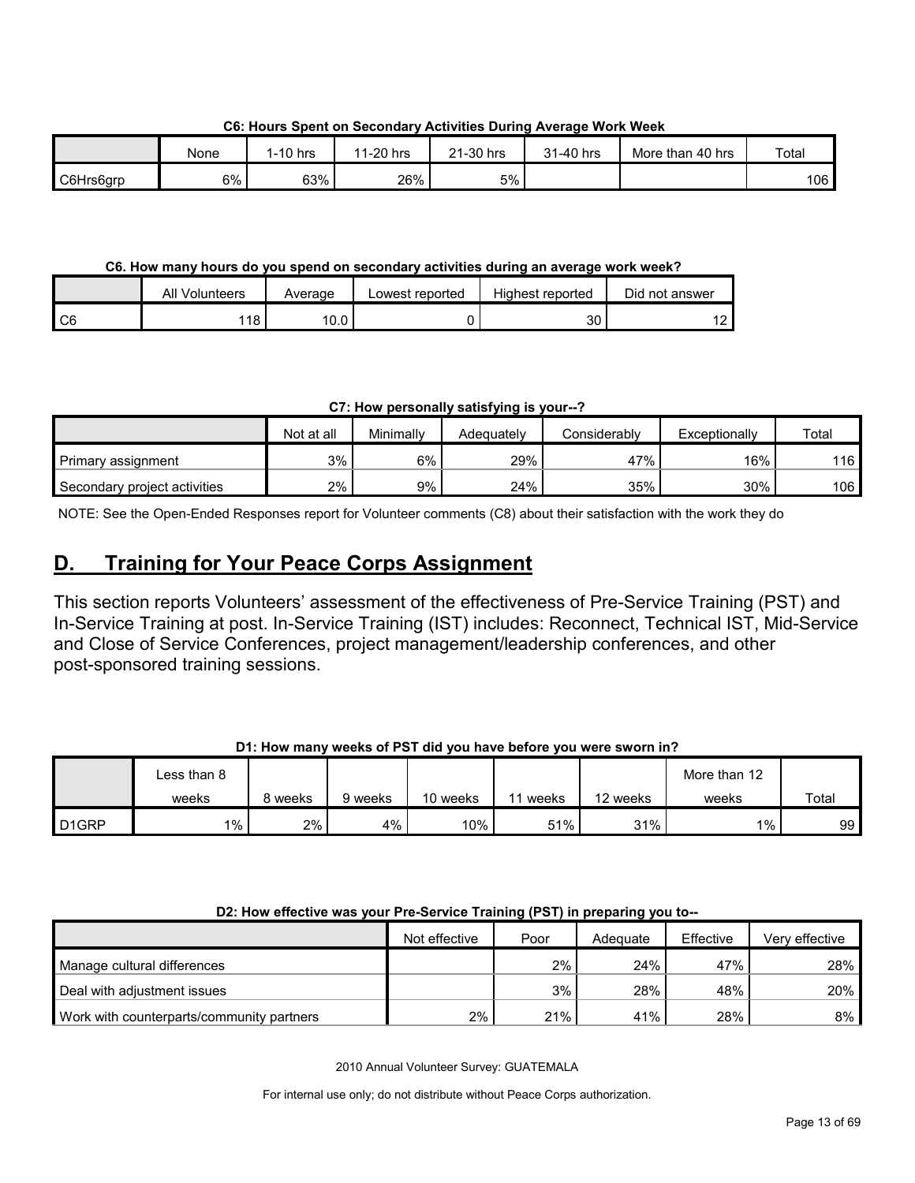**C6: Hours Spent on Secondary Activities During Average Work Week**

| | None | 1-10 hrs | 11-20 hrs | 21-30 hrs | 31-40 hrs | More than 40 hrs | Total |
|---|---|---|---|---|---|---|---|
| C6Hrs6grp | 6% | 63% | 26% | 5% | | | 106 |

**C6. How many hours do you spend on secondary activities during an average work week?**

| | All Volunteers | Average | Lowest reported | Highest reported | Did not answer |
|---|---|---|---|---|---|
| C6 | 118 | 10.0 | 0 | 30 | 12 |

**C7: How personally satisfying is your--?**

| | Not at all | Minimally | Adequately | Considerably | Exceptionally | Total |
|---|---|---|---|---|---|---|
| Primary assignment | 3% | 6% | 29% | 47% | 16% | 116 |
| Secondary project activities | 2% | 9% | 24% | 35% | 30% | 106 |

NOTE: See the Open-Ended Responses report for Volunteer comments (C8) about their satisfaction with the work they do

## D. Training for Your Peace Corps Assignment

This section reports Volunteers' assessment of the effectiveness of Pre-Service Training (PST) and In-Service Training at post. In-Service Training (IST) includes: Reconnect, Technical IST, Mid-Service and Close of Service Conferences, project management/leadership conferences, and other post-sponsored training sessions.

**D1: How many weeks of PST did you have before you were sworn in?**

| | Less than 8 weeks | 8 weeks | 9 weeks | 10 weeks | 11 weeks | 12 weeks | More than 12 weeks | Total |
|---|---|---|---|---|---|---|---|---|
| D1GRP | 1% | 2% | 4% | 10% | 51% | 31% | 1% | 99 |

**D2: How effective was your Pre-Service Training (PST) in preparing you to--**

| | Not effective | Poor | Adequate | Effective | Very effective |
|---|---|---|---|---|---|
| Manage cultural differences | | 2% | 24% | 47% | 28% |
| Deal with adjustment issues | | 3% | 28% | 48% | 20% |
| Work with counterparts/community partners | 2% | 21% | 41% | 28% | 8% |

2010 Annual Volunteer Survey: GUATEMALA

For internal use only; do not distribute without Peace Corps authorization.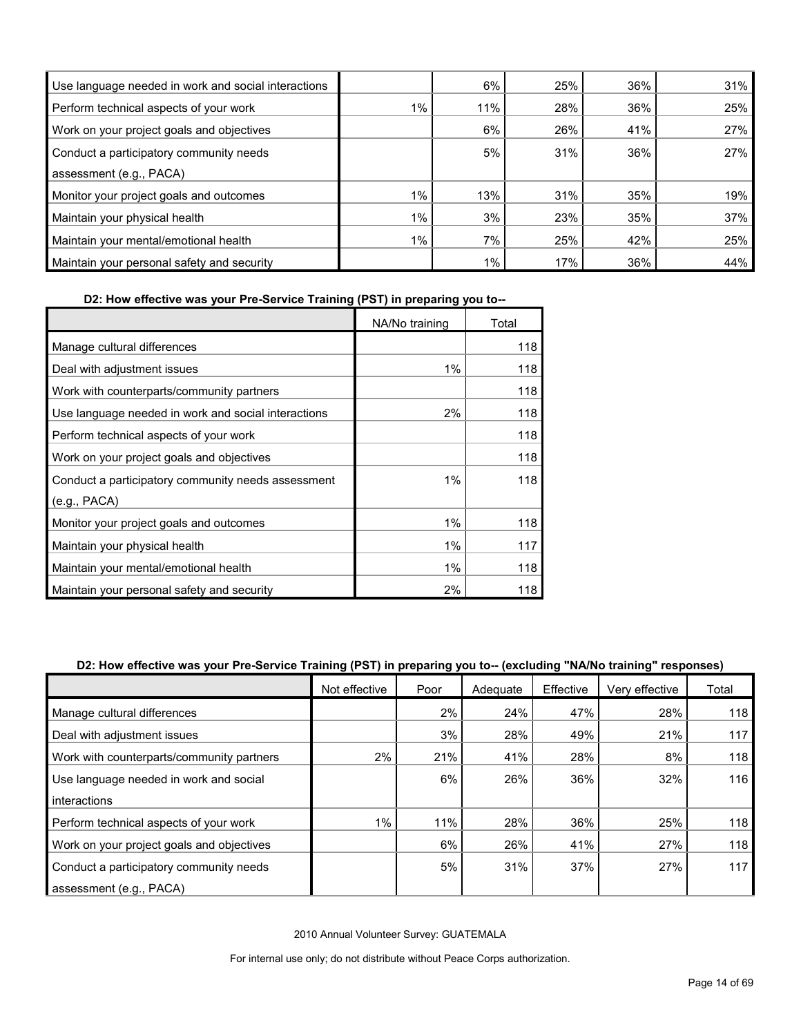| | | | | | |
|---|---|---|---|---|---|
| Use language needed in work and social interactions | | 6% | 25% | 36% | 31% |
| Perform technical aspects of your work | 1% | 11% | 28% | 36% | 25% |
| Work on your project goals and objectives | | 6% | 26% | 41% | 27% |
| Conduct a participatory community needs assessment (e.g., PACA) | | 5% | 31% | 36% | 27% |
| Monitor your project goals and outcomes | 1% | 13% | 31% | 35% | 19% |
| Maintain your physical health | 1% | 3% | 23% | 35% | 37% |
| Maintain your mental/emotional health | 1% | 7% | 25% | 42% | 25% |
| Maintain your personal safety and security | | 1% | 17% | 36% | 44% |

**D2: How effective was your Pre-Service Training (PST) in preparing you to--**

| | NA/No training | Total |
|---|---|---|
| Manage cultural differences | | 118 |
| Deal with adjustment issues | 1% | 118 |
| Work with counterparts/community partners | | 118 |
| Use language needed in work and social interactions | 2% | 118 |
| Perform technical aspects of your work | | 118 |
| Work on your project goals and objectives | | 118 |
| Conduct a participatory community needs assessment (e.g., PACA) | 1% | 118 |
| Monitor your project goals and outcomes | 1% | 118 |
| Maintain your physical health | 1% | 117 |
| Maintain your mental/emotional health | 1% | 118 |
| Maintain your personal safety and security | 2% | 118 |

**D2: How effective was your Pre-Service Training (PST) in preparing you to-- (excluding "NA/No training" responses)**

| | Not effective | Poor | Adequate | Effective | Very effective | Total |
|---|---|---|---|---|---|---|
| Manage cultural differences | | 2% | 24% | 47% | 28% | 118 |
| Deal with adjustment issues | | 3% | 28% | 49% | 21% | 117 |
| Work with counterparts/community partners | 2% | 21% | 41% | 28% | 8% | 118 |
| Use language needed in work and social interactions | | 6% | 26% | 36% | 32% | 116 |
| Perform technical aspects of your work | 1% | 11% | 28% | 36% | 25% | 118 |
| Work on your project goals and objectives | | 6% | 26% | 41% | 27% | 118 |
| Conduct a participatory community needs assessment (e.g., PACA) | | 5% | 31% | 37% | 27% | 117 |

2010 Annual Volunteer Survey: GUATEMALA

For internal use only; do not distribute without Peace Corps authorization.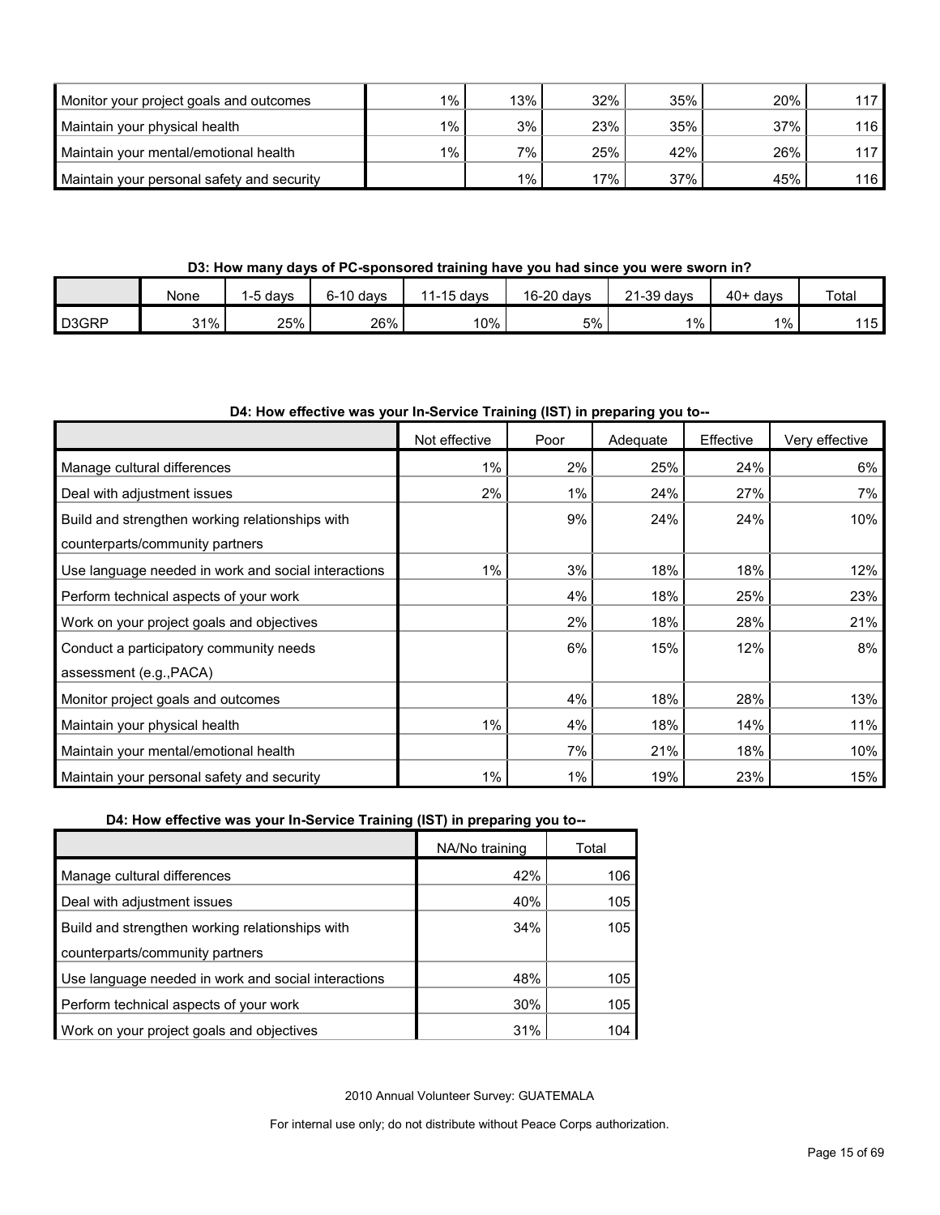| | | | | | | |
|---|---|---|---|---|---|---|
| Monitor your project goals and outcomes | 1% | 13% | 32% | 35% | 20% | 117 |
| Maintain your physical health | 1% | 3% | 23% | 35% | 37% | 116 |
| Maintain your mental/emotional health | 1% | 7% | 25% | 42% | 26% | 117 |
| Maintain your personal safety and security | | 1% | 17% | 37% | 45% | 116 |

**D3: How many days of PC-sponsored training have you had since you were sworn in?**

| | None | 1-5 days | 6-10 days | 11-15 days | 16-20 days | 21-39 days | 40+ days | Total |
|---|---|---|---|---|---|---|---|---|
| D3GRP | 31% | 25% | 26% | 10% | 5% | 1% | 1% | 115 |

**D4: How effective was your In-Service Training (IST) in preparing you to--**

| | Not effective | Poor | Adequate | Effective | Very effective |
|---|---|---|---|---|---|
| Manage cultural differences | 1% | 2% | 25% | 24% | 6% |
| Deal with adjustment issues | 2% | 1% | 24% | 27% | 7% |
| Build and strengthen working relationships with counterparts/community partners | | 9% | 24% | 24% | 10% |
| Use language needed in work and social interactions | 1% | 3% | 18% | 18% | 12% |
| Perform technical aspects of your work | | 4% | 18% | 25% | 23% |
| Work on your project goals and objectives | | 2% | 18% | 28% | 21% |
| Conduct a participatory community needs assessment (e.g.,PACA) | | 6% | 15% | 12% | 8% |
| Monitor project goals and outcomes | | 4% | 18% | 28% | 13% |
| Maintain your physical health | 1% | 4% | 18% | 14% | 11% |
| Maintain your mental/emotional health | | 7% | 21% | 18% | 10% |
| Maintain your personal safety and security | 1% | 1% | 19% | 23% | 15% |

**D4: How effective was your In-Service Training (IST) in preparing you to--**

| | NA/No training | Total |
|---|---|---|
| Manage cultural differences | 42% | 106 |
| Deal with adjustment issues | 40% | 105 |
| Build and strengthen working relationships with counterparts/community partners | 34% | 105 |
| Use language needed in work and social interactions | 48% | 105 |
| Perform technical aspects of your work | 30% | 105 |
| Work on your project goals and objectives | 31% | 104 |

2010 Annual Volunteer Survey: GUATEMALA

For internal use only; do not distribute without Peace Corps authorization.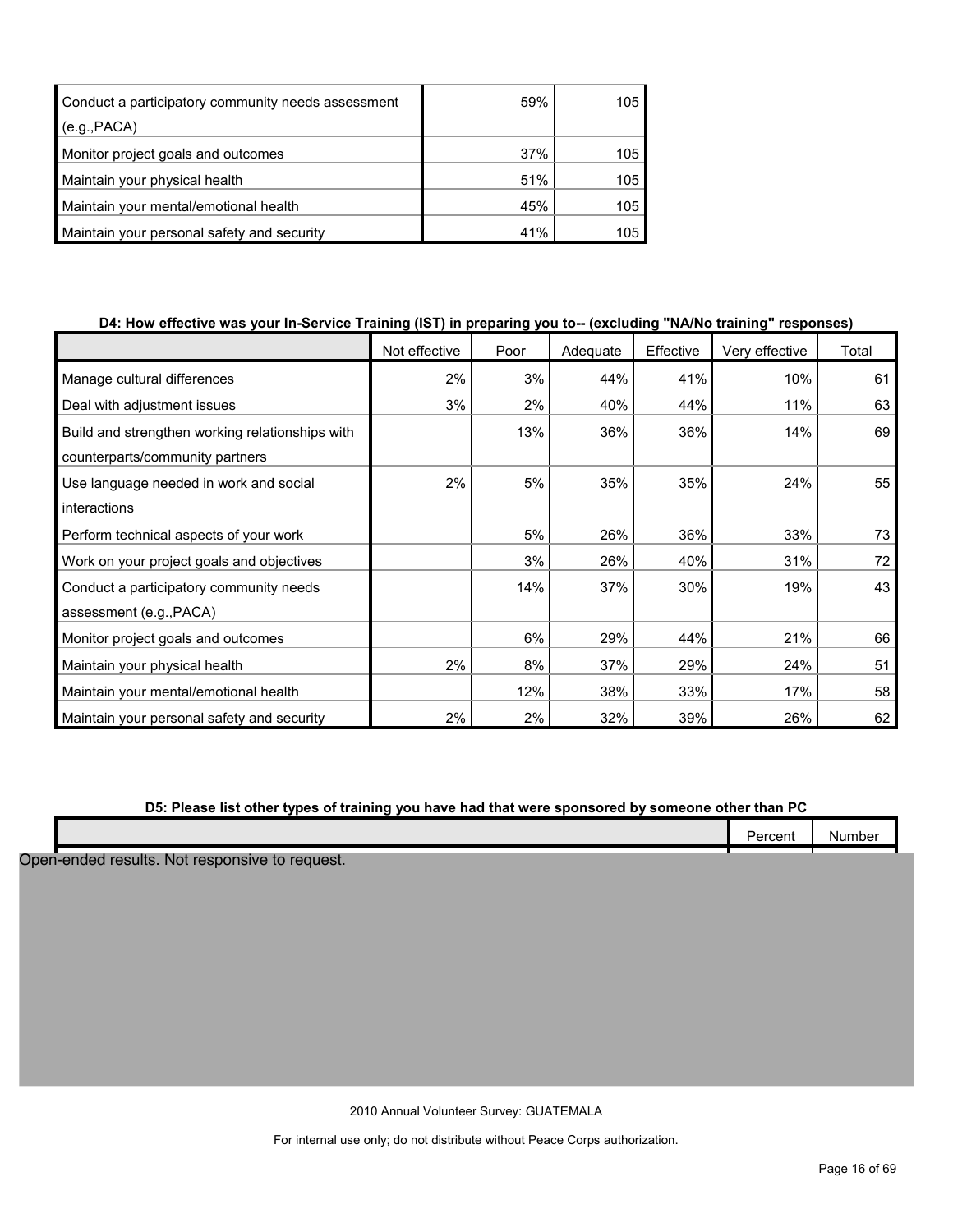| | | |
|---|---|---|
| Conduct a participatory community needs assessment (e.g.,PACA) | 59% | 105 |
| Monitor project goals and outcomes | 37% | 105 |
| Maintain your physical health | 51% | 105 |
| Maintain your mental/emotional health | 45% | 105 |
| Maintain your personal safety and security | 41% | 105 |

**D4: How effective was your In-Service Training (IST) in preparing you to-- (excluding "NA/No training" responses)**

| | Not effective | Poor | Adequate | Effective | Very effective | Total |
|---|---|---|---|---|---|---|
| Manage cultural differences | 2% | 3% | 44% | 41% | 10% | 61 |
| Deal with adjustment issues | 3% | 2% | 40% | 44% | 11% | 63 |
| Build and strengthen working relationships with counterparts/community partners | | 13% | 36% | 36% | 14% | 69 |
| Use language needed in work and social interactions | 2% | 5% | 35% | 35% | 24% | 55 |
| Perform technical aspects of your work | | 5% | 26% | 36% | 33% | 73 |
| Work on your project goals and objectives | | 3% | 26% | 40% | 31% | 72 |
| Conduct a participatory community needs assessment (e.g.,PACA) | | 14% | 37% | 30% | 19% | 43 |
| Monitor project goals and outcomes | | 6% | 29% | 44% | 21% | 66 |
| Maintain your physical health | 2% | 8% | 37% | 29% | 24% | 51 |
| Maintain your mental/emotional health | | 12% | 38% | 33% | 17% | 58 |
| Maintain your personal safety and security | 2% | 2% | 32% | 39% | 26% | 62 |

**D5: Please list other types of training you have had that were sponsored by someone other than PC**

| | Percent | Number |
|---|---|---|

Open-ended results. Not responsive to request.

2010 Annual Volunteer Survey: GUATEMALA

For internal use only; do not distribute without Peace Corps authorization.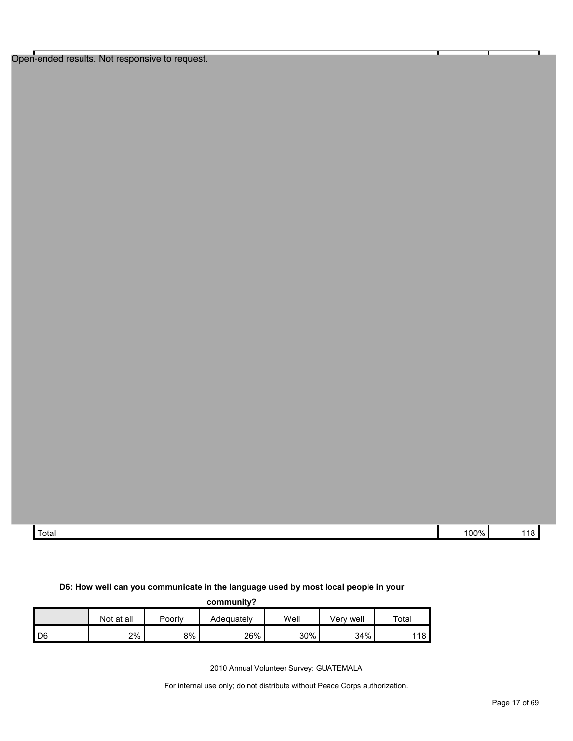Open-ended results. Not responsive to request.

| | | |
|---|---|---|
| Total | 100% | 118 |

**D6: How well can you communicate in the language used by most local people in your community?**

| | Not at all | Poorly | Adequately | Well | Very well | Total |
|---|---|---|---|---|---|---|
| D6 | 2% | 8% | 26% | 30% | 34% | 118 |

2010 Annual Volunteer Survey: GUATEMALA

For internal use only; do not distribute without Peace Corps authorization.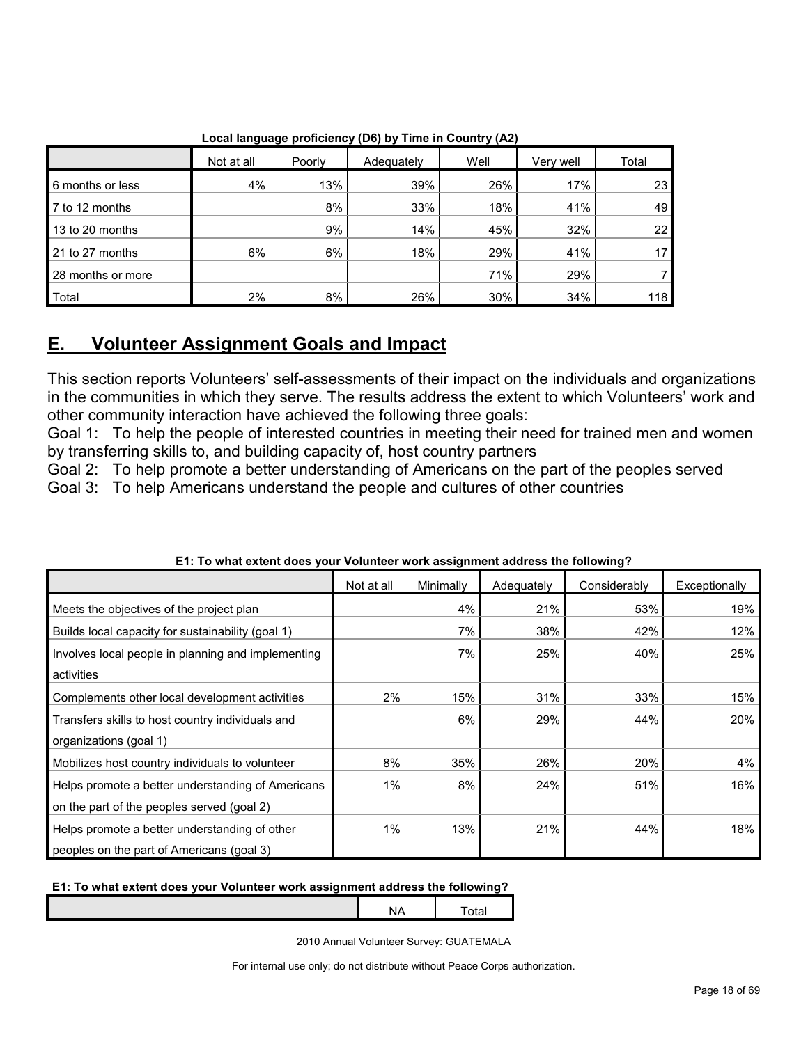**Local language proficiency (D6) by Time in Country (A2)**

| | Not at all | Poorly | Adequately | Well | Very well | Total |
|---|---|---|---|---|---|---|
| 6 months or less | 4% | 13% | 39% | 26% | 17% | 23 |
| 7 to 12 months | | 8% | 33% | 18% | 41% | 49 |
| 13 to 20 months | | 9% | 14% | 45% | 32% | 22 |
| 21 to 27 months | 6% | 6% | 18% | 29% | 41% | 17 |
| 28 months or more | | | | 71% | 29% | 7 |
| Total | 2% | 8% | 26% | 30% | 34% | 118 |

## E. Volunteer Assignment Goals and Impact

This section reports Volunteers' self-assessments of their impact on the individuals and organizations in the communities in which they serve. The results address the extent to which Volunteers' work and other community interaction have achieved the following three goals:

Goal 1: To help the people of interested countries in meeting their need for trained men and women by transferring skills to, and building capacity of, host country partners

Goal 2: To help promote a better understanding of Americans on the part of the peoples served

Goal 3: To help Americans understand the people and cultures of other countries

**E1: To what extent does your Volunteer work assignment address the following?**

| | Not at all | Minimally | Adequately | Considerably | Exceptionally |
|---|---|---|---|---|---|
| Meets the objectives of the project plan | | 4% | 21% | 53% | 19% |
| Builds local capacity for sustainability (goal 1) | | 7% | 38% | 42% | 12% |
| Involves local people in planning and implementing activities | | 7% | 25% | 40% | 25% |
| Complements other local development activities | 2% | 15% | 31% | 33% | 15% |
| Transfers skills to host country individuals and organizations (goal 1) | | 6% | 29% | 44% | 20% |
| Mobilizes host country individuals to volunteer | 8% | 35% | 26% | 20% | 4% |
| Helps promote a better understanding of Americans on the part of the peoples served (goal 2) | 1% | 8% | 24% | 51% | 16% |
| Helps promote a better understanding of other peoples on the part of Americans (goal 3) | 1% | 13% | 21% | 44% | 18% |

**E1: To what extent does your Volunteer work assignment address the following?**

| | NA | Total |
|---|---|---|

2010 Annual Volunteer Survey: GUATEMALA

For internal use only; do not distribute without Peace Corps authorization.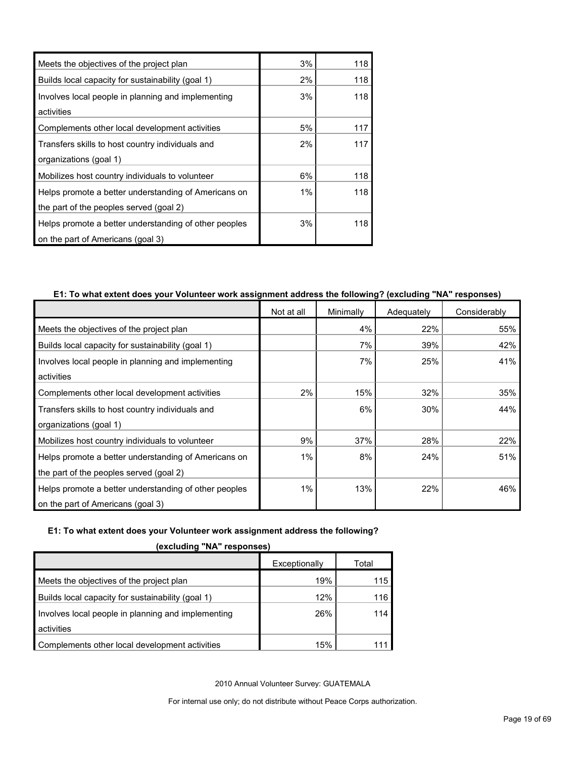| | | |
|---|---|---|
| Meets the objectives of the project plan | 3% | 118 |
| Builds local capacity for sustainability (goal 1) | 2% | 118 |
| Involves local people in planning and implementing activities | 3% | 118 |
| Complements other local development activities | 5% | 117 |
| Transfers skills to host country individuals and organizations (goal 1) | 2% | 117 |
| Mobilizes host country individuals to volunteer | 6% | 118 |
| Helps promote a better understanding of Americans on the part of the peoples served (goal 2) | 1% | 118 |
| Helps promote a better understanding of other peoples on the part of Americans (goal 3) | 3% | 118 |

**E1: To what extent does your Volunteer work assignment address the following? (excluding "NA" responses)**

| | Not at all | Minimally | Adequately | Considerably |
|---|---|---|---|---|
| Meets the objectives of the project plan | | 4% | 22% | 55% |
| Builds local capacity for sustainability (goal 1) | | 7% | 39% | 42% |
| Involves local people in planning and implementing activities | | 7% | 25% | 41% |
| Complements other local development activities | 2% | 15% | 32% | 35% |
| Transfers skills to host country individuals and organizations (goal 1) | | 6% | 30% | 44% |
| Mobilizes host country individuals to volunteer | 9% | 37% | 28% | 22% |
| Helps promote a better understanding of Americans on the part of the peoples served (goal 2) | 1% | 8% | 24% | 51% |
| Helps promote a better understanding of other peoples on the part of Americans (goal 3) | 1% | 13% | 22% | 46% |

**E1: To what extent does your Volunteer work assignment address the following? (excluding "NA" responses)**

| | Exceptionally | Total |
|---|---|---|
| Meets the objectives of the project plan | 19% | 115 |
| Builds local capacity for sustainability (goal 1) | 12% | 116 |
| Involves local people in planning and implementing activities | 26% | 114 |
| Complements other local development activities | 15% | 111 |

2010 Annual Volunteer Survey: GUATEMALA

For internal use only; do not distribute without Peace Corps authorization.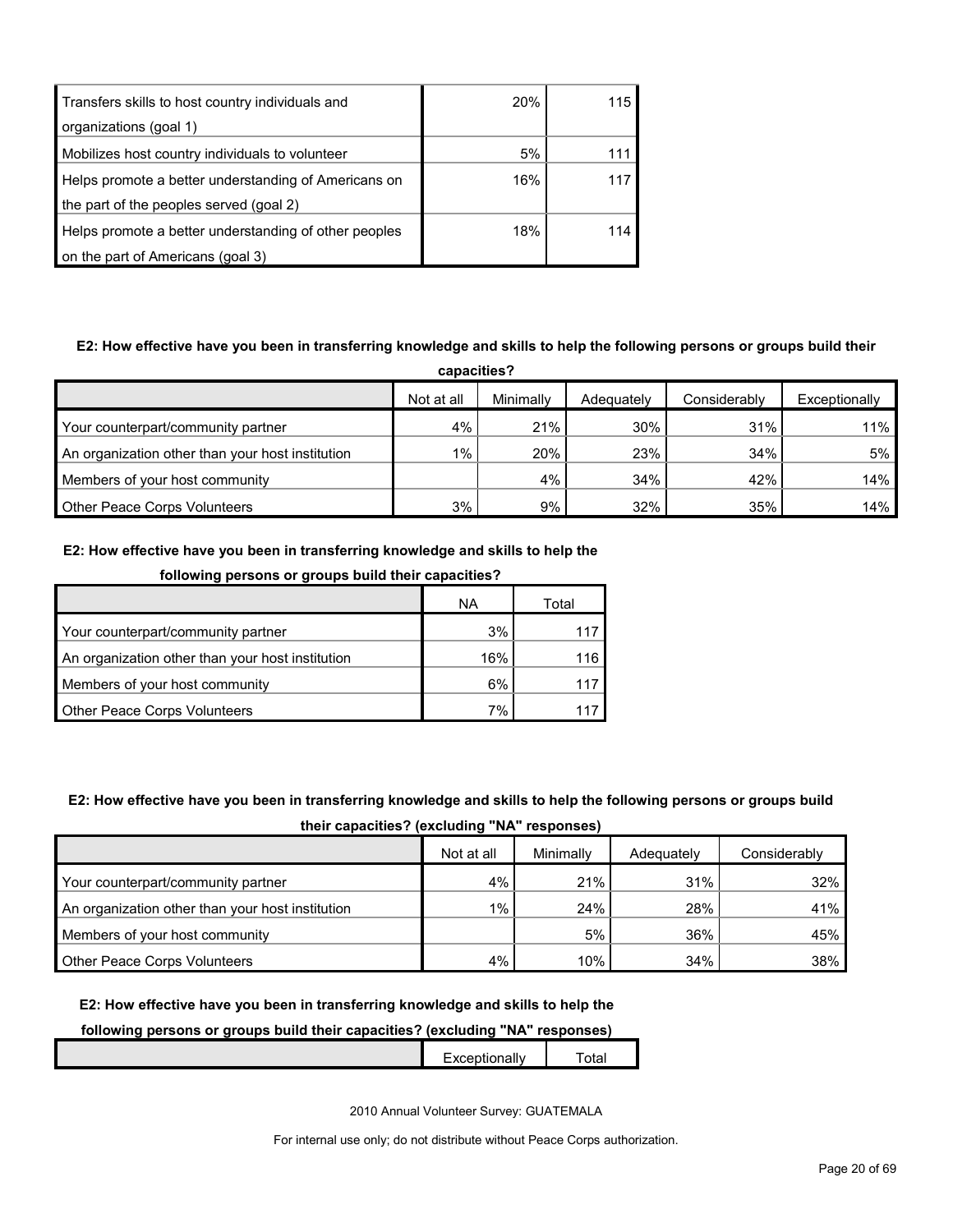| | | |
|---|---|---|
| Transfers skills to host country individuals and organizations (goal 1) | 20% | 115 |
| Mobilizes host country individuals to volunteer | 5% | 111 |
| Helps promote a better understanding of Americans on the part of the peoples served (goal 2) | 16% | 117 |
| Helps promote a better understanding of other peoples on the part of Americans (goal 3) | 18% | 114 |

**E2: How effective have you been in transferring knowledge and skills to help the following persons or groups build their capacities?**

| | Not at all | Minimally | Adequately | Considerably | Exceptionally |
|---|---|---|---|---|---|
| Your counterpart/community partner | 4% | 21% | 30% | 31% | 11% |
| An organization other than your host institution | 1% | 20% | 23% | 34% | 5% |
| Members of your host community | | 4% | 34% | 42% | 14% |
| Other Peace Corps Volunteers | 3% | 9% | 32% | 35% | 14% |

**E2: How effective have you been in transferring knowledge and skills to help the following persons or groups build their capacities?**

| | NA | Total |
|---|---|---|
| Your counterpart/community partner | 3% | 117 |
| An organization other than your host institution | 16% | 116 |
| Members of your host community | 6% | 117 |
| Other Peace Corps Volunteers | 7% | 117 |

**E2: How effective have you been in transferring knowledge and skills to help the following persons or groups build their capacities? (excluding "NA" responses)**

| | Not at all | Minimally | Adequately | Considerably |
|---|---|---|---|---|
| Your counterpart/community partner | 4% | 21% | 31% | 32% |
| An organization other than your host institution | 1% | 24% | 28% | 41% |
| Members of your host community | | 5% | 36% | 45% |
| Other Peace Corps Volunteers | 4% | 10% | 34% | 38% |

**E2: How effective have you been in transferring knowledge and skills to help the following persons or groups build their capacities? (excluding "NA" responses)**

| | Exceptionally | Total |
|---|---|---|

2010 Annual Volunteer Survey: GUATEMALA

For internal use only; do not distribute without Peace Corps authorization.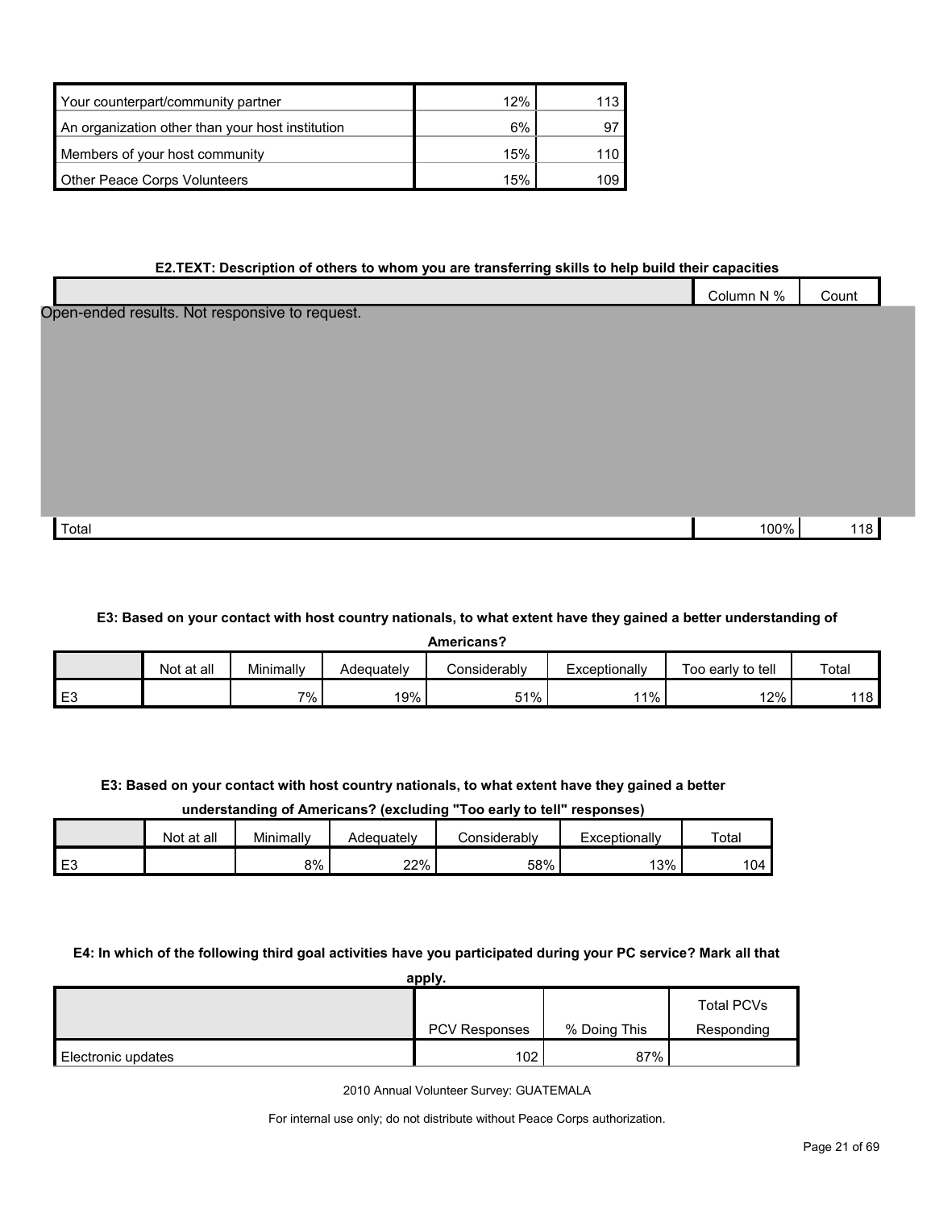| | | |
|---|---|---|
| Your counterpart/community partner | 12% | 113 |
| An organization other than your host institution | 6% | 97 |
| Members of your host community | 15% | 110 |
| Other Peace Corps Volunteers | 15% | 109 |

**E2.TEXT: Description of others to whom you are transferring skills to help build their capacities**

| | Column N % | Count |
|---|---|---|
| Open-ended results. Not responsive to request. | | |
| Total | 100% | 118 |

**E3: Based on your contact with host country nationals, to what extent have they gained a better understanding of Americans?**

| | Not at all | Minimally | Adequately | Considerably | Exceptionally | Too early to tell | Total |
|---|---|---|---|---|---|---|---|
| E3 | | 7% | 19% | 51% | 11% | 12% | 118 |

**E3: Based on your contact with host country nationals, to what extent have they gained a better understanding of Americans? (excluding "Too early to tell" responses)**

| | Not at all | Minimally | Adequately | Considerably | Exceptionally | Total |
|---|---|---|---|---|---|---|
| E3 | | 8% | 22% | 58% | 13% | 104 |

**E4: In which of the following third goal activities have you participated during your PC service? Mark all that apply.**

| | PCV Responses | % Doing This | Total PCVs Responding |
|---|---|---|---|
| Electronic updates | 102 | 87% | |

2010 Annual Volunteer Survey: GUATEMALA

For internal use only; do not distribute without Peace Corps authorization.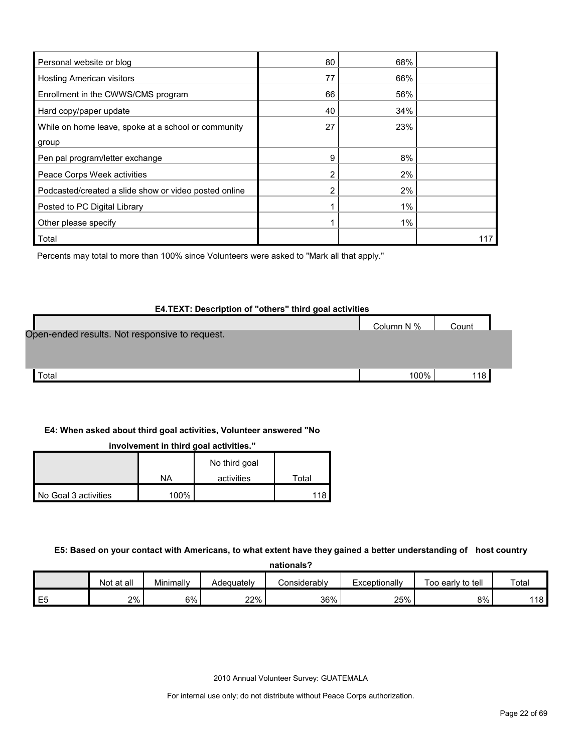| | | | |
|---|---|---|---|
| Personal website or blog | 80 | 68% | |
| Hosting American visitors | 77 | 66% | |
| Enrollment in the CWWS/CMS program | 66 | 56% | |
| Hard copy/paper update | 40 | 34% | |
| While on home leave, spoke at a school or community group | 27 | 23% | |
| Pen pal program/letter exchange | 9 | 8% | |
| Peace Corps Week activities | 2 | 2% | |
| Podcasted/created a slide show or video posted online | 2 | 2% | |
| Posted to PC Digital Library | 1 | 1% | |
| Other please specify | 1 | 1% | |
| Total | | | 117 |

Percents may total to more than 100% since Volunteers were asked to "Mark all that apply."

**E4.TEXT: Description of "others" third goal activities**

| | Column N % | Count |
|---|---|---|
| Open-ended results. Not responsive to request. | | |
| Total | 100% | 118 |

**E4: When asked about third goal activities, Volunteer answered "No involvement in third goal activities."**

| | NA | No third goal activities | Total |
|---|---|---|---|
| No Goal 3 activities | 100% | | 118 |

**E5: Based on your contact with Americans, to what extent have they gained a better understanding of host country nationals?**

| | Not at all | Minimally | Adequately | Considerably | Exceptionally | Too early to tell | Total |
|---|---|---|---|---|---|---|---|
| E5 | 2% | 6% | 22% | 36% | 25% | 8% | 118 |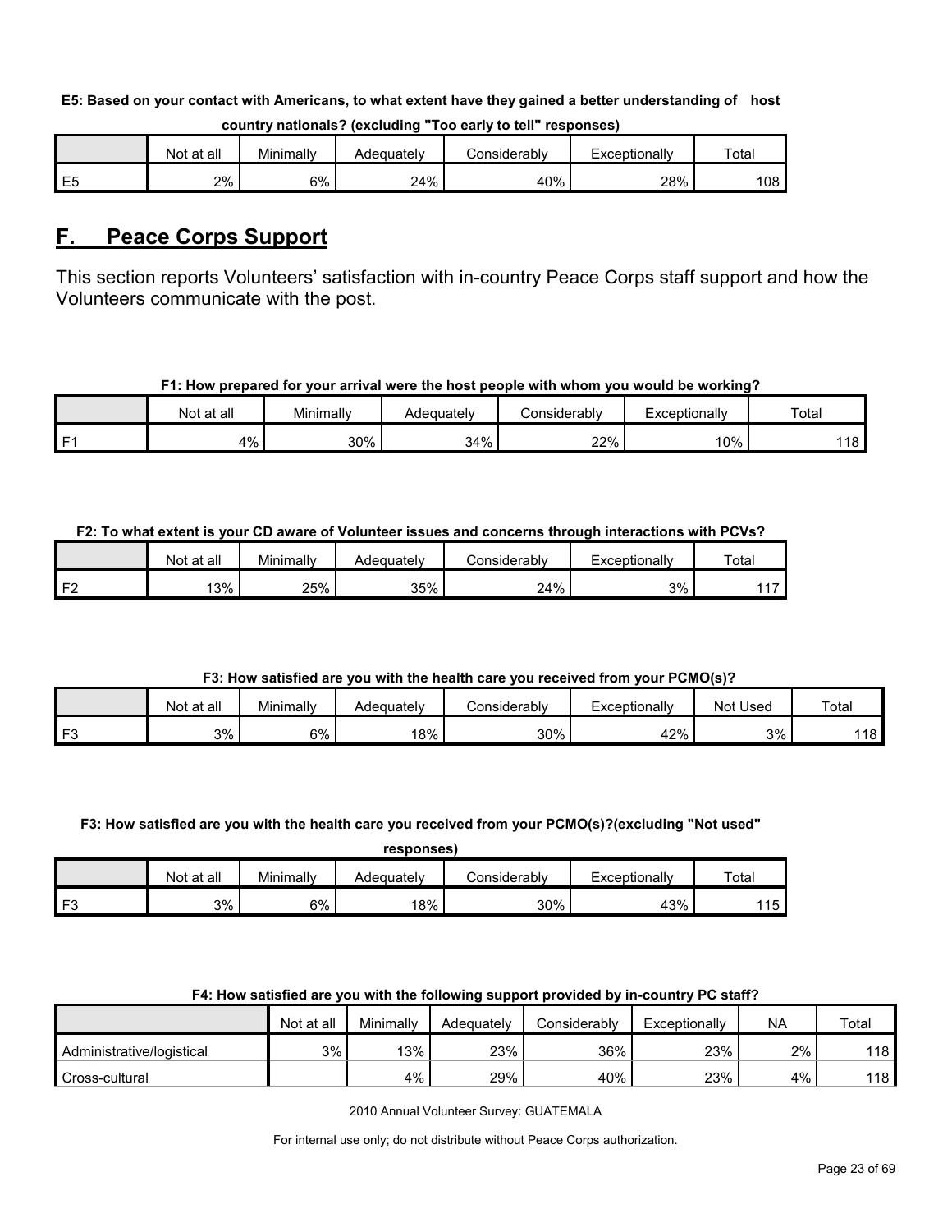**E5: Based on your contact with Americans, to what extent have they gained a better understanding of host country nationals? (excluding "Too early to tell" responses)**

| | Not at all | Minimally | Adequately | Considerably | Exceptionally | Total |
|---|---|---|---|---|---|---|
| E5 | 2% | 6% | 24% | 40% | 28% | 108 |

## F. Peace Corps Support

This section reports Volunteers' satisfaction with in-country Peace Corps staff support and how the Volunteers communicate with the post.

**F1: How prepared for your arrival were the host people with whom you would be working?**

| | Not at all | Minimally | Adequately | Considerably | Exceptionally | Total |
|---|---|---|---|---|---|---|
| F1 | 4% | 30% | 34% | 22% | 10% | 118 |

**F2: To what extent is your CD aware of Volunteer issues and concerns through interactions with PCVs?**

| | Not at all | Minimally | Adequately | Considerably | Exceptionally | Total |
|---|---|---|---|---|---|---|
| F2 | 13% | 25% | 35% | 24% | 3% | 117 |

**F3: How satisfied are you with the health care you received from your PCMO(s)?**

| | Not at all | Minimally | Adequately | Considerably | Exceptionally | Not Used | Total |
|---|---|---|---|---|---|---|---|
| F3 | 3% | 6% | 18% | 30% | 42% | 3% | 118 |

**F3: How satisfied are you with the health care you received from your PCMO(s)?(excluding "Not used" responses)**

| | Not at all | Minimally | Adequately | Considerably | Exceptionally | Total |
|---|---|---|---|---|---|---|
| F3 | 3% | 6% | 18% | 30% | 43% | 115 |

**F4: How satisfied are you with the following support provided by in-country PC staff?**

| | Not at all | Minimally | Adequately | Considerably | Exceptionally | NA | Total |
|---|---|---|---|---|---|---|---|
| Administrative/logistical | 3% | 13% | 23% | 36% | 23% | 2% | 118 |
| Cross-cultural | | 4% | 29% | 40% | 23% | 4% | 118 |

2010 Annual Volunteer Survey: GUATEMALA

For internal use only; do not distribute without Peace Corps authorization.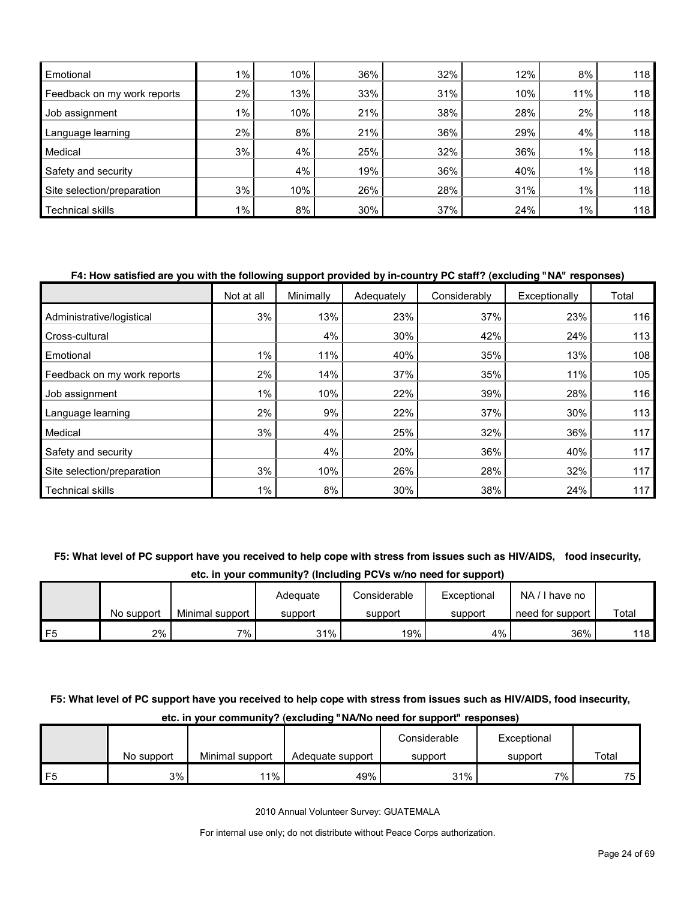| | | | | | | | |
|---|---|---|---|---|---|---|---|
| Emotional | 1% | 10% | 36% | 32% | 12% | 8% | 118 |
| Feedback on my work reports | 2% | 13% | 33% | 31% | 10% | 11% | 118 |
| Job assignment | 1% | 10% | 21% | 38% | 28% | 2% | 118 |
| Language learning | 2% | 8% | 21% | 36% | 29% | 4% | 118 |
| Medical | 3% | 4% | 25% | 32% | 36% | 1% | 118 |
| Safety and security | | 4% | 19% | 36% | 40% | 1% | 118 |
| Site selection/preparation | 3% | 10% | 26% | 28% | 31% | 1% | 118 |
| Technical skills | 1% | 8% | 30% | 37% | 24% | 1% | 118 |

**F4: How satisfied are you with the following support provided by in-country PC staff? (excluding "NA" responses)**

| | Not at all | Minimally | Adequately | Considerably | Exceptionally | Total |
|---|---|---|---|---|---|---|
| Administrative/logistical | 3% | 13% | 23% | 37% | 23% | 116 |
| Cross-cultural | | 4% | 30% | 42% | 24% | 113 |
| Emotional | 1% | 11% | 40% | 35% | 13% | 108 |
| Feedback on my work reports | 2% | 14% | 37% | 35% | 11% | 105 |
| Job assignment | 1% | 10% | 22% | 39% | 28% | 116 |
| Language learning | 2% | 9% | 22% | 37% | 30% | 113 |
| Medical | 3% | 4% | 25% | 32% | 36% | 117 |
| Safety and security | | 4% | 20% | 36% | 40% | 117 |
| Site selection/preparation | 3% | 10% | 26% | 28% | 32% | 117 |
| Technical skills | 1% | 8% | 30% | 38% | 24% | 117 |

**F5: What level of PC support have you received to help cope with stress from issues such as HIV/AIDS, food insecurity, etc. in your community? (Including PCVs w/no need for support)**

| | No support | Minimal support | Adequate support | Considerable support | Exceptional support | NA / I have no need for support | Total |
|---|---|---|---|---|---|---|---|
| F5 | 2% | 7% | 31% | 19% | 4% | 36% | 118 |

**F5: What level of PC support have you received to help cope with stress from issues such as HIV/AIDS, food insecurity, etc. in your community? (excluding "NA/No need for support" responses)**

| | No support | Minimal support | Adequate support | Considerable support | Exceptional support | Total |
|---|---|---|---|---|---|---|
| F5 | 3% | 11% | 49% | 31% | 7% | 75 |

2010 Annual Volunteer Survey: GUATEMALA

For internal use only; do not distribute without Peace Corps authorization.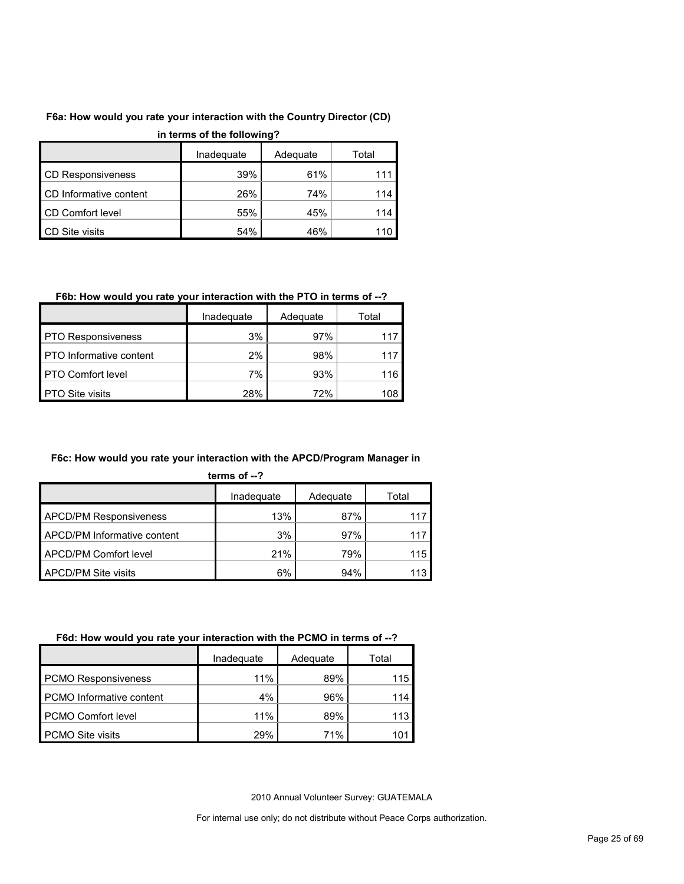**F6a: How would you rate your interaction with the Country Director (CD) in terms of the following?**

| | Inadequate | Adequate | Total |
|---|---|---|---|
| CD Responsiveness | 39% | 61% | 111 |
| CD Informative content | 26% | 74% | 114 |
| CD Comfort level | 55% | 45% | 114 |
| CD Site visits | 54% | 46% | 110 |

**F6b: How would you rate your interaction with the PTO in terms of --?**

| | Inadequate | Adequate | Total |
|---|---|---|---|
| PTO Responsiveness | 3% | 97% | 117 |
| PTO Informative content | 2% | 98% | 117 |
| PTO Comfort level | 7% | 93% | 116 |
| PTO Site visits | 28% | 72% | 108 |

**F6c: How would you rate your interaction with the APCD/Program Manager in terms of --?**

| | Inadequate | Adequate | Total |
|---|---|---|---|
| APCD/PM Responsiveness | 13% | 87% | 117 |
| APCD/PM Informative content | 3% | 97% | 117 |
| APCD/PM Comfort level | 21% | 79% | 115 |
| APCD/PM Site visits | 6% | 94% | 113 |

**F6d: How would you rate your interaction with the PCMO in terms of --?**

| | Inadequate | Adequate | Total |
|---|---|---|---|
| PCMO Responsiveness | 11% | 89% | 115 |
| PCMO Informative content | 4% | 96% | 114 |
| PCMO Comfort level | 11% | 89% | 113 |
| PCMO Site visits | 29% | 71% | 101 |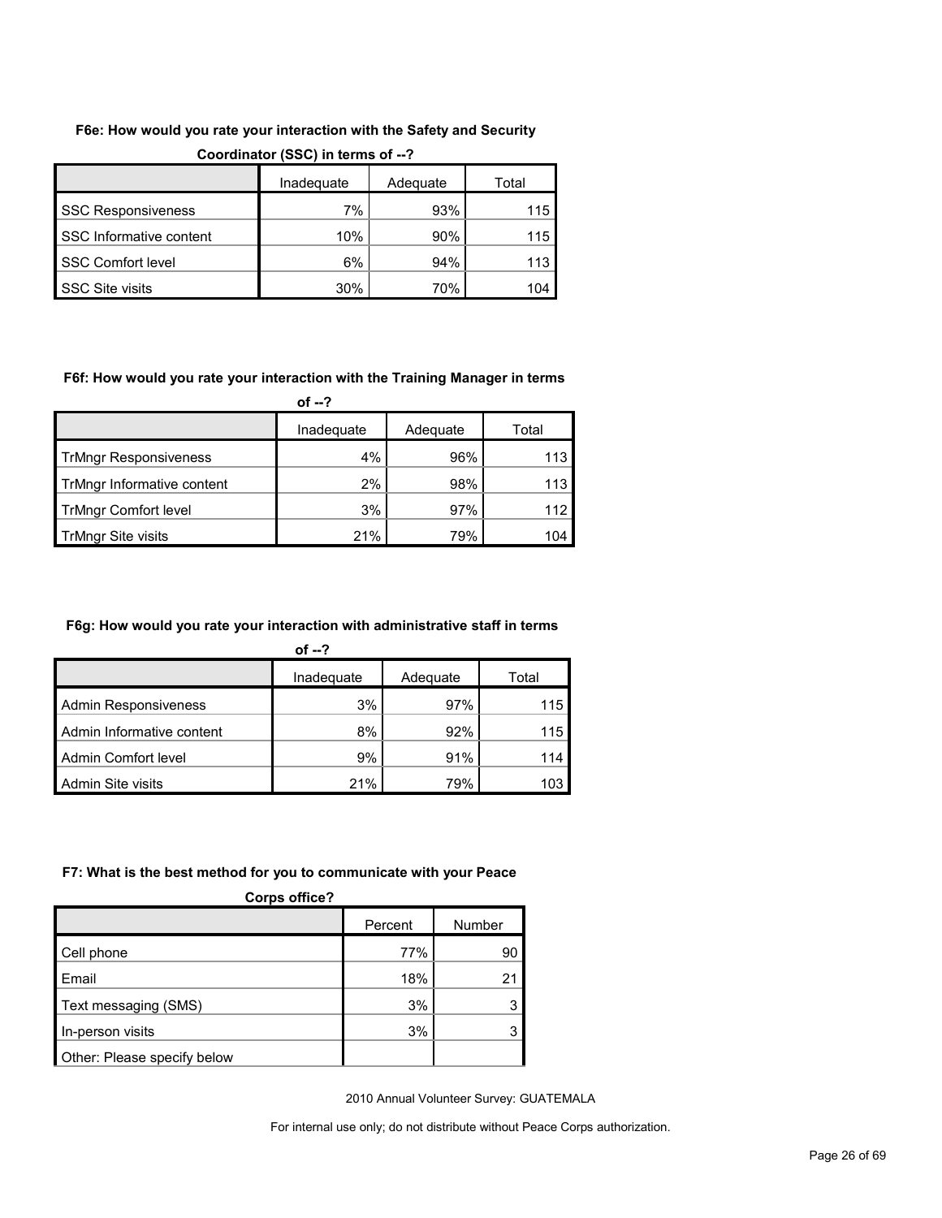**F6e: How would you rate your interaction with the Safety and Security Coordinator (SSC) in terms of --?**

| | Inadequate | Adequate | Total |
|---|---|---|---|
| SSC Responsiveness | 7% | 93% | 115 |
| SSC Informative content | 10% | 90% | 115 |
| SSC Comfort level | 6% | 94% | 113 |
| SSC Site visits | 30% | 70% | 104 |

**F6f: How would you rate your interaction with the Training Manager in terms of --?**

| | Inadequate | Adequate | Total |
|---|---|---|---|
| TrMngr Responsiveness | 4% | 96% | 113 |
| TrMngr Informative content | 2% | 98% | 113 |
| TrMngr Comfort level | 3% | 97% | 112 |
| TrMngr Site visits | 21% | 79% | 104 |

**F6g: How would you rate your interaction with administrative staff in terms of --?**

| | Inadequate | Adequate | Total |
|---|---|---|---|
| Admin Responsiveness | 3% | 97% | 115 |
| Admin Informative content | 8% | 92% | 115 |
| Admin Comfort level | 9% | 91% | 114 |
| Admin Site visits | 21% | 79% | 103 |

**F7: What is the best method for you to communicate with your Peace Corps office?**

| | Percent | Number |
|---|---|---|
| Cell phone | 77% | 90 |
| Email | 18% | 21 |
| Text messaging (SMS) | 3% | 3 |
| In-person visits | 3% | 3 |
| Other: Please specify below | | |

2010 Annual Volunteer Survey: GUATEMALA

For internal use only; do not distribute without Peace Corps authorization.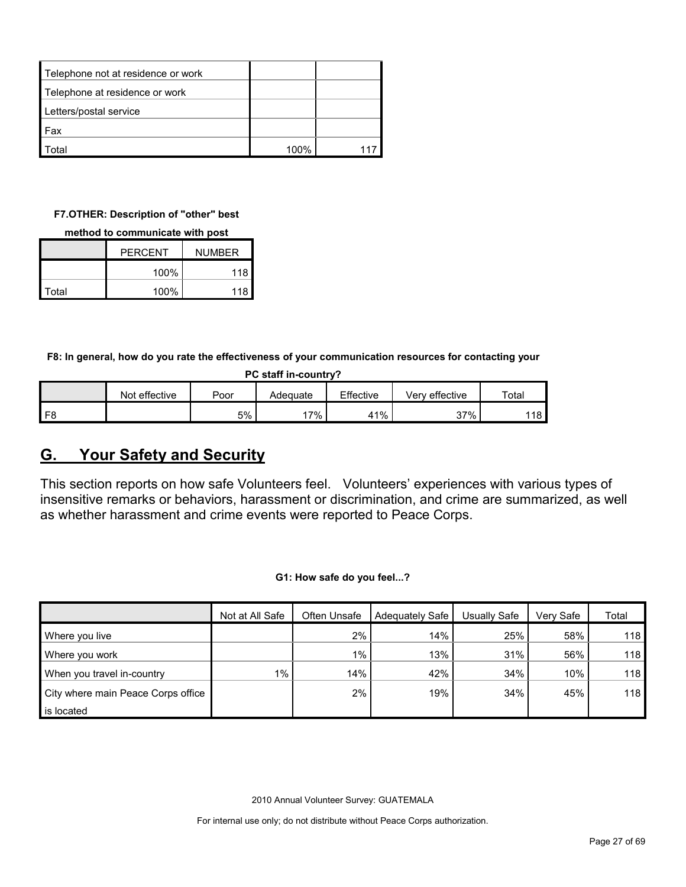| | | |
|---|---|---|
| Telephone not at residence or work | | |
| Telephone at residence or work | | |
| Letters/postal service | | |
| Fax | | |
| Total | 100% | 117 |

**F7.OTHER: Description of "other" best method to communicate with post**

| | PERCENT | NUMBER |
|---|---|---|
| | 100% | 118 |
| Total | 100% | 118 |

**F8: In general, how do you rate the effectiveness of your communication resources for contacting your PC staff in-country?**

| | Not effective | Poor | Adequate | Effective | Very effective | Total |
|---|---|---|---|---|---|---|
| F8 | | 5% | 17% | 41% | 37% | 118 |

## G. Your Safety and Security

This section reports on how safe Volunteers feel. Volunteers' experiences with various types of insensitive remarks or behaviors, harassment or discrimination, and crime are summarized, as well as whether harassment and crime events were reported to Peace Corps.

**G1: How safe do you feel...?**

| | Not at All Safe | Often Unsafe | Adequately Safe | Usually Safe | Very Safe | Total |
|---|---|---|---|---|---|---|
| Where you live | | 2% | 14% | 25% | 58% | 118 |
| Where you work | | 1% | 13% | 31% | 56% | 118 |
| When you travel in-country | 1% | 14% | 42% | 34% | 10% | 118 |
| City where main Peace Corps office is located | | 2% | 19% | 34% | 45% | 118 |

2010 Annual Volunteer Survey: GUATEMALA

For internal use only; do not distribute without Peace Corps authorization.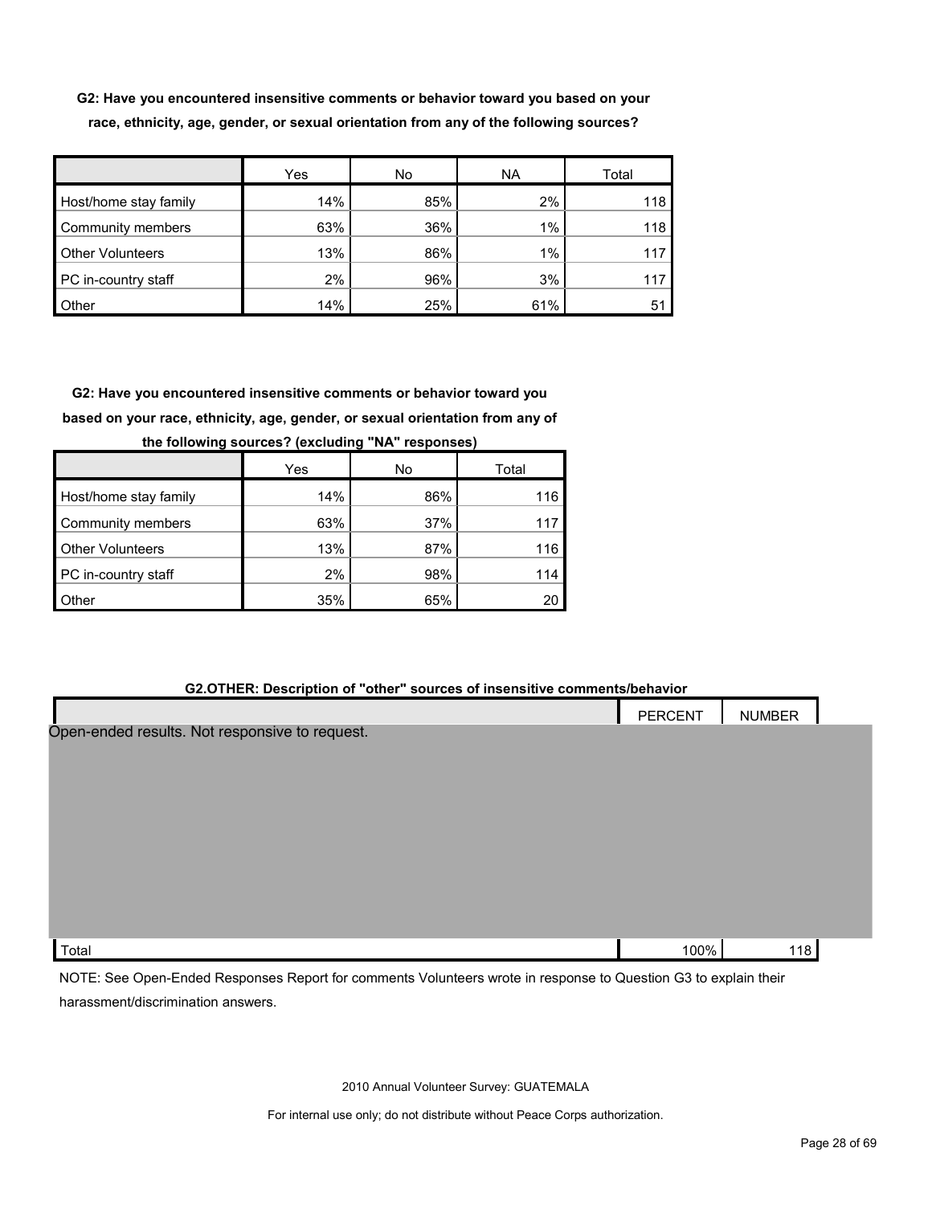**G2: Have you encountered insensitive comments or behavior toward you based on your race, ethnicity, age, gender, or sexual orientation from any of the following sources?**

| | Yes | No | NA | Total |
|---|---|---|---|---|
| Host/home stay family | 14% | 85% | 2% | 118 |
| Community members | 63% | 36% | 1% | 118 |
| Other Volunteers | 13% | 86% | 1% | 117 |
| PC in-country staff | 2% | 96% | 3% | 117 |
| Other | 14% | 25% | 61% | 51 |

**G2: Have you encountered insensitive comments or behavior toward you based on your race, ethnicity, age, gender, or sexual orientation from any of the following sources? (excluding "NA" responses)**

| | Yes | No | Total |
|---|---|---|---|
| Host/home stay family | 14% | 86% | 116 |
| Community members | 63% | 37% | 117 |
| Other Volunteers | 13% | 87% | 116 |
| PC in-country staff | 2% | 98% | 114 |
| Other | 35% | 65% | 20 |

**G2.OTHER: Description of "other" sources of insensitive comments/behavior**

| | PERCENT | NUMBER |
|---|---|---|
| Open-ended results. Not responsive to request. | | |
| Total | 100% | 118 |

NOTE: See Open-Ended Responses Report for comments Volunteers wrote in response to Question G3 to explain their harassment/discrimination answers.

2010 Annual Volunteer Survey: GUATEMALA

For internal use only; do not distribute without Peace Corps authorization.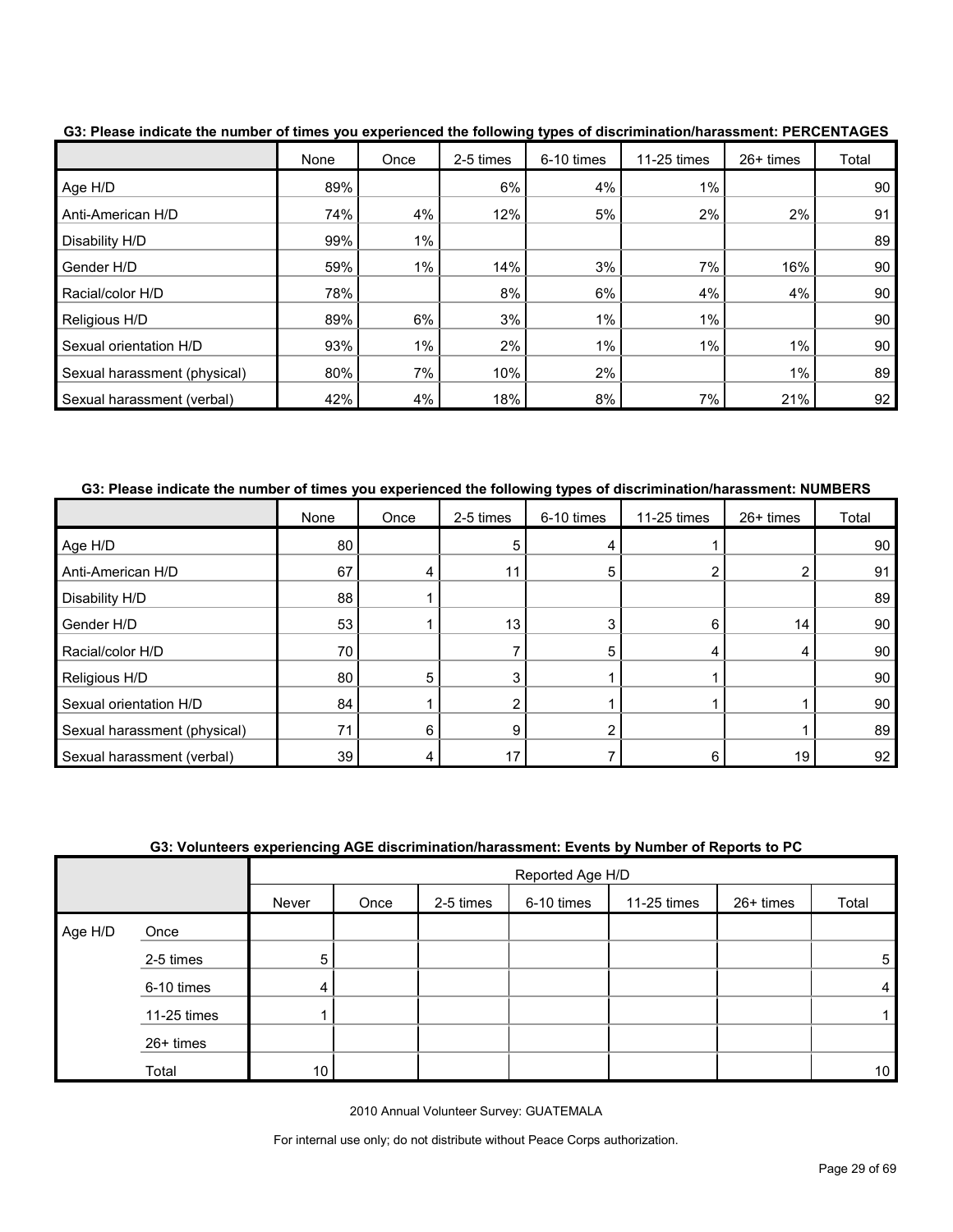**G3: Please indicate the number of times you experienced the following types of discrimination/harassment: PERCENTAGES**

| | None | Once | 2-5 times | 6-10 times | 11-25 times | 26+ times | Total |
|---|---|---|---|---|---|---|---|
| Age H/D | 89% | | 6% | 4% | 1% | | 90 |
| Anti-American H/D | 74% | 4% | 12% | 5% | 2% | 2% | 91 |
| Disability H/D | 99% | 1% | | | | | 89 |
| Gender H/D | 59% | 1% | 14% | 3% | 7% | 16% | 90 |
| Racial/color H/D | 78% | | 8% | 6% | 4% | 4% | 90 |
| Religious H/D | 89% | 6% | 3% | 1% | 1% | | 90 |
| Sexual orientation H/D | 93% | 1% | 2% | 1% | 1% | 1% | 90 |
| Sexual harassment (physical) | 80% | 7% | 10% | 2% | | 1% | 89 |
| Sexual harassment (verbal) | 42% | 4% | 18% | 8% | 7% | 21% | 92 |

**G3: Please indicate the number of times you experienced the following types of discrimination/harassment: NUMBERS**

| | None | Once | 2-5 times | 6-10 times | 11-25 times | 26+ times | Total |
|---|---|---|---|---|---|---|---|
| Age H/D | 80 | | 5 | 4 | 1 | | 90 |
| Anti-American H/D | 67 | 4 | 11 | 5 | 2 | 2 | 91 |
| Disability H/D | 88 | 1 | | | | | 89 |
| Gender H/D | 53 | 1 | 13 | 3 | 6 | 14 | 90 |
| Racial/color H/D | 70 | | 7 | 5 | 4 | 4 | 90 |
| Religious H/D | 80 | 5 | 3 | 1 | 1 | | 90 |
| Sexual orientation H/D | 84 | 1 | 2 | 1 | 1 | 1 | 90 |
| Sexual harassment (physical) | 71 | 6 | 9 | 2 | | 1 | 89 |
| Sexual harassment (verbal) | 39 | 4 | 17 | 7 | 6 | 19 | 92 |

**G3: Volunteers experiencing AGE discrimination/harassment: Events by Number of Reports to PC**

| | | Reported Age H/D | | | | | | |
|---|---|---|---|---|---|---|---|---|
| | | Never | Once | 2-5 times | 6-10 times | 11-25 times | 26+ times | Total |
| Age H/D | Once | | | | | | | |
| | 2-5 times | 5 | | | | | | 5 |
| | 6-10 times | 4 | | | | | | 4 |
| | 11-25 times | 1 | | | | | | 1 |
| | 26+ times | | | | | | | |
| | Total | 10 | | | | | | 10 |

2010 Annual Volunteer Survey: GUATEMALA

For internal use only; do not distribute without Peace Corps authorization.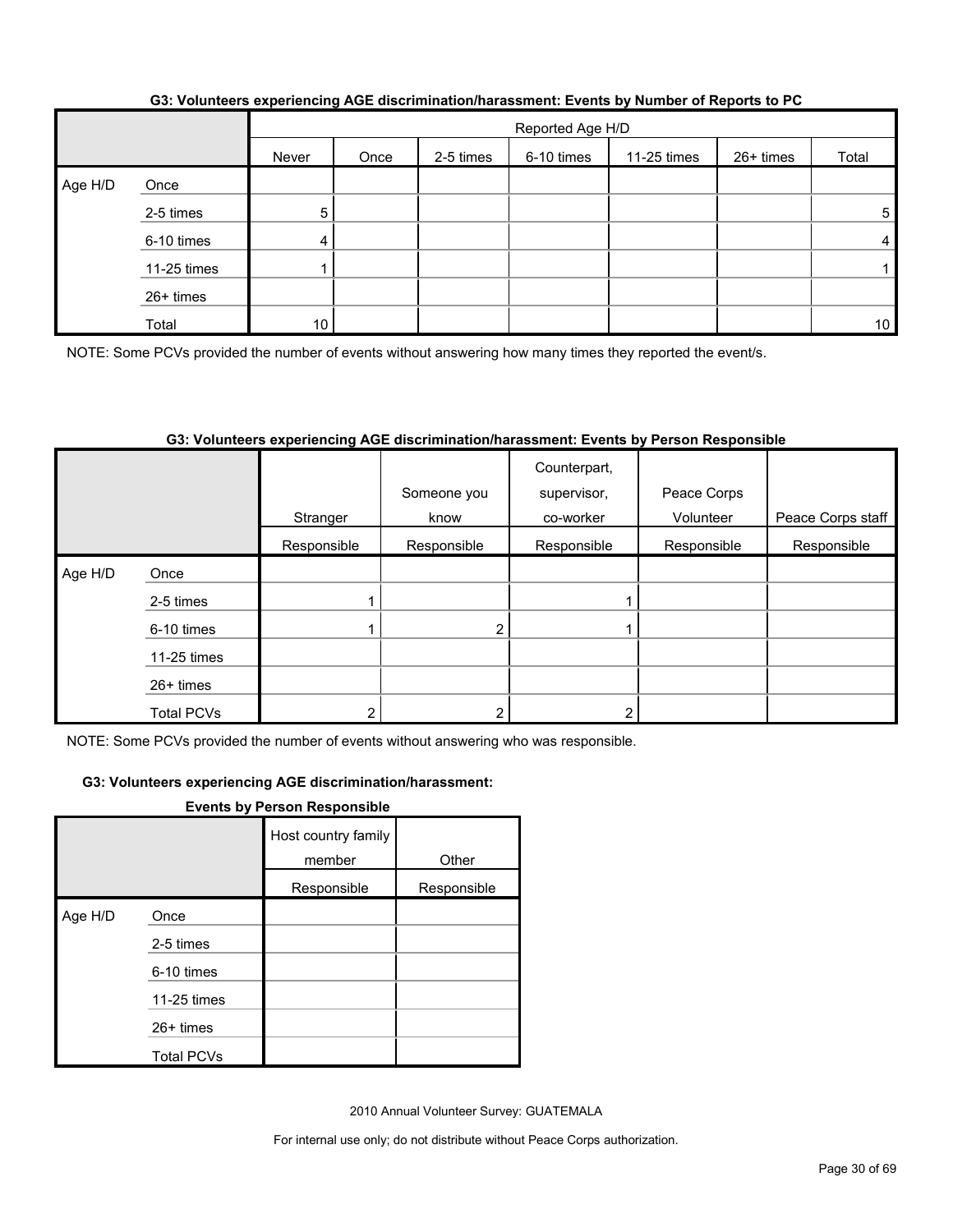### G3: Volunteers experiencing AGE discrimination/harassment: Events by Number of Reports to PC

| | | Reported Age H/D | | | | | | |
|---|---|---|---|---|---|---|---|---|
| | | Never | Once | 2-5 times | 6-10 times | 11-25 times | 26+ times | Total |
| Age H/D | Once | | | | | | | |
| | 2-5 times | 5 | | | | | | 5 |
| | 6-10 times | 4 | | | | | | 4 |
| | 11-25 times | 1 | | | | | | 1 |
| | 26+ times | | | | | | | |
| | Total | 10 | | | | | | 10 |

NOTE: Some PCVs provided the number of events without answering how many times they reported the event/s.

### G3: Volunteers experiencing AGE discrimination/harassment: Events by Person Responsible

| | | Stranger | Someone you know | Counterpart, supervisor, co-worker | Peace Corps Volunteer | Peace Corps staff |
|---|---|---|---|---|---|---|
| | | Responsible | Responsible | Responsible | Responsible | Responsible |
| Age H/D | Once | | | | | |
| | 2-5 times | 1 | | 1 | | |
| | 6-10 times | 1 | 2 | 1 | | |
| | 11-25 times | | | | | |
| | 26+ times | | | | | |
| | Total PCVs | 2 | 2 | 2 | | |

NOTE: Some PCVs provided the number of events without answering who was responsible.

### G3: Volunteers experiencing AGE discrimination/harassment: Events by Person Responsible

| | | Host country family member | Other |
|---|---|---|---|
| | | Responsible | Responsible |
| Age H/D | Once | | |
| | 2-5 times | | |
| | 6-10 times | | |
| | 11-25 times | | |
| | 26+ times | | |
| | Total PCVs | | |

2010 Annual Volunteer Survey: GUATEMALA

For internal use only; do not distribute without Peace Corps authorization.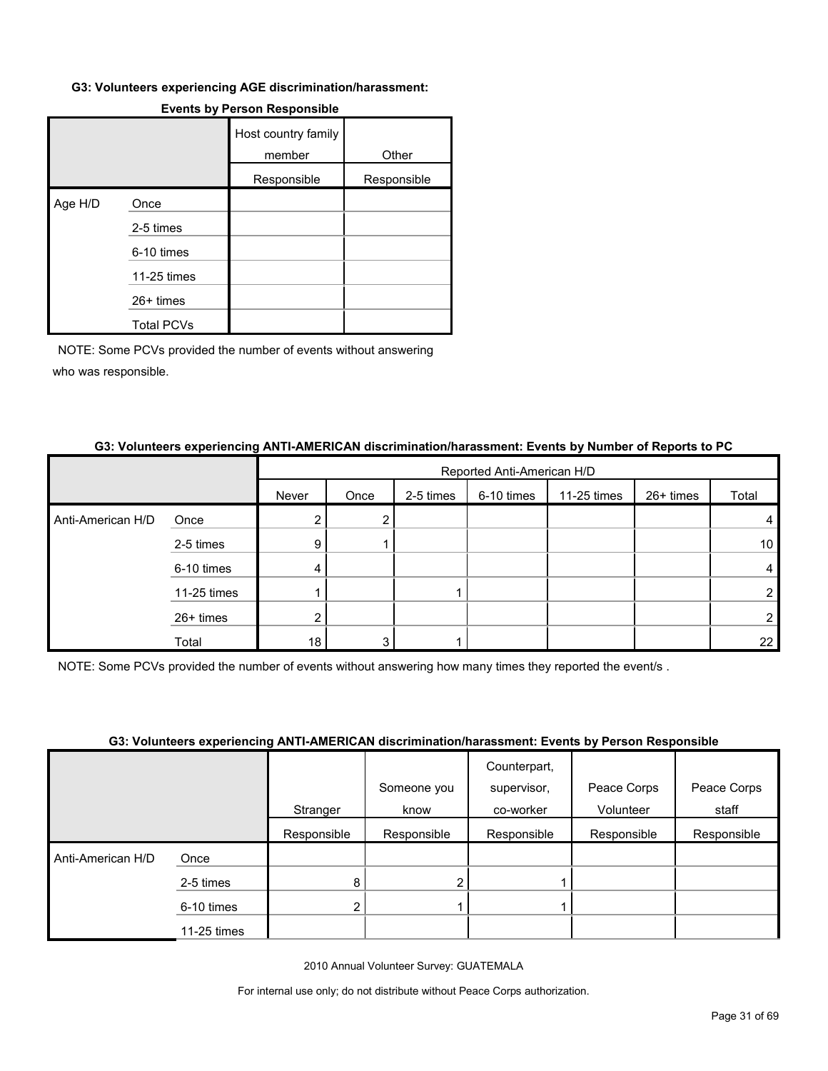#### G3: Volunteers experiencing AGE discrimination/harassment:

**Events by Person Responsible**

| | | Host country family member | Other |
|---|---|---|---|
| | | Responsible | Responsible |
| Age H/D | Once | | |
| | 2-5 times | | |
| | 6-10 times | | |
| | 11-25 times | | |
| | 26+ times | | |
| | Total PCVs | | |

NOTE: Some PCVs provided the number of events without answering who was responsible.

#### G3: Volunteers experiencing ANTI-AMERICAN discrimination/harassment: Events by Number of Reports to PC

| | | Reported Anti-American H/D | | | | | | |
|---|---|---|---|---|---|---|---|---|
| | | Never | Once | 2-5 times | 6-10 times | 11-25 times | 26+ times | Total |
| Anti-American H/D | Once | 2 | 2 | | | | | 4 |
| | 2-5 times | 9 | 1 | | | | | 10 |
| | 6-10 times | 4 | | | | | | 4 |
| | 11-25 times | 1 | | 1 | | | | 2 |
| | 26+ times | 2 | | | | | | 2 |
| | Total | 18 | 3 | 1 | | | | 22 |

NOTE: Some PCVs provided the number of events without answering how many times they reported the event/s .

#### G3: Volunteers experiencing ANTI-AMERICAN discrimination/harassment: Events by Person Responsible

| | | Stranger | Someone you know | Counterpart, supervisor, co-worker | Peace Corps Volunteer | Peace Corps staff |
|---|---|---|---|---|---|---|
| | | Responsible | Responsible | Responsible | Responsible | Responsible |
| Anti-American H/D | Once | | | | | |
| | 2-5 times | 8 | 2 | 1 | | |
| | 6-10 times | 2 | 1 | 1 | | |
| | 11-25 times | | | | | |

2010 Annual Volunteer Survey: GUATEMALA

For internal use only; do not distribute without Peace Corps authorization.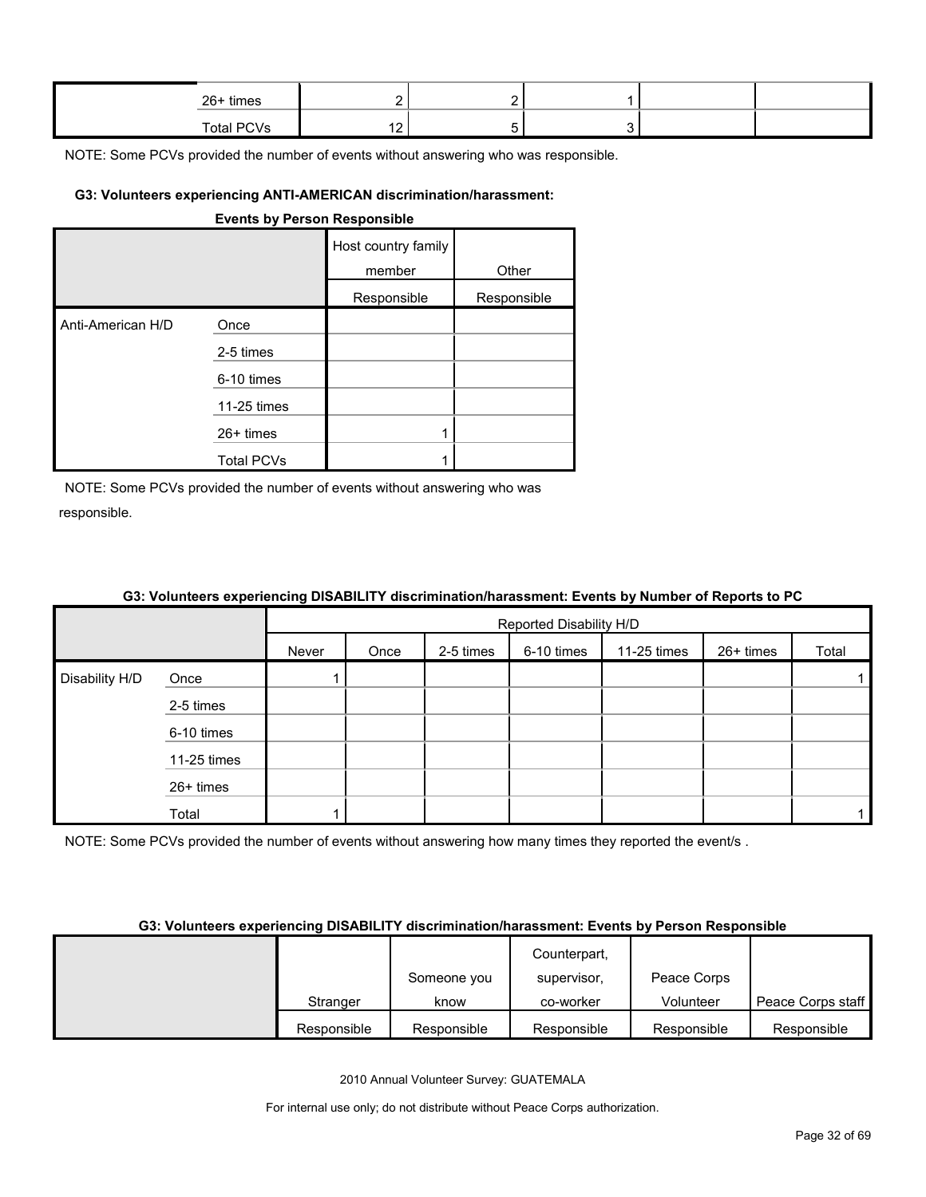| | | | | | | |
|---|---|---|---|---|---|---|
| | 26+ times | 2 | 2 | 1 | | |
| | Total PCVs | 12 | 5 | 3 | | |

NOTE: Some PCVs provided the number of events without answering who was responsible.

#### G3: Volunteers experiencing ANTI-AMERICAN discrimination/harassment: Events by Person Responsible

| | | Host country family member | Other |
|---|---|---|---|
| | | Responsible | Responsible |
| Anti-American H/D | Once | | |
| | 2-5 times | | |
| | 6-10 times | | |
| | 11-25 times | | |
| | 26+ times | 1 | |
| | Total PCVs | 1 | |

NOTE: Some PCVs provided the number of events without answering who was responsible.

#### G3: Volunteers experiencing DISABILITY discrimination/harassment: Events by Number of Reports to PC

| | | Reported Disability H/D | | | | | | |
|---|---|---|---|---|---|---|---|---|
| | | Never | Once | 2-5 times | 6-10 times | 11-25 times | 26+ times | Total |
| Disability H/D | Once | 1 | | | | | | 1 |
| | 2-5 times | | | | | | | |
| | 6-10 times | | | | | | | |
| | 11-25 times | | | | | | | |
| | 26+ times | | | | | | | |
| | Total | 1 | | | | | | 1 |

NOTE: Some PCVs provided the number of events without answering how many times they reported the event/s .

#### G3: Volunteers experiencing DISABILITY discrimination/harassment: Events by Person Responsible

| | Stranger | Someone you know | Counterpart, supervisor, co-worker | Peace Corps Volunteer | Peace Corps staff |
|---|---|---|---|---|---|
| | Responsible | Responsible | Responsible | Responsible | Responsible |

2010 Annual Volunteer Survey: GUATEMALA

For internal use only; do not distribute without Peace Corps authorization.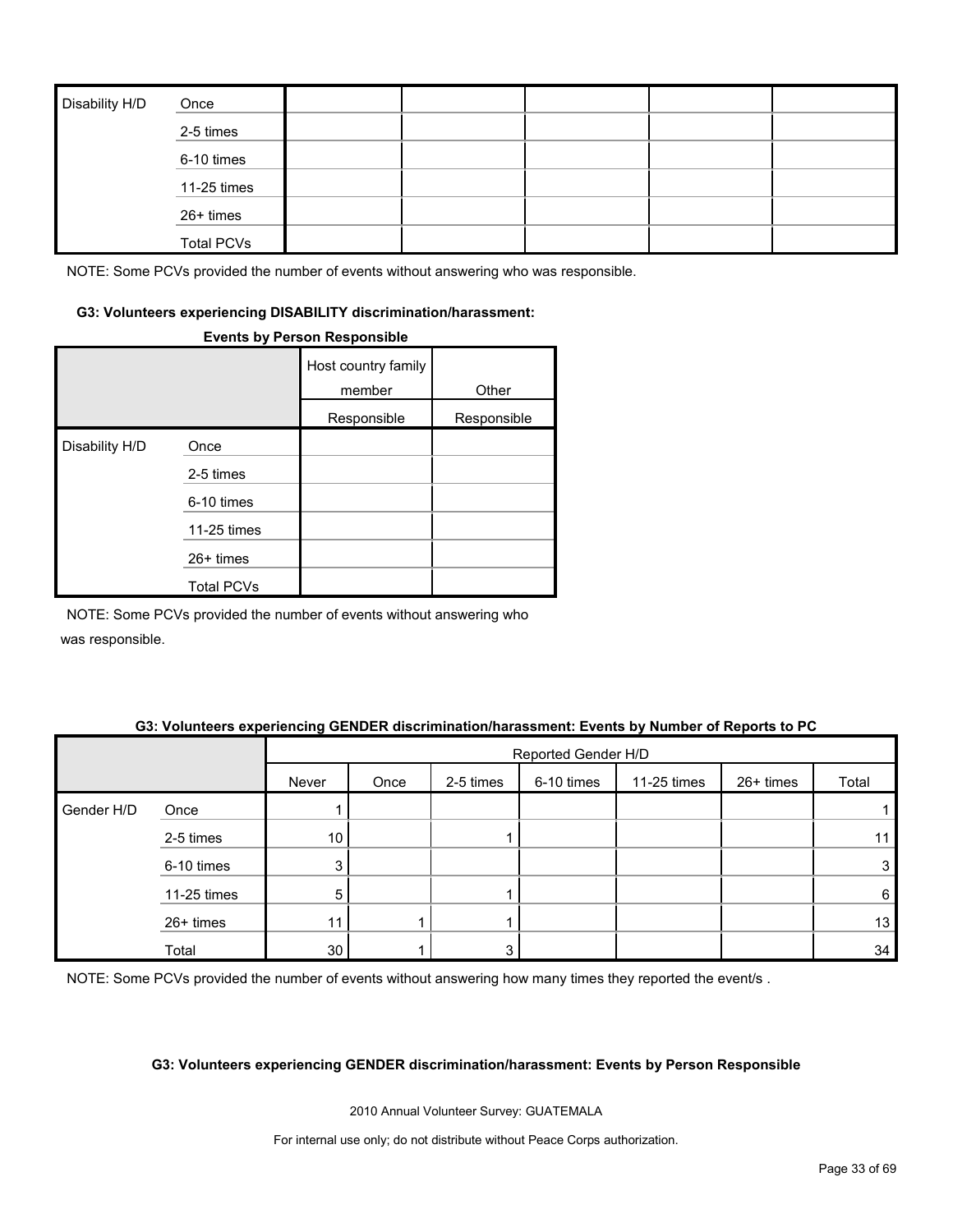| | | | | | | |
|---|---|---|---|---|---|---|
| Disability H/D | Once | | | | | |
| | 2-5 times | | | | | |
| | 6-10 times | | | | | |
| | 11-25 times | | | | | |
| | 26+ times | | | | | |
| | Total PCVs | | | | | |

NOTE: Some PCVs provided the number of events without answering who was responsible.

#### G3: Volunteers experiencing DISABILITY discrimination/harassment: Events by Person Responsible

| | | Host country family member | Other |
|---|---|---|---|
| | | Responsible | Responsible |
| Disability H/D | Once | | |
| | 2-5 times | | |
| | 6-10 times | | |
| | 11-25 times | | |
| | 26+ times | | |
| | Total PCVs | | |

NOTE: Some PCVs provided the number of events without answering who was responsible.

#### G3: Volunteers experiencing GENDER discrimination/harassment: Events by Number of Reports to PC

| | | Reported Gender H/D | | | | | | |
|---|---|---|---|---|---|---|---|---|
| | | Never | Once | 2-5 times | 6-10 times | 11-25 times | 26+ times | Total |
| Gender H/D | Once | 1 | | | | | | 1 |
| | 2-5 times | 10 | | 1 | | | | 11 |
| | 6-10 times | 3 | | | | | | 3 |
| | 11-25 times | 5 | | 1 | | | | 6 |
| | 26+ times | 11 | 1 | 1 | | | | 13 |
| | Total | 30 | 1 | 3 | | | | 34 |

NOTE: Some PCVs provided the number of events without answering how many times they reported the event/s .

#### G3: Volunteers experiencing GENDER discrimination/harassment: Events by Person Responsible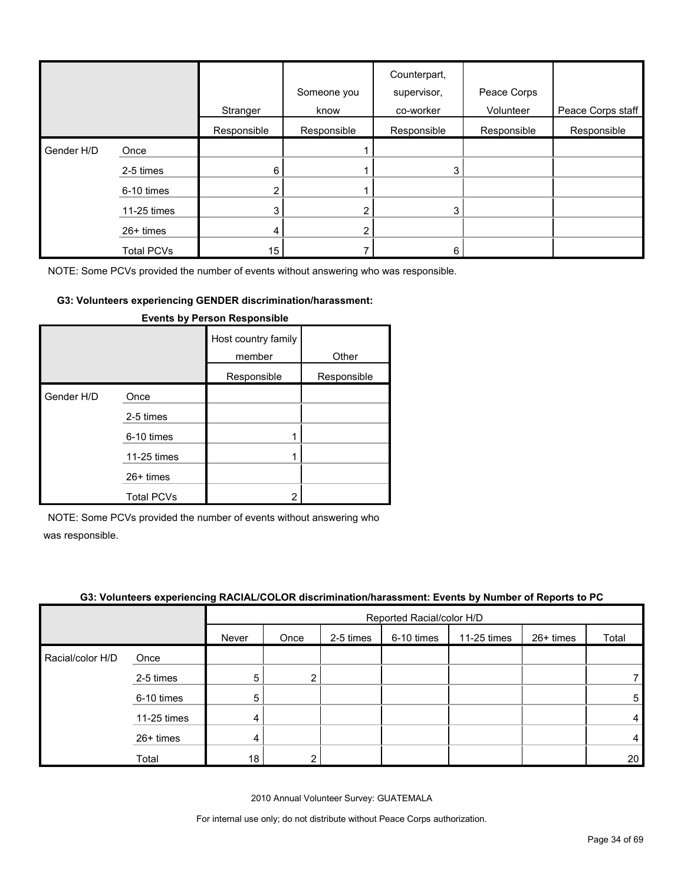| | | Stranger | Someone you know | Counterpart, supervisor, co-worker | Peace Corps Volunteer | Peace Corps staff |
|---|---|---|---|---|---|---|
| | | Responsible | Responsible | Responsible | Responsible | Responsible |
| Gender H/D | Once | | 1 | | | |
| | 2-5 times | 6 | 1 | 3 | | |
| | 6-10 times | 2 | 1 | | | |
| | 11-25 times | 3 | 2 | 3 | | |
| | 26+ times | 4 | 2 | | | |
| | Total PCVs | 15 | 7 | 6 | | |

NOTE: Some PCVs provided the number of events without answering who was responsible.

**G3: Volunteers experiencing GENDER discrimination/harassment: Events by Person Responsible**

| | | Host country family member | Other |
|---|---|---|---|
| | | Responsible | Responsible |
| Gender H/D | Once | | |
| | 2-5 times | | |
| | 6-10 times | 1 | |
| | 11-25 times | 1 | |
| | 26+ times | | |
| | Total PCVs | 2 | |

NOTE: Some PCVs provided the number of events without answering who was responsible.

**G3: Volunteers experiencing RACIAL/COLOR discrimination/harassment: Events by Number of Reports to PC**

| | | Reported Racial/color H/D | | | | | | |
|---|---|---|---|---|---|---|---|---|
| | | Never | Once | 2-5 times | 6-10 times | 11-25 times | 26+ times | Total |
| Racial/color H/D | Once | | | | | | | |
| | 2-5 times | 5 | 2 | | | | | 7 |
| | 6-10 times | 5 | | | | | | 5 |
| | 11-25 times | 4 | | | | | | 4 |
| | 26+ times | 4 | | | | | | 4 |
| | Total | 18 | 2 | | | | | 20 |

2010 Annual Volunteer Survey: GUATEMALA

For internal use only; do not distribute without Peace Corps authorization.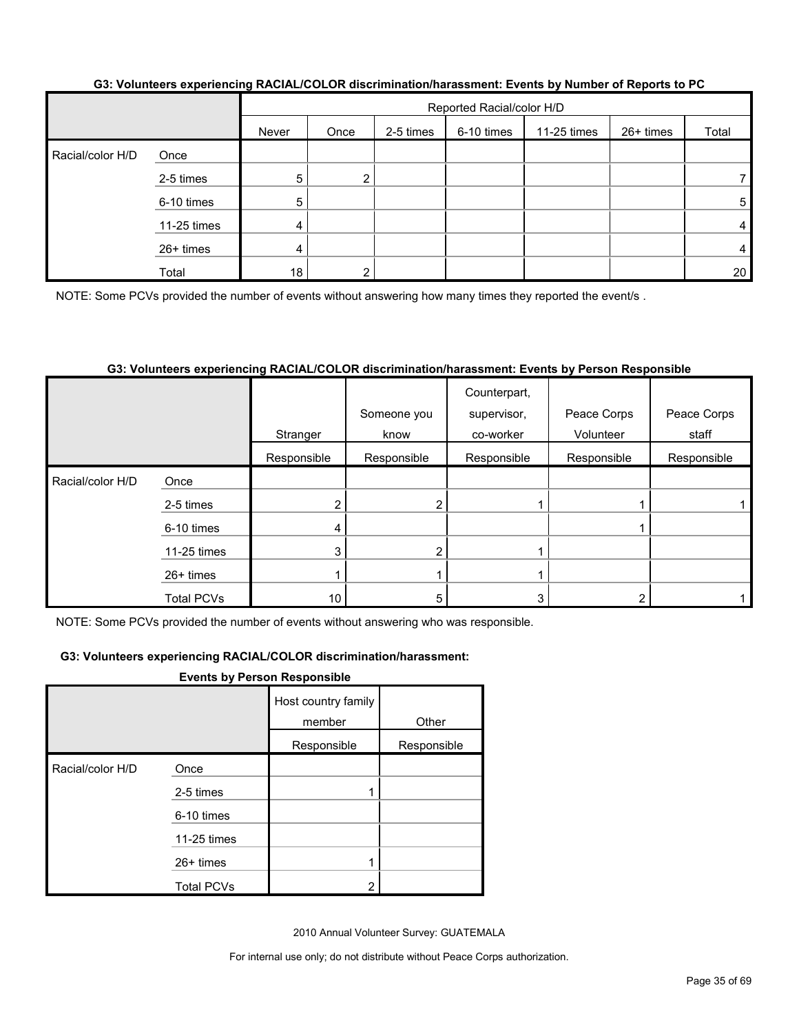#### G3: Volunteers experiencing RACIAL/COLOR discrimination/harassment: Events by Number of Reports to PC

| | | Reported Racial/color H/D | | | | | | |
|---|---|---|---|---|---|---|---|---|
| | | Never | Once | 2-5 times | 6-10 times | 11-25 times | 26+ times | Total |
| Racial/color H/D | Once | | | | | | | |
| | 2-5 times | 5 | 2 | | | | | 7 |
| | 6-10 times | 5 | | | | | | 5 |
| | 11-25 times | 4 | | | | | | 4 |
| | 26+ times | 4 | | | | | | 4 |
| | Total | 18 | 2 | | | | | 20 |

NOTE: Some PCVs provided the number of events without answering how many times they reported the event/s .

#### G3: Volunteers experiencing RACIAL/COLOR discrimination/harassment: Events by Person Responsible

| | | Stranger | Someone you know | Counterpart, supervisor, co-worker | Peace Corps Volunteer | Peace Corps staff |
|---|---|---|---|---|---|---|
| | | Responsible | Responsible | Responsible | Responsible | Responsible |
| Racial/color H/D | Once | | | | | |
| | 2-5 times | 2 | 2 | 1 | 1 | 1 |
| | 6-10 times | 4 | | | 1 | |
| | 11-25 times | 3 | 2 | 1 | | |
| | 26+ times | 1 | 1 | 1 | | |
| | Total PCVs | 10 | 5 | 3 | 2 | 1 |

NOTE: Some PCVs provided the number of events without answering who was responsible.

#### G3: Volunteers experiencing RACIAL/COLOR discrimination/harassment: Events by Person Responsible

| | | Host country family member | Other |
|---|---|---|---|
| | | Responsible | Responsible |
| Racial/color H/D | Once | | |
| | 2-5 times | 1 | |
| | 6-10 times | | |
| | 11-25 times | | |
| | 26+ times | 1 | |
| | Total PCVs | 2 | |

2010 Annual Volunteer Survey: GUATEMALA

For internal use only; do not distribute without Peace Corps authorization.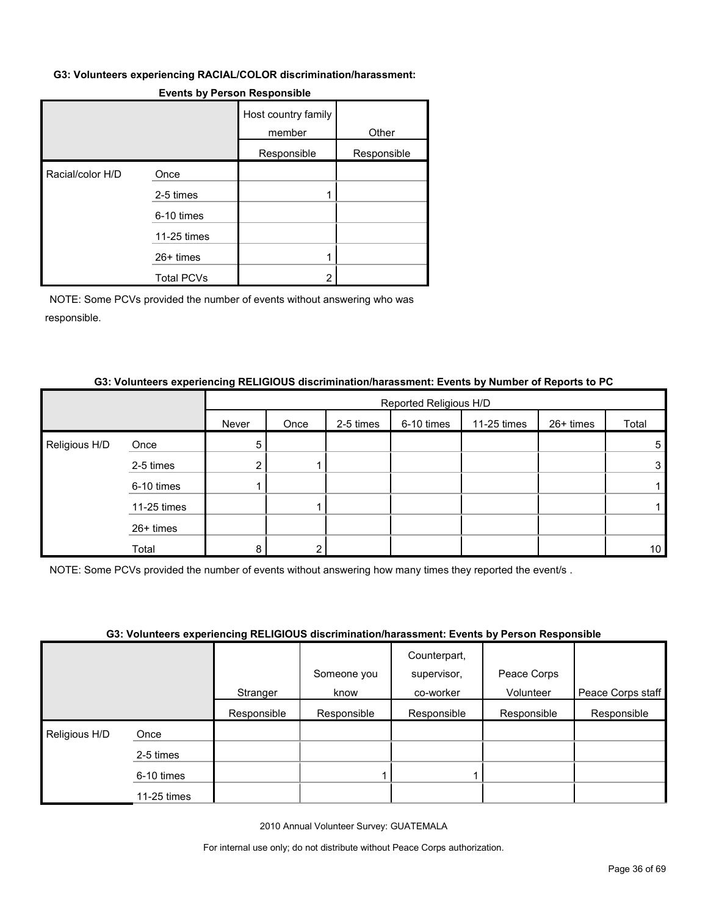**G3: Volunteers experiencing RACIAL/COLOR discrimination/harassment:**

**Events by Person Responsible**

| | | Host country family member | Other |
|---|---|---|---|
| | | Responsible | Responsible |
| Racial/color H/D | Once | | |
| | 2-5 times | 1 | |
| | 6-10 times | | |
| | 11-25 times | | |
| | 26+ times | 1 | |
| | Total PCVs | 2 | |

NOTE: Some PCVs provided the number of events without answering who was responsible.

**G3: Volunteers experiencing RELIGIOUS discrimination/harassment: Events by Number of Reports to PC**

| | | Reported Religious H/D | | | | | | |
|---|---|---|---|---|---|---|---|---|
| | | Never | Once | 2-5 times | 6-10 times | 11-25 times | 26+ times | Total |
| Religious H/D | Once | 5 | | | | | | 5 |
| | 2-5 times | 2 | 1 | | | | | 3 |
| | 6-10 times | 1 | | | | | | 1 |
| | 11-25 times | | 1 | | | | | 1 |
| | 26+ times | | | | | | | |
| | Total | 8 | 2 | | | | | 10 |

NOTE: Some PCVs provided the number of events without answering how many times they reported the event/s .

**G3: Volunteers experiencing RELIGIOUS discrimination/harassment: Events by Person Responsible**

| | | Stranger | Someone you know | Counterpart, supervisor, co-worker | Peace Corps Volunteer | Peace Corps staff |
|---|---|---|---|---|---|---|
| | | Responsible | Responsible | Responsible | Responsible | Responsible |
| Religious H/D | Once | | | | | |
| | 2-5 times | | | | | |
| | 6-10 times | | 1 | 1 | | |
| | 11-25 times | | | | | |

2010 Annual Volunteer Survey: GUATEMALA

For internal use only; do not distribute without Peace Corps authorization.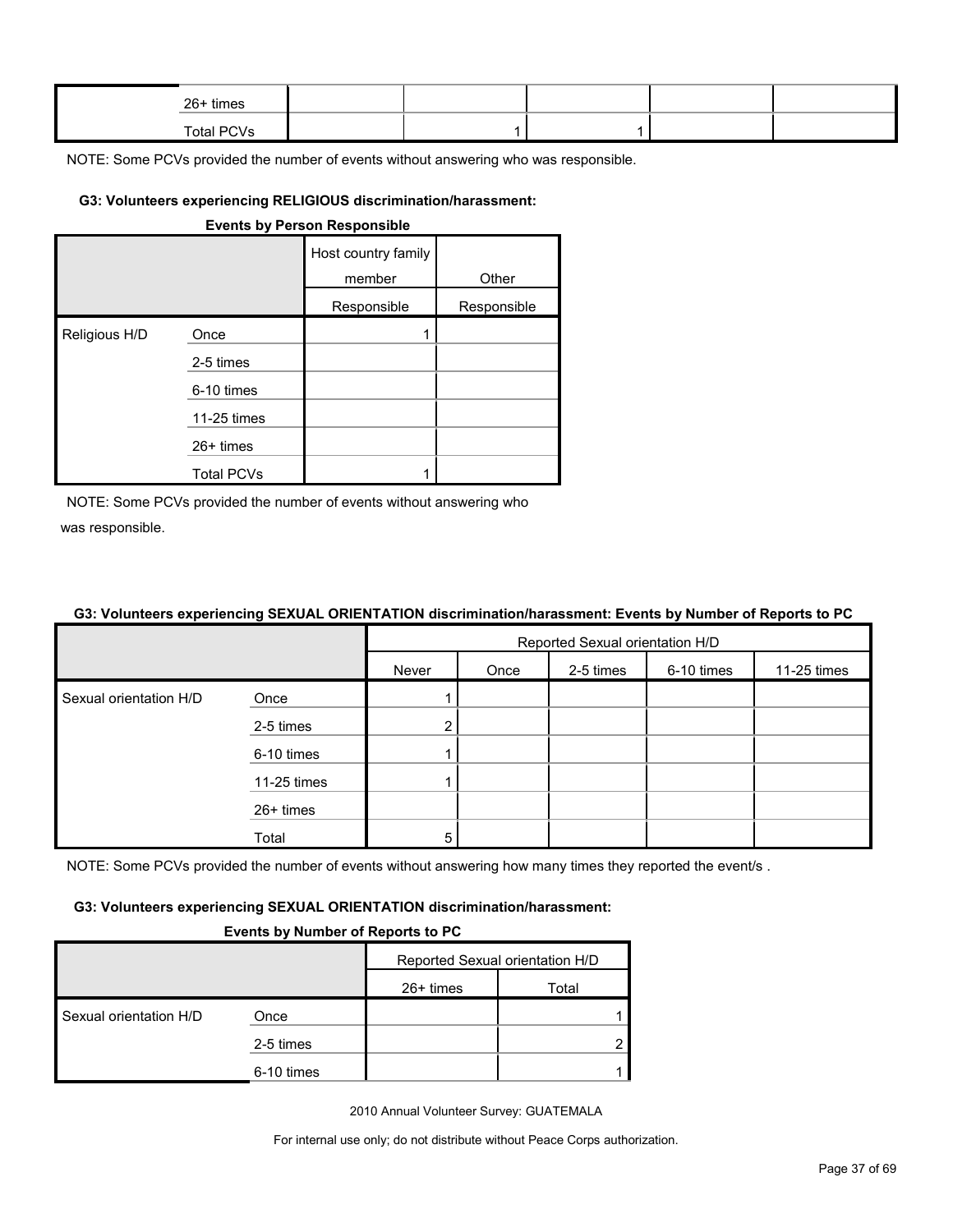| | | | | | | |
|---|---|---|---|---|---|---|
| | 26+ times | | | | | |
| | Total PCVs | | 1 | 1 | | |

NOTE: Some PCVs provided the number of events without answering who was responsible.

#### G3: Volunteers experiencing RELIGIOUS discrimination/harassment:

**Events by Person Responsible**

| | | Host country family member Responsible | Other Responsible |
|---|---|---|---|
| Religious H/D | Once | 1 | |
| | 2-5 times | | |
| | 6-10 times | | |
| | 11-25 times | | |
| | 26+ times | | |
| | Total PCVs | 1 | |

NOTE: Some PCVs provided the number of events without answering who was responsible.

#### G3: Volunteers experiencing SEXUAL ORIENTATION discrimination/harassment: Events by Number of Reports to PC

| | | Reported Sexual orientation H/D | | | | |
|---|---|---|---|---|---|---|
| | | Never | Once | 2-5 times | 6-10 times | 11-25 times |
| Sexual orientation H/D | Once | 1 | | | | |
| | 2-5 times | 2 | | | | |
| | 6-10 times | 1 | | | | |
| | 11-25 times | 1 | | | | |
| | 26+ times | | | | | |
| | Total | 5 | | | | |

NOTE: Some PCVs provided the number of events without answering how many times they reported the event/s .

#### G3: Volunteers experiencing SEXUAL ORIENTATION discrimination/harassment:

**Events by Number of Reports to PC**

| | | Reported Sexual orientation H/D | |
|---|---|---|---|
| | | 26+ times | Total |
| Sexual orientation H/D | Once | | 1 |
| | 2-5 times | | 2 |
| | 6-10 times | | 1 |

2010 Annual Volunteer Survey: GUATEMALA

For internal use only; do not distribute without Peace Corps authorization.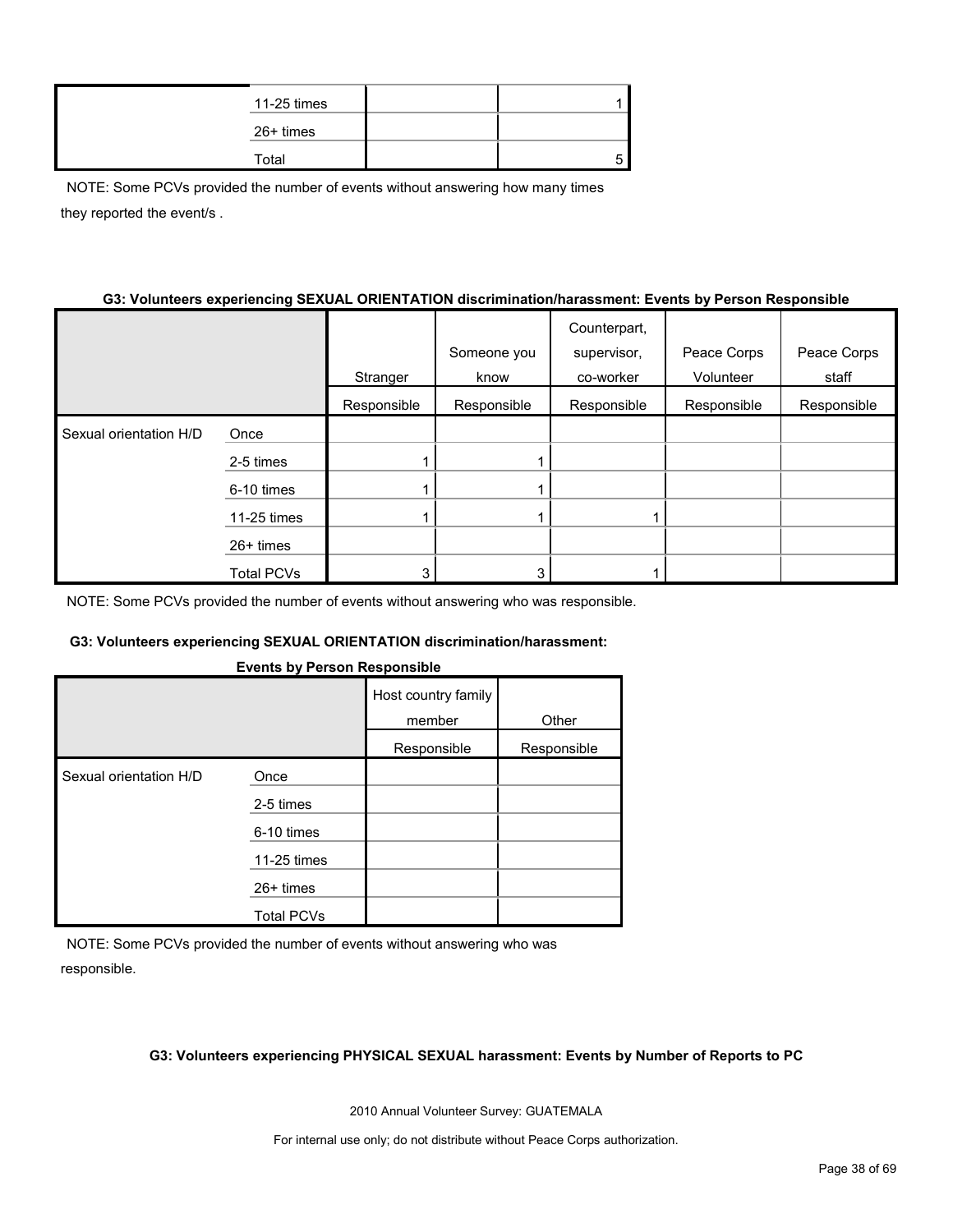| | | | |
|---|---|---|---|
| | 11-25 times | | 1 |
| | 26+ times | | |
| | Total | | 5 |

NOTE: Some PCVs provided the number of events without answering how many times they reported the event/s .

**G3: Volunteers experiencing SEXUAL ORIENTATION discrimination/harassment: Events by Person Responsible**

| | | Stranger | Someone you know | Counterpart, supervisor, co-worker | Peace Corps Volunteer | Peace Corps staff |
|---|---|---|---|---|---|---|
| | | Responsible | Responsible | Responsible | Responsible | Responsible |
| Sexual orientation H/D | Once | | | | | |
| | 2-5 times | 1 | 1 | | | |
| | 6-10 times | 1 | 1 | | | |
| | 11-25 times | 1 | 1 | 1 | | |
| | 26+ times | | | | | |
| | Total PCVs | 3 | 3 | 1 | | |

NOTE: Some PCVs provided the number of events without answering who was responsible.

**G3: Volunteers experiencing SEXUAL ORIENTATION discrimination/harassment: Events by Person Responsible**

| | | Host country family member | Other |
|---|---|---|---|
| | | Responsible | Responsible |
| Sexual orientation H/D | Once | | |
| | 2-5 times | | |
| | 6-10 times | | |
| | 11-25 times | | |
| | 26+ times | | |
| | Total PCVs | | |

NOTE: Some PCVs provided the number of events without answering who was responsible.

**G3: Volunteers experiencing PHYSICAL SEXUAL harassment: Events by Number of Reports to PC**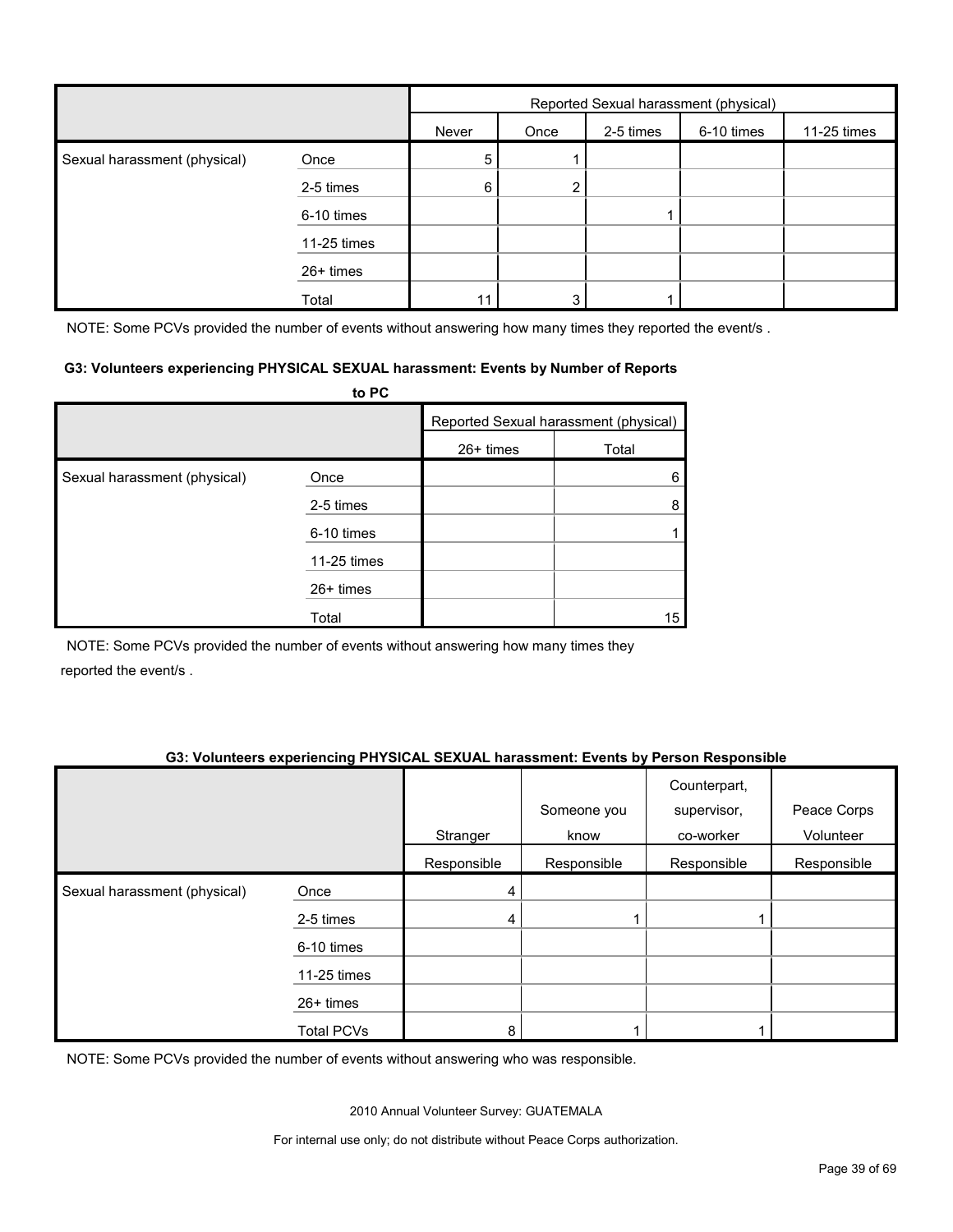| | | Reported Sexual harassment (physical) | | | | |
|---|---|---|---|---|---|---|
| | | Never | Once | 2-5 times | 6-10 times | 11-25 times |
| Sexual harassment (physical) | Once | 5 | 1 | | | |
| | 2-5 times | 6 | 2 | | | |
| | 6-10 times | | | 1 | | |
| | 11-25 times | | | | | |
| | 26+ times | | | | | |
| | Total | 11 | 3 | 1 | | |

NOTE: Some PCVs provided the number of events without answering how many times they reported the event/s .

**G3: Volunteers experiencing PHYSICAL SEXUAL harassment: Events by Number of Reports to PC**

| | | Reported Sexual harassment (physical) | |
|---|---|---|---|
| | | 26+ times | Total |
| Sexual harassment (physical) | Once | | 6 |
| | 2-5 times | | 8 |
| | 6-10 times | | 1 |
| | 11-25 times | | |
| | 26+ times | | |
| | Total | | 15 |

NOTE: Some PCVs provided the number of events without answering how many times they reported the event/s .

**G3: Volunteers experiencing PHYSICAL SEXUAL harassment: Events by Person Responsible**

| | | Stranger | Someone you know | Counterpart, supervisor, co-worker | Peace Corps Volunteer |
|---|---|---|---|---|---|
| | | Responsible | Responsible | Responsible | Responsible |
| Sexual harassment (physical) | Once | 4 | | | |
| | 2-5 times | 4 | 1 | 1 | |
| | 6-10 times | | | | |
| | 11-25 times | | | | |
| | 26+ times | | | | |
| | Total PCVs | 8 | 1 | 1 | |

NOTE: Some PCVs provided the number of events without answering who was responsible.

2010 Annual Volunteer Survey: GUATEMALA

For internal use only; do not distribute without Peace Corps authorization.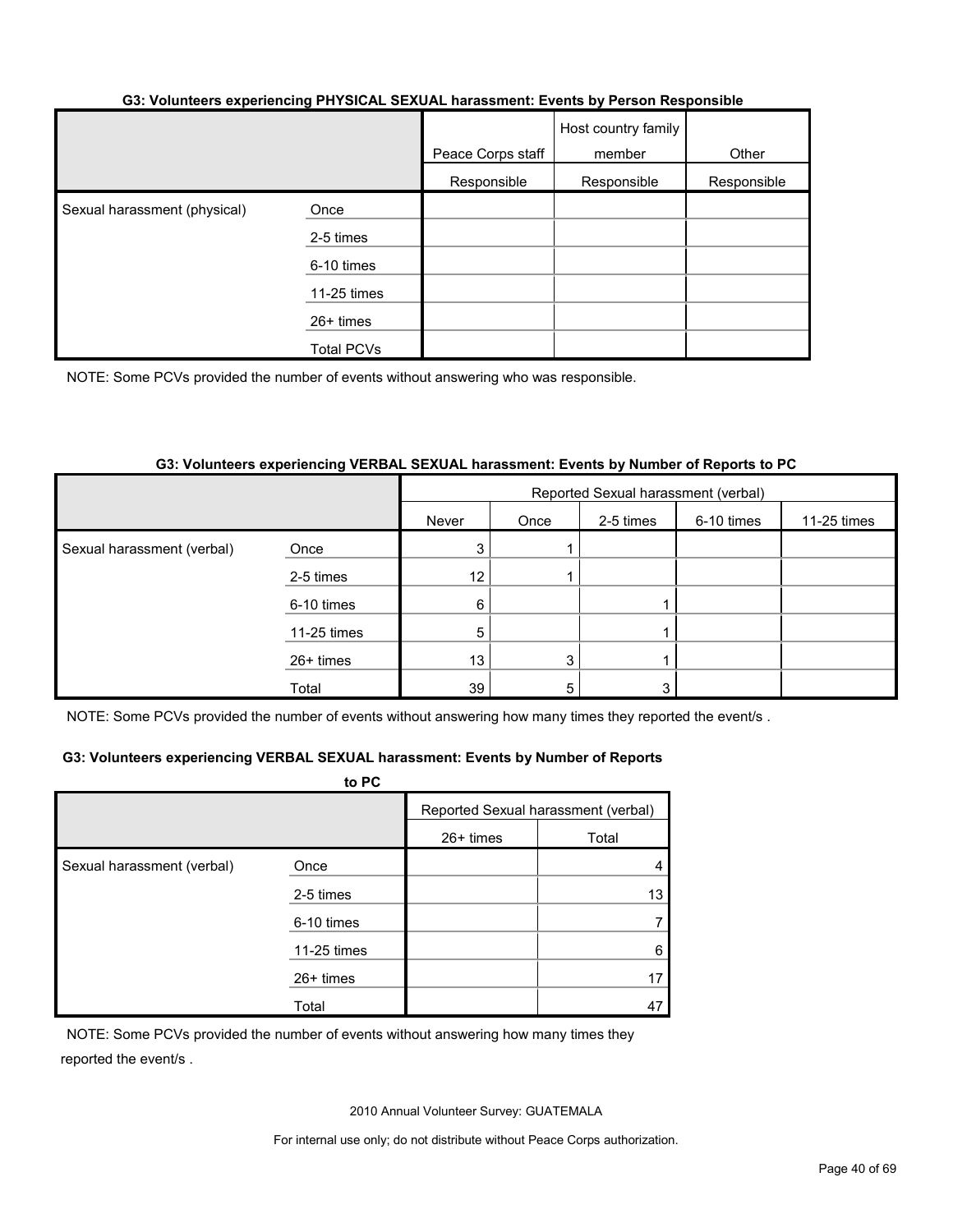**G3: Volunteers experiencing PHYSICAL SEXUAL harassment: Events by Person Responsible**

| | | Peace Corps staff | Host country family member | Other |
|---|---|---|---|---|
| | | Responsible | Responsible | Responsible |
| Sexual harassment (physical) | Once | | | |
| | 2-5 times | | | |
| | 6-10 times | | | |
| | 11-25 times | | | |
| | 26+ times | | | |
| | Total PCVs | | | |

NOTE: Some PCVs provided the number of events without answering who was responsible.

**G3: Volunteers experiencing VERBAL SEXUAL harassment: Events by Number of Reports to PC**

| | | Reported Sexual harassment (verbal) | | | | | | |
|---|---|---|---|---|---|---|---|---|
| | | Never | Once | 2-5 times | 6-10 times | 11-25 times | 26+ times | Total |
| Sexual harassment (verbal) | Once | 3 | 1 | | | | | 4 |
| | 2-5 times | 12 | 1 | | | | | 13 |
| | 6-10 times | 6 | | 1 | | | | 7 |
| | 11-25 times | 5 | | 1 | | | | 6 |
| | 26+ times | 13 | 3 | 1 | | | | 17 |
| | Total | 39 | 5 | 3 | | | | 47 |

NOTE: Some PCVs provided the number of events without answering how many times they reported the event/s .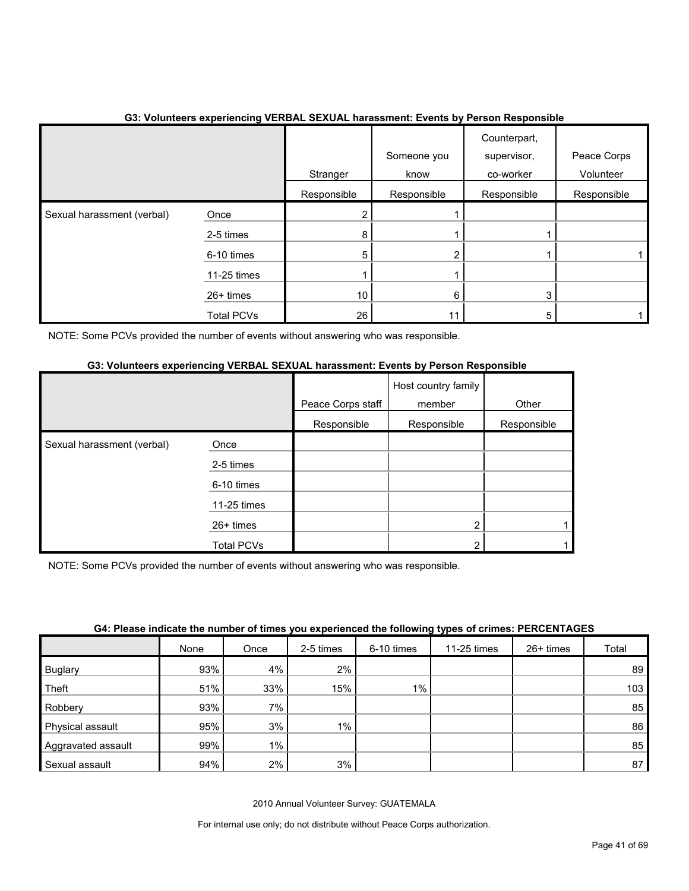### G3: Volunteers experiencing VERBAL SEXUAL harassment: Events by Person Responsible

| | | Stranger Responsible | Someone you know Responsible | Counterpart, supervisor, co-worker Responsible | Peace Corps Volunteer Responsible |
|---|---|---|---|---|---|
| Sexual harassment (verbal) | Once | 2 | 1 | | |
| | 2-5 times | 8 | 1 | 1 | |
| | 6-10 times | 5 | 2 | 1 | 1 |
| | 11-25 times | 1 | 1 | | |
| | 26+ times | 10 | 6 | 3 | |
| | Total PCVs | 26 | 11 | 5 | 1 |

NOTE: Some PCVs provided the number of events without answering who was responsible.

### G3: Volunteers experiencing VERBAL SEXUAL harassment: Events by Person Responsible

| | | Peace Corps staff Responsible | Host country family member Responsible | Other Responsible |
|---|---|---|---|---|
| Sexual harassment (verbal) | Once | | | |
| | 2-5 times | | | |
| | 6-10 times | | | |
| | 11-25 times | | | |
| | 26+ times | | 2 | 1 |
| | Total PCVs | | 2 | 1 |

NOTE: Some PCVs provided the number of events without answering who was responsible.

### G4: Please indicate the number of times you experienced the following types of crimes: PERCENTAGES

| | None | Once | 2-5 times | 6-10 times | 11-25 times | 26+ times | Total |
|---|---|---|---|---|---|---|---|
| Buglary | 93% | 4% | 2% | | | | 89 |
| Theft | 51% | 33% | 15% | 1% | | | 103 |
| Robbery | 93% | 7% | | | | | 85 |
| Physical assault | 95% | 3% | 1% | | | | 86 |
| Aggravated assault | 99% | 1% | | | | | 85 |
| Sexual assault | 94% | 2% | 3% | | | | 87 |

2010 Annual Volunteer Survey: GUATEMALA

For internal use only; do not distribute without Peace Corps authorization.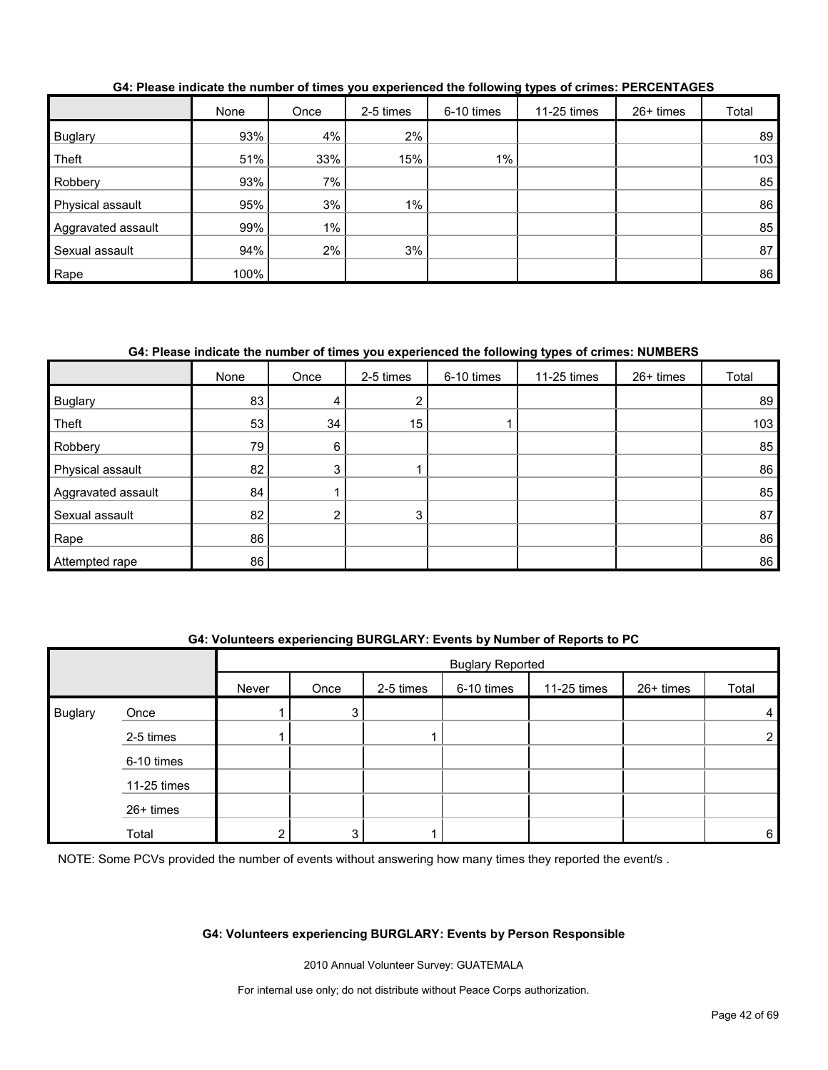**G4: Please indicate the number of times you experienced the following types of crimes: PERCENTAGES**

| | None | Once | 2-5 times | 6-10 times | 11-25 times | 26+ times | Total |
|---|---|---|---|---|---|---|---|
| Buglary | 93% | 4% | 2% | | | | 89 |
| Theft | 51% | 33% | 15% | 1% | | | 103 |
| Robbery | 93% | 7% | | | | | 85 |
| Physical assault | 95% | 3% | 1% | | | | 86 |
| Aggravated assault | 99% | 1% | | | | | 85 |
| Sexual assault | 94% | 2% | 3% | | | | 87 |
| Rape | 100% | | | | | | 86 |

**G4: Please indicate the number of times you experienced the following types of crimes: NUMBERS**

| | None | Once | 2-5 times | 6-10 times | 11-25 times | 26+ times | Total |
|---|---|---|---|---|---|---|---|
| Buglary | 83 | 4 | 2 | | | | 89 |
| Theft | 53 | 34 | 15 | 1 | | | 103 |
| Robbery | 79 | 6 | | | | | 85 |
| Physical assault | 82 | 3 | 1 | | | | 86 |
| Aggravated assault | 84 | 1 | | | | | 85 |
| Sexual assault | 82 | 2 | 3 | | | | 87 |
| Rape | 86 | | | | | | 86 |
| Attempted rape | 86 | | | | | | 86 |

**G4: Volunteers experiencing BURGLARY: Events by Number of Reports to PC**

| | | Buglary Reported | | | | | | |
|---|---|---|---|---|---|---|---|---|
| | | Never | Once | 2-5 times | 6-10 times | 11-25 times | 26+ times | Total |
| Buglary | Once | 1 | 3 | | | | | 4 |
| | 2-5 times | 1 | | 1 | | | | 2 |
| | 6-10 times | | | | | | | |
| | 11-25 times | | | | | | | |
| | 26+ times | | | | | | | |
| | Total | 2 | 3 | 1 | | | | 6 |

NOTE: Some PCVs provided the number of events without answering how many times they reported the event/s .

**G4: Volunteers experiencing BURGLARY: Events by Person Responsible**

2010 Annual Volunteer Survey: GUATEMALA

For internal use only; do not distribute without Peace Corps authorization.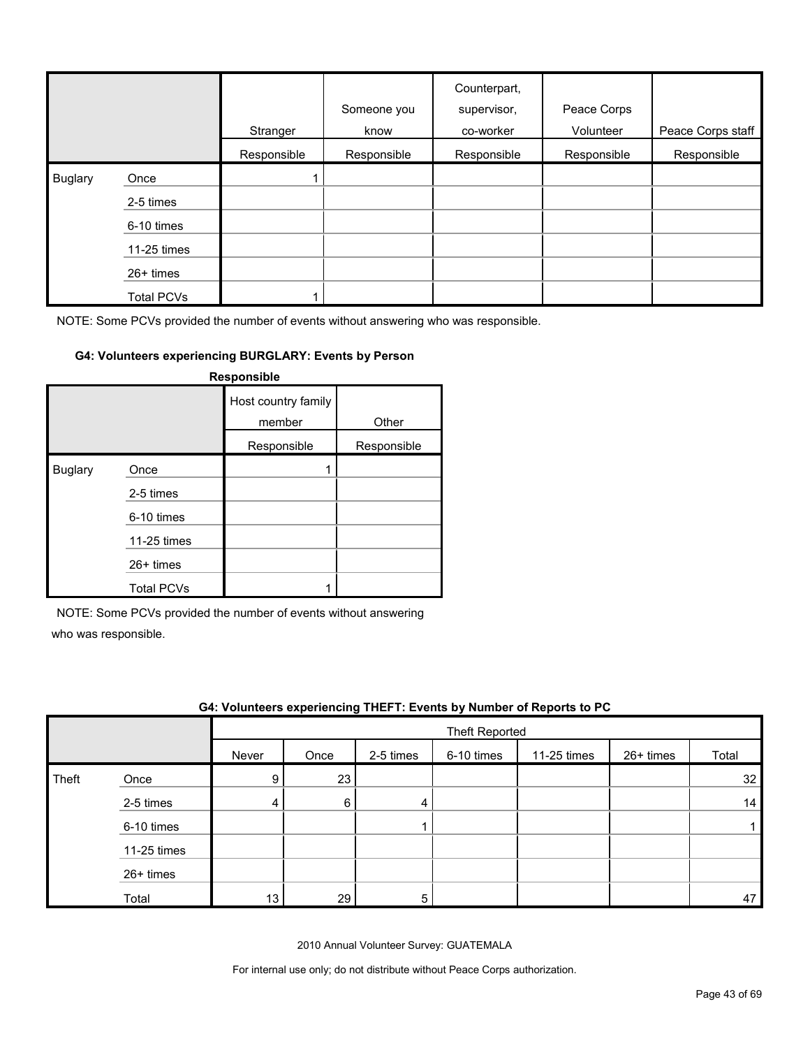| | | Stranger | Someone you know | Counterpart, supervisor, co-worker | Peace Corps Volunteer | Peace Corps staff |
|---|---|---|---|---|---|---|
| | | Responsible | Responsible | Responsible | Responsible | Responsible |
| Buglary | Once | 1 | | | | |
| | 2-5 times | | | | | |
| | 6-10 times | | | | | |
| | 11-25 times | | | | | |
| | 26+ times | | | | | |
| | Total PCVs | 1 | | | | |

NOTE: Some PCVs provided the number of events without answering who was responsible.

**G4: Volunteers experiencing BURGLARY: Events by Person Responsible**

| | | Host country family member | Other |
|---|---|---|---|
| | | Responsible | Responsible |
| Buglary | Once | 1 | |
| | 2-5 times | | |
| | 6-10 times | | |
| | 11-25 times | | |
| | 26+ times | | |
| | Total PCVs | 1 | |

NOTE: Some PCVs provided the number of events without answering who was responsible.

**G4: Volunteers experiencing THEFT: Events by Number of Reports to PC**

| | | Theft Reported | | | | | | |
|---|---|---|---|---|---|---|---|---|
| | | Never | Once | 2-5 times | 6-10 times | 11-25 times | 26+ times | Total |
| Theft | Once | 9 | 23 | | | | | 32 |
| | 2-5 times | 4 | 6 | 4 | | | | 14 |
| | 6-10 times | | | 1 | | | | 1 |
| | 11-25 times | | | | | | | |
| | 26+ times | | | | | | | |
| | Total | 13 | 29 | 5 | | | | 47 |

2010 Annual Volunteer Survey: GUATEMALA

For internal use only; do not distribute without Peace Corps authorization.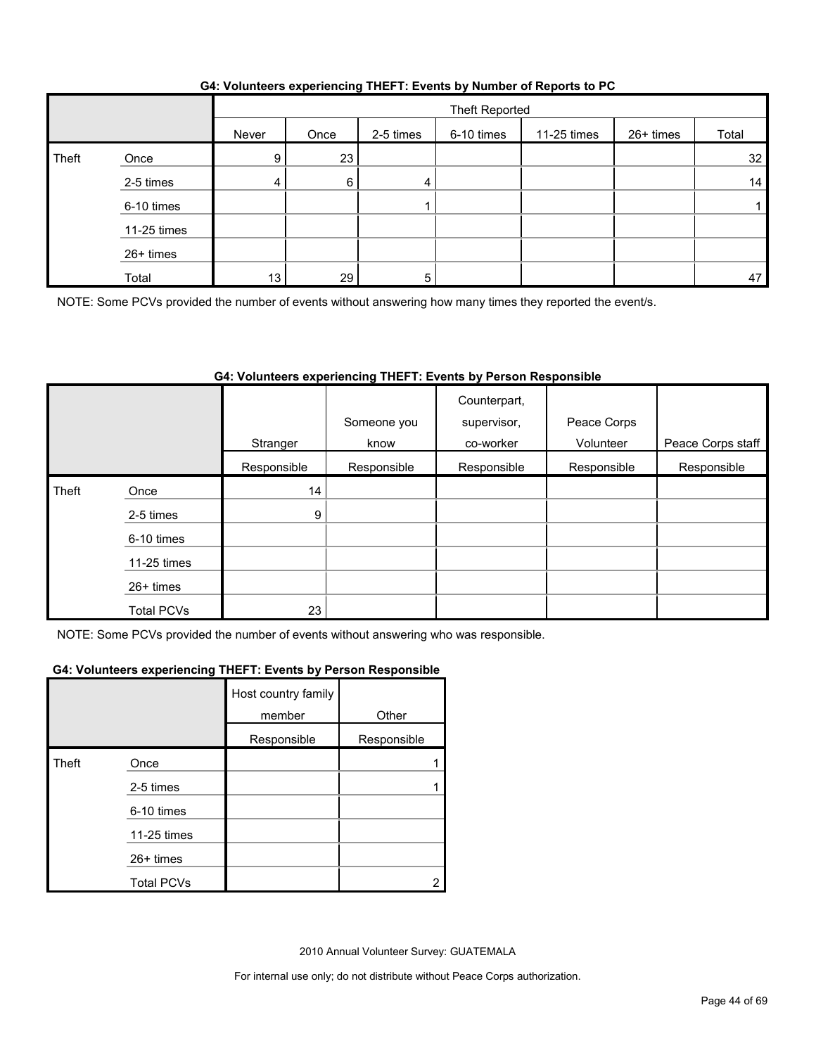**G4: Volunteers experiencing THEFT: Events by Number of Reports to PC**

| | | Theft Reported | | | | | | |
|---|---|---|---|---|---|---|---|---|
| | | Never | Once | 2-5 times | 6-10 times | 11-25 times | 26+ times | Total |
| Theft | Once | 9 | 23 | | | | | 32 |
| | 2-5 times | 4 | 6 | 4 | | | | 14 |
| | 6-10 times | | | 1 | | | | 1 |
| | 11-25 times | | | | | | | |
| | 26+ times | | | | | | | |
| | Total | 13 | 29 | 5 | | | | 47 |

NOTE: Some PCVs provided the number of events without answering how many times they reported the event/s.

**G4: Volunteers experiencing THEFT: Events by Person Responsible**

| | | Stranger | Someone you know | Counterpart, supervisor, co-worker | Peace Corps Volunteer | Peace Corps staff |
|---|---|---|---|---|---|---|
| | | Responsible | Responsible | Responsible | Responsible | Responsible |
| Theft | Once | 14 | | | | |
| | 2-5 times | 9 | | | | |
| | 6-10 times | | | | | |
| | 11-25 times | | | | | |
| | 26+ times | | | | | |
| | Total PCVs | 23 | | | | |

NOTE: Some PCVs provided the number of events without answering who was responsible.

**G4: Volunteers experiencing THEFT: Events by Person Responsible**

| | | Host country family member | Other |
|---|---|---|---|
| | | Responsible | Responsible |
| Theft | Once | | 1 |
| | 2-5 times | | 1 |
| | 6-10 times | | |
| | 11-25 times | | |
| | 26+ times | | |
| | Total PCVs | | 2 |

2010 Annual Volunteer Survey: GUATEMALA

For internal use only; do not distribute without Peace Corps authorization.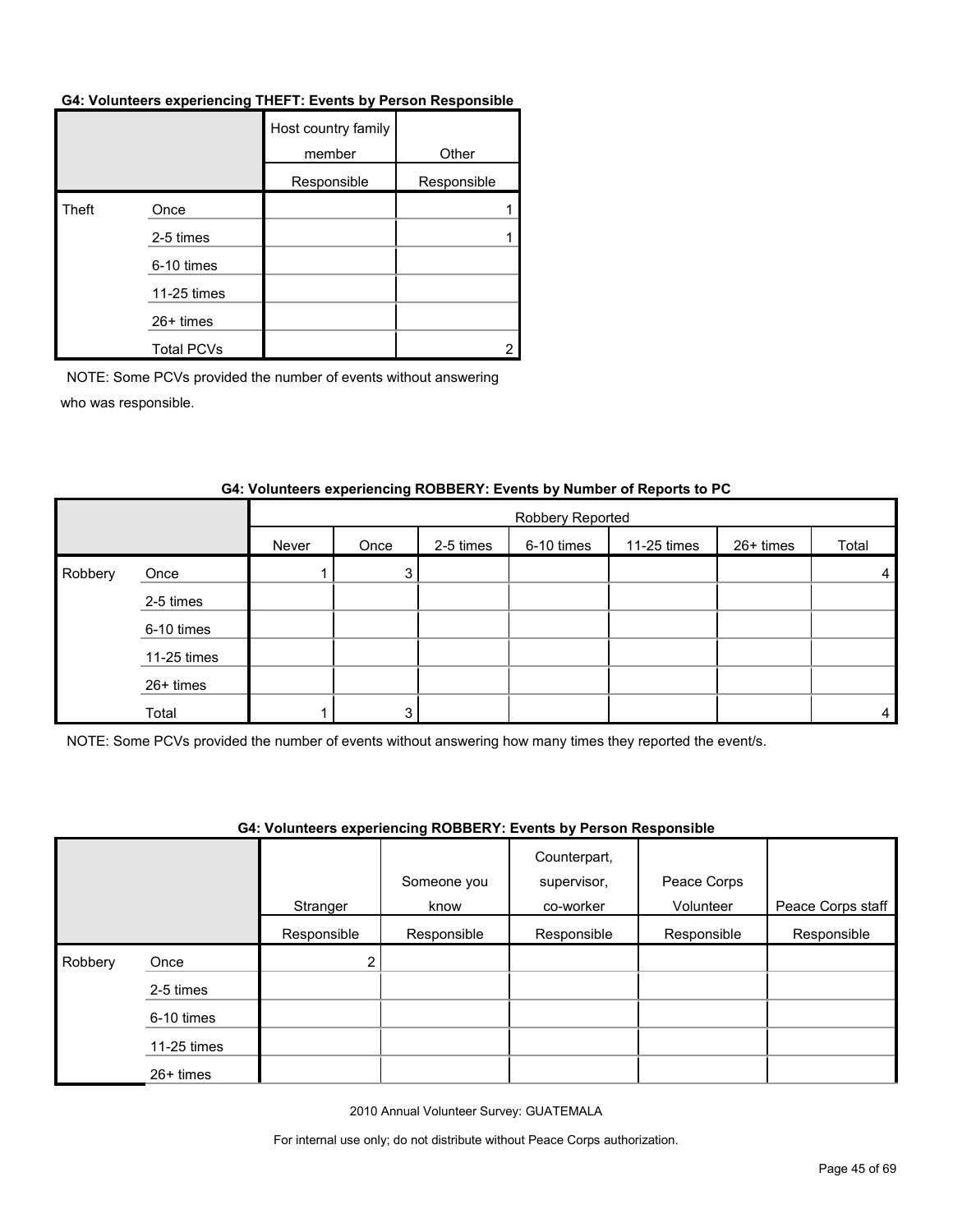**G4: Volunteers experiencing THEFT: Events by Person Responsible**

| | | Host country family member | Other |
|---|---|---|---|
| | | Responsible | Responsible |
| Theft | Once | | 1 |
| | 2-5 times | | 1 |
| | 6-10 times | | |
| | 11-25 times | | |
| | 26+ times | | |
| | Total PCVs | | 2 |

NOTE: Some PCVs provided the number of events without answering who was responsible.

**G4: Volunteers experiencing ROBBERY: Events by Number of Reports to PC**

| | | Robbery Reported | | | | | | |
|---|---|---|---|---|---|---|---|---|
| | | Never | Once | 2-5 times | 6-10 times | 11-25 times | 26+ times | Total |
| Robbery | Once | 1 | 3 | | | | | 4 |
| | 2-5 times | | | | | | | |
| | 6-10 times | | | | | | | |
| | 11-25 times | | | | | | | |
| | 26+ times | | | | | | | |
| | Total | 1 | 3 | | | | | 4 |

NOTE: Some PCVs provided the number of events without answering how many times they reported the event/s.

**G4: Volunteers experiencing ROBBERY: Events by Person Responsible**

| | | Stranger | Someone you know | Counterpart, supervisor, co-worker | Peace Corps Volunteer | Peace Corps staff |
|---|---|---|---|---|---|---|
| | | Responsible | Responsible | Responsible | Responsible | Responsible |
| Robbery | Once | 2 | | | | |
| | 2-5 times | | | | | |
| | 6-10 times | | | | | |
| | 11-25 times | | | | | |
| | 26+ times | | | | | |

2010 Annual Volunteer Survey: GUATEMALA

For internal use only; do not distribute without Peace Corps authorization.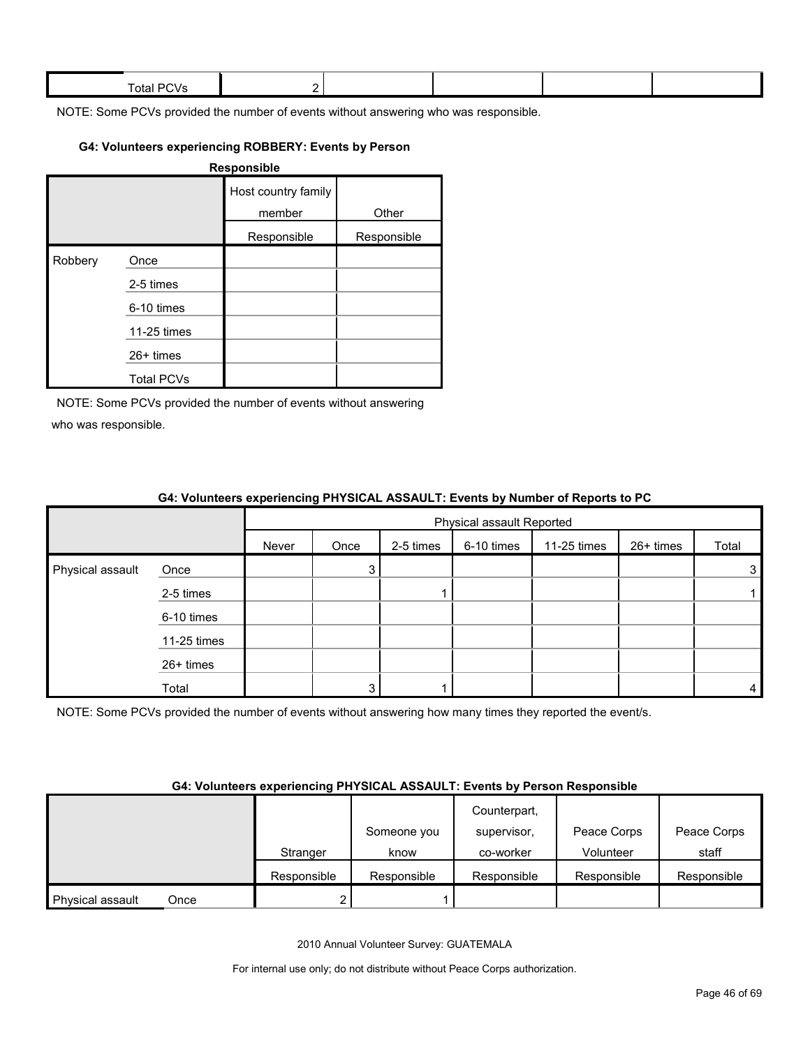| | Total PCVs | 2 | | | | |
|---|---|---|---|---|---|---|

NOTE: Some PCVs provided the number of events without answering who was responsible.

#### G4: Volunteers experiencing ROBBERY: Events by Person Responsible

| | | Host country family member | Other |
|---|---|---|---|
| | | Responsible | Responsible |
| Robbery | Once | | |
| | 2-5 times | | |
| | 6-10 times | | |
| | 11-25 times | | |
| | 26+ times | | |
| | Total PCVs | | |

NOTE: Some PCVs provided the number of events without answering who was responsible.

#### G4: Volunteers experiencing PHYSICAL ASSAULT: Events by Number of Reports to PC

| | | Physical assault Reported | | | | | | |
|---|---|---|---|---|---|---|---|---|
| | | Never | Once | 2-5 times | 6-10 times | 11-25 times | 26+ times | Total |
| Physical assault | Once | | 3 | | | | | 3 |
| | 2-5 times | | | 1 | | | | 1 |
| | 6-10 times | | | | | | | |
| | 11-25 times | | | | | | | |
| | 26+ times | | | | | | | |
| | Total | | 3 | 1 | | | | 4 |

NOTE: Some PCVs provided the number of events without answering how many times they reported the event/s.

#### G4: Volunteers experiencing PHYSICAL ASSAULT: Events by Person Responsible

| | | Stranger | Someone you know | Counterpart, supervisor, co-worker | Peace Corps Volunteer | Peace Corps staff |
|---|---|---|---|---|---|---|
| | | Responsible | Responsible | Responsible | Responsible | Responsible |
| Physical assault | Once | 2 | 1 | | | |

2010 Annual Volunteer Survey: GUATEMALA

For internal use only; do not distribute without Peace Corps authorization.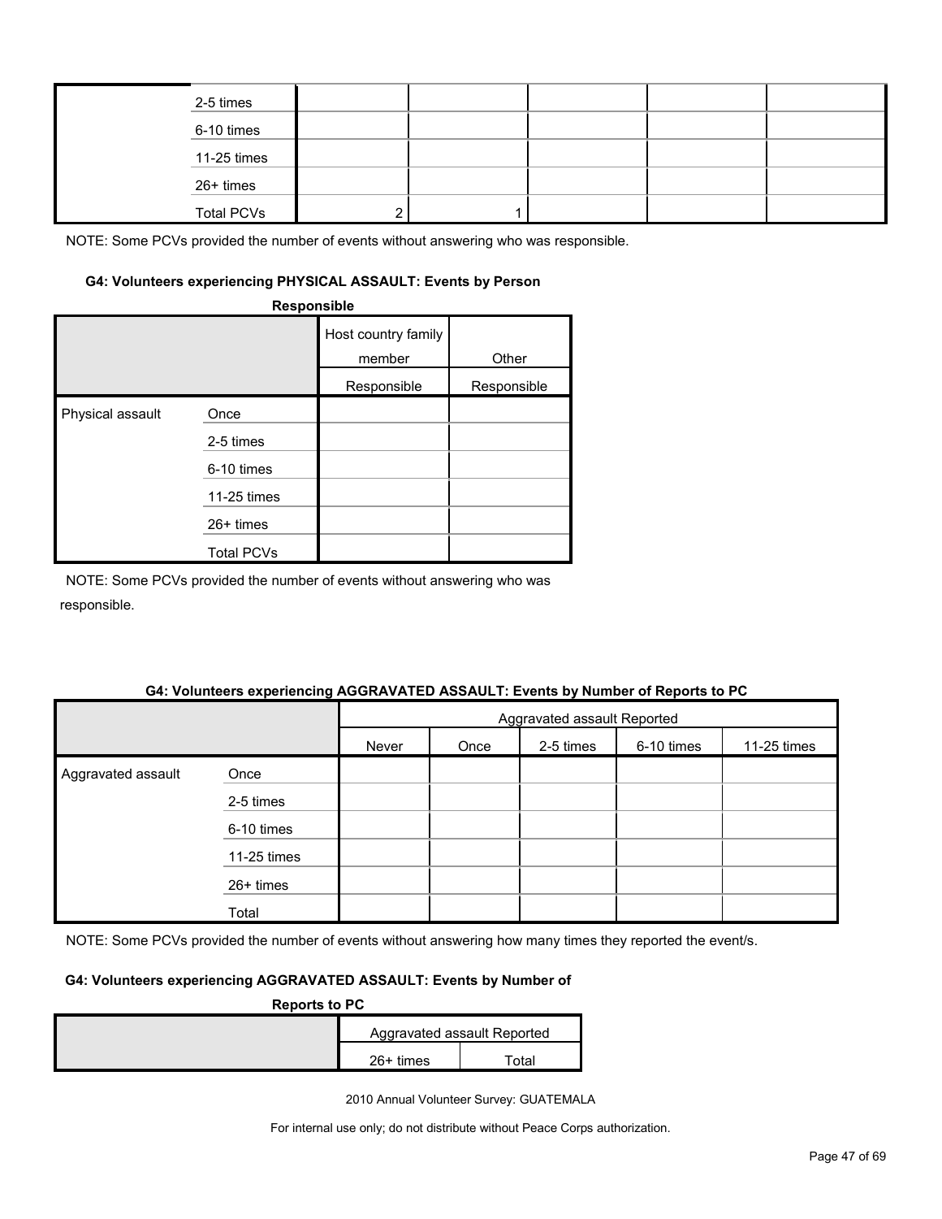| | | | | | | |
|---|---|---|---|---|---|---|
| | 2-5 times | | | | | |
| | 6-10 times | | | | | |
| | 11-25 times | | | | | |
| | 26+ times | | | | | |
| | Total PCVs | 2 | 1 | | | |

NOTE: Some PCVs provided the number of events without answering who was responsible.

**G4: Volunteers experiencing PHYSICAL ASSAULT: Events by Person Responsible**

| | | Host country family member | Other |
|---|---|---|---|
| | | Responsible | Responsible |
| Physical assault | Once | | |
| | 2-5 times | | |
| | 6-10 times | | |
| | 11-25 times | | |
| | 26+ times | | |
| | Total PCVs | | |

NOTE: Some PCVs provided the number of events without answering who was responsible.

**G4: Volunteers experiencing AGGRAVATED ASSAULT: Events by Number of Reports to PC**

| | | Aggravated assault Reported | | | | | | |
|---|---|---|---|---|---|---|---|---|
| | | Never | Once | 2-5 times | 6-10 times | 11-25 times | 26+ times | Total |
| Aggravated assault | Once | | | | | | | |
| | 2-5 times | | | | | | | |
| | 6-10 times | | | | | | | |
| | 11-25 times | | | | | | | |
| | 26+ times | | | | | | | |
| | Total | | | | | | | |

NOTE: Some PCVs provided the number of events without answering how many times they reported the event/s.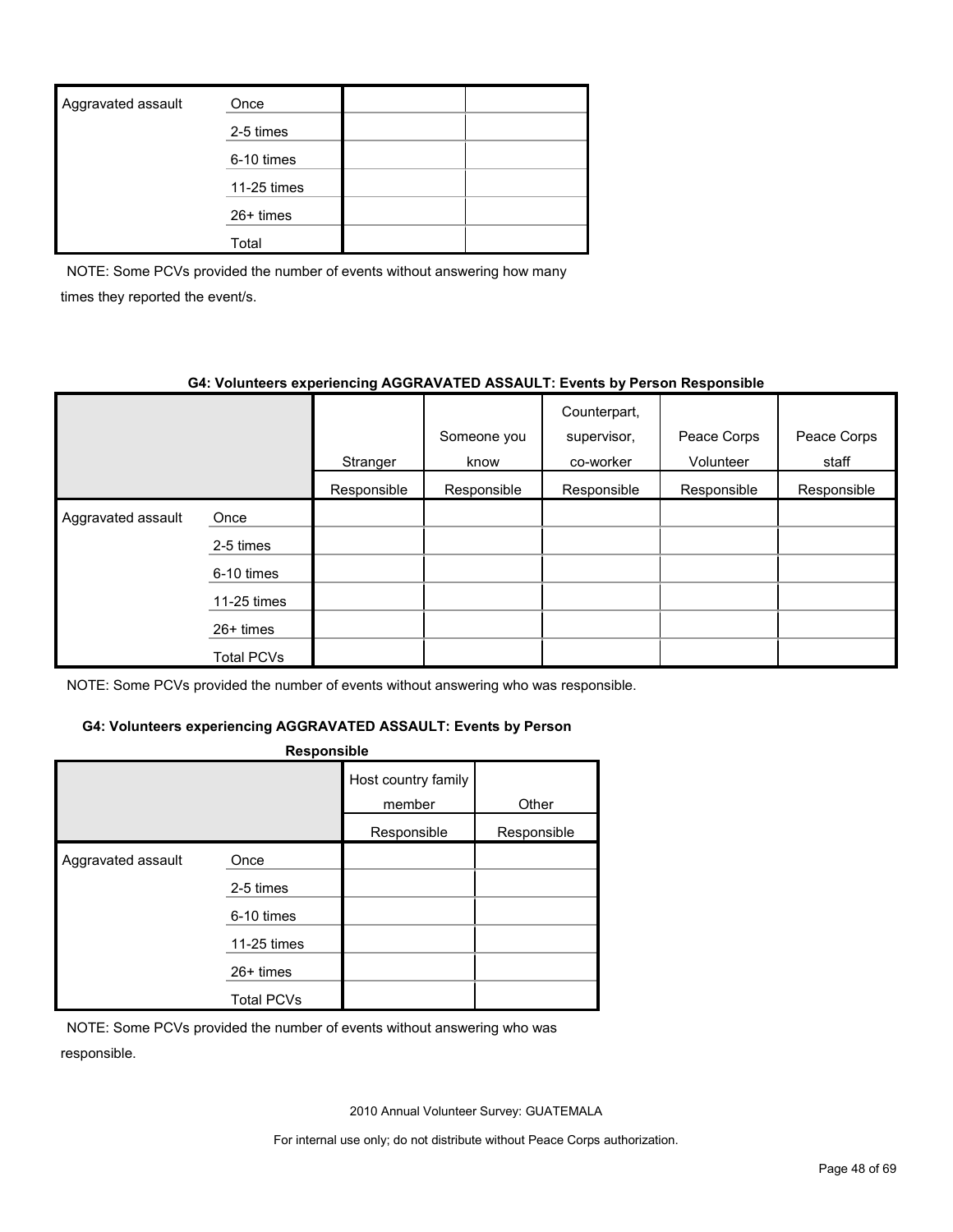| Aggravated assault | Once | | |
|---|---|---|---|
| | 2-5 times | | |
| | 6-10 times | | |
| | 11-25 times | | |
| | 26+ times | | |
| | Total | | |

NOTE: Some PCVs provided the number of events without answering how many times they reported the event/s.

**G4: Volunteers experiencing AGGRAVATED ASSAULT: Events by Person Responsible**

| | | Stranger | Someone you know | Counterpart, supervisor, co-worker | Peace Corps Volunteer | Peace Corps staff |
|---|---|---|---|---|---|---|
| | | Responsible | Responsible | Responsible | Responsible | Responsible |
| Aggravated assault | Once | | | | | |
| | 2-5 times | | | | | |
| | 6-10 times | | | | | |
| | 11-25 times | | | | | |
| | 26+ times | | | | | |
| | Total PCVs | | | | | |

NOTE: Some PCVs provided the number of events without answering who was responsible.

**G4: Volunteers experiencing AGGRAVATED ASSAULT: Events by Person Responsible**

| | | Host country family member | Other |
|---|---|---|---|
| | | Responsible | Responsible |
| Aggravated assault | Once | | |
| | 2-5 times | | |
| | 6-10 times | | |
| | 11-25 times | | |
| | 26+ times | | |
| | Total PCVs | | |

NOTE: Some PCVs provided the number of events without answering who was responsible.

2010 Annual Volunteer Survey: GUATEMALA

For internal use only; do not distribute without Peace Corps authorization.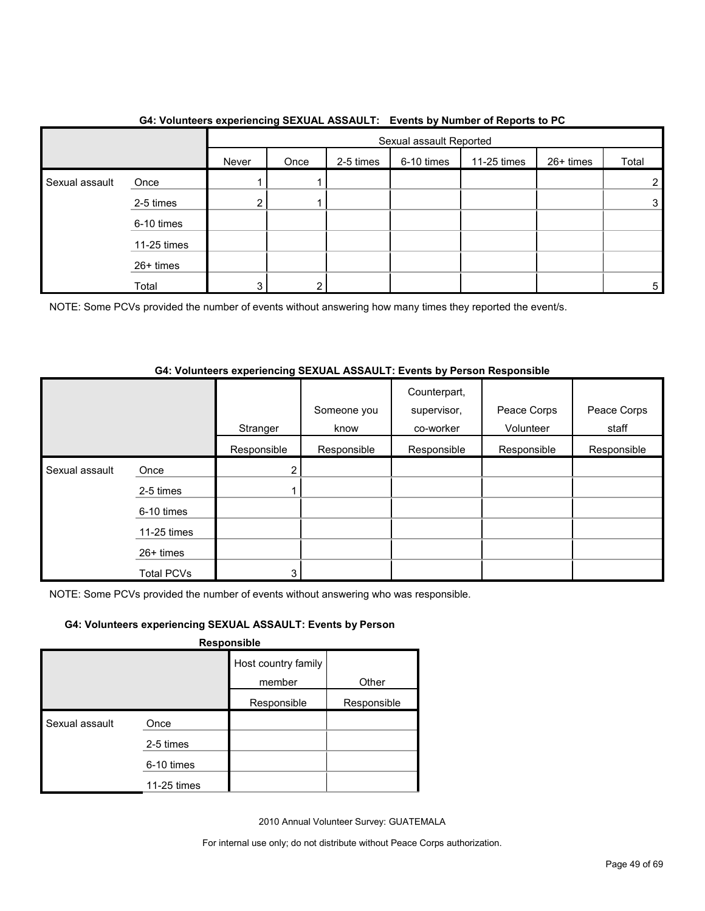**G4: Volunteers experiencing SEXUAL ASSAULT: Events by Number of Reports to PC**

| | | Sexual assault Reported | | | | | | |
|---|---|---|---|---|---|---|---|---|
| | | Never | Once | 2-5 times | 6-10 times | 11-25 times | 26+ times | Total |
| Sexual assault | Once | 1 | 1 | | | | | 2 |
| | 2-5 times | 2 | 1 | | | | | 3 |
| | 6-10 times | | | | | | | |
| | 11-25 times | | | | | | | |
| | 26+ times | | | | | | | |
| | Total | 3 | 2 | | | | | 5 |

NOTE: Some PCVs provided the number of events without answering how many times they reported the event/s.

**G4: Volunteers experiencing SEXUAL ASSAULT: Events by Person Responsible**

| | | Stranger | Someone you know | Counterpart, supervisor, co-worker | Peace Corps Volunteer | Peace Corps staff |
|---|---|---|---|---|---|---|
| | | Responsible | Responsible | Responsible | Responsible | Responsible |
| Sexual assault | Once | 2 | | | | |
| | 2-5 times | 1 | | | | |
| | 6-10 times | | | | | |
| | 11-25 times | | | | | |
| | 26+ times | | | | | |
| | Total PCVs | 3 | | | | |

NOTE: Some PCVs provided the number of events without answering who was responsible.

**G4: Volunteers experiencing SEXUAL ASSAULT: Events by Person Responsible**

| | | Host country family member | Other |
|---|---|---|---|
| | | Responsible | Responsible |
| Sexual assault | Once | | |
| | 2-5 times | | |
| | 6-10 times | | |
| | 11-25 times | | |

2010 Annual Volunteer Survey: GUATEMALA

For internal use only; do not distribute without Peace Corps authorization.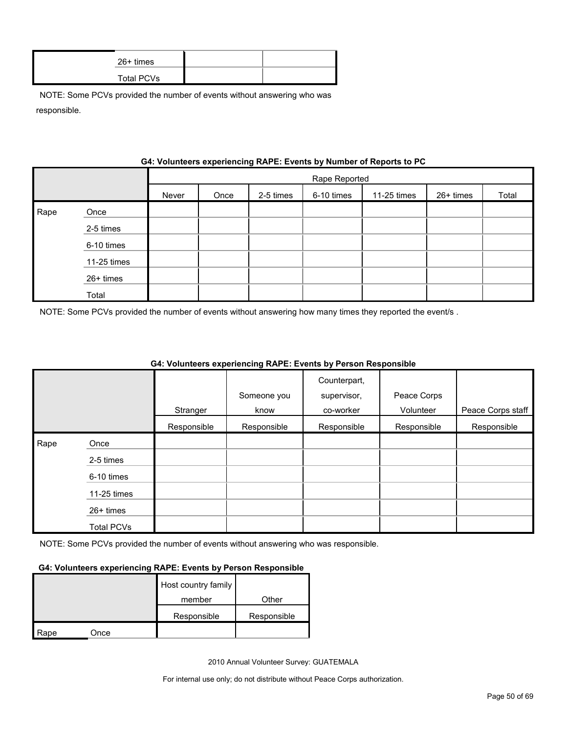| | | | |
|---|---|---|---|
| | 26+ times | | |
| | Total PCVs | | |

NOTE: Some PCVs provided the number of events without answering who was responsible.

**G4: Volunteers experiencing RAPE: Events by Number of Reports to PC**

| | | Rape Reported | | | | | | |
|---|---|---|---|---|---|---|---|---|
| | | Never | Once | 2-5 times | 6-10 times | 11-25 times | 26+ times | Total |
| Rape | Once | | | | | | | |
| | 2-5 times | | | | | | | |
| | 6-10 times | | | | | | | |
| | 11-25 times | | | | | | | |
| | 26+ times | | | | | | | |
| | Total | | | | | | | |

NOTE: Some PCVs provided the number of events without answering how many times they reported the event/s .

**G4: Volunteers experiencing RAPE: Events by Person Responsible**

| | | Stranger | Someone you know | Counterpart, supervisor, co-worker | Peace Corps Volunteer | Peace Corps staff |
|---|---|---|---|---|---|---|
| | | Responsible | Responsible | Responsible | Responsible | Responsible |
| Rape | Once | | | | | |
| | 2-5 times | | | | | |
| | 6-10 times | | | | | |
| | 11-25 times | | | | | |
| | 26+ times | | | | | |
| | Total PCVs | | | | | |

NOTE: Some PCVs provided the number of events without answering who was responsible.

**G4: Volunteers experiencing RAPE: Events by Person Responsible**

| | | Host country family member | Other |
|---|---|---|---|
| | | Responsible | Responsible |
| Rape | Once | | |

2010 Annual Volunteer Survey: GUATEMALA

For internal use only; do not distribute without Peace Corps authorization.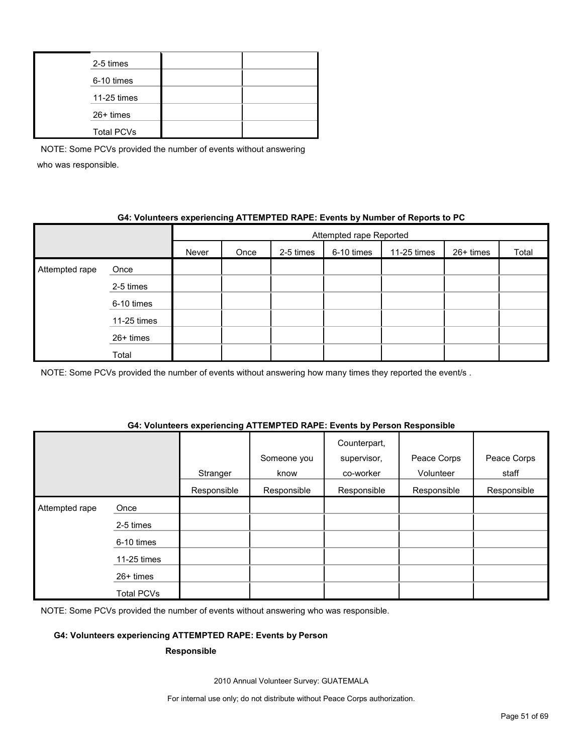| | | | |
|---|---|---|---|
| | 2-5 times | | |
| | 6-10 times | | |
| | 11-25 times | | |
| | 26+ times | | |
| | Total PCVs | | |

NOTE: Some PCVs provided the number of events without answering who was responsible.

**G4: Volunteers experiencing ATTEMPTED RAPE: Events by Number of Reports to PC**

| | | Attempted rape Reported | | | | | | |
|---|---|---|---|---|---|---|---|---|
| | | Never | Once | 2-5 times | 6-10 times | 11-25 times | 26+ times | Total |
| Attempted rape | Once | | | | | | | |
| | 2-5 times | | | | | | | |
| | 6-10 times | | | | | | | |
| | 11-25 times | | | | | | | |
| | 26+ times | | | | | | | |
| | Total | | | | | | | |

NOTE: Some PCVs provided the number of events without answering how many times they reported the event/s .

**G4: Volunteers experiencing ATTEMPTED RAPE: Events by Person Responsible**

| | | Stranger | Someone you know | Counterpart, supervisor, co-worker | Peace Corps Volunteer | Peace Corps staff |
|---|---|---|---|---|---|---|
| | | Responsible | Responsible | Responsible | Responsible | Responsible |
| Attempted rape | Once | | | | | |
| | 2-5 times | | | | | |
| | 6-10 times | | | | | |
| | 11-25 times | | | | | |
| | 26+ times | | | | | |
| | Total PCVs | | | | | |

NOTE: Some PCVs provided the number of events without answering who was responsible.

**G4: Volunteers experiencing ATTEMPTED RAPE: Events by Person Responsible**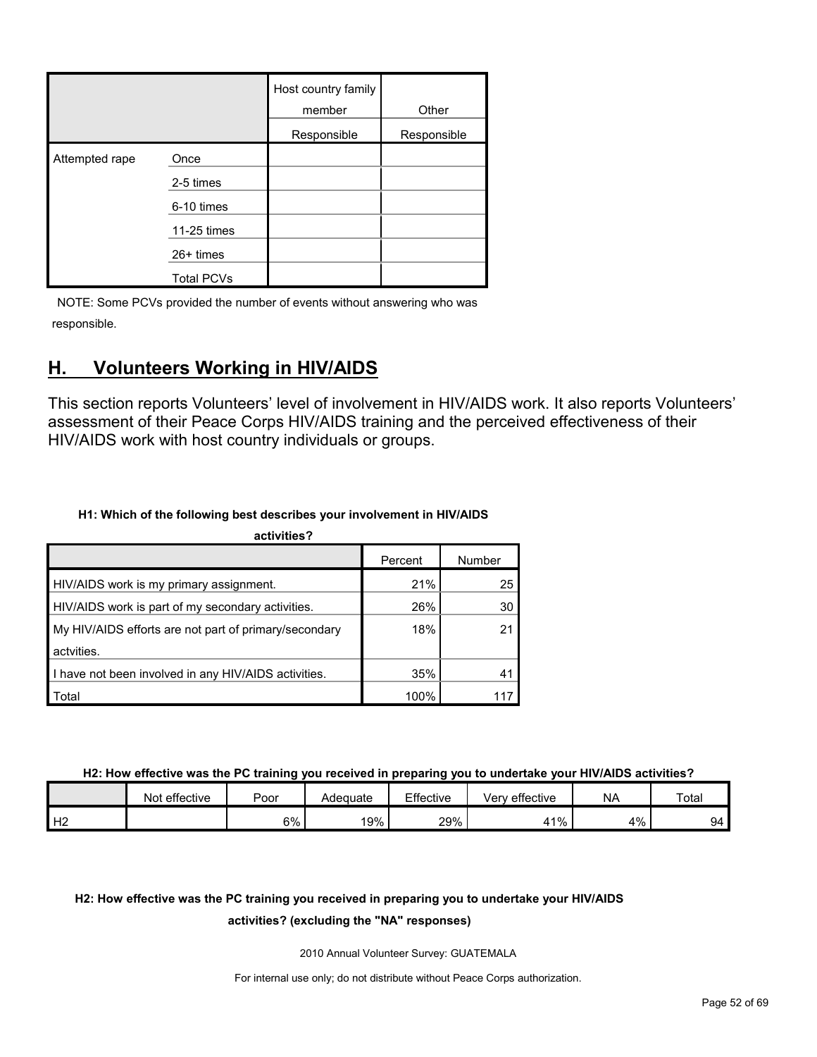| | | Host country family member | Other |
|---|---|---|---|
| | | Responsible | Responsible |
| Attempted rape | Once | | |
| | 2-5 times | | |
| | 6-10 times | | |
| | 11-25 times | | |
| | 26+ times | | |
| | Total PCVs | | |

NOTE: Some PCVs provided the number of events without answering who was responsible.

## H. Volunteers Working in HIV/AIDS

This section reports Volunteers' level of involvement in HIV/AIDS work. It also reports Volunteers' assessment of their Peace Corps HIV/AIDS training and the perceived effectiveness of their HIV/AIDS work with host country individuals or groups.

**H1: Which of the following best describes your involvement in HIV/AIDS activities?**

| | Percent | Number |
|---|---|---|
| HIV/AIDS work is my primary assignment. | 21% | 25 |
| HIV/AIDS work is part of my secondary activities. | 26% | 30 |
| My HIV/AIDS efforts are not part of primary/secondary actvities. | 18% | 21 |
| I have not been involved in any HIV/AIDS activities. | 35% | 41 |
| Total | 100% | 117 |

**H2: How effective was the PC training you received in preparing you to undertake your HIV/AIDS activities?**

| | Not effective | Poor | Adequate | Effective | Very effective | NA | Total |
|---|---|---|---|---|---|---|---|
| H2 | | 6% | 19% | 29% | 41% | 4% | 94 |

**H2: How effective was the PC training you received in preparing you to undertake your HIV/AIDS activities? (excluding the "NA" responses)**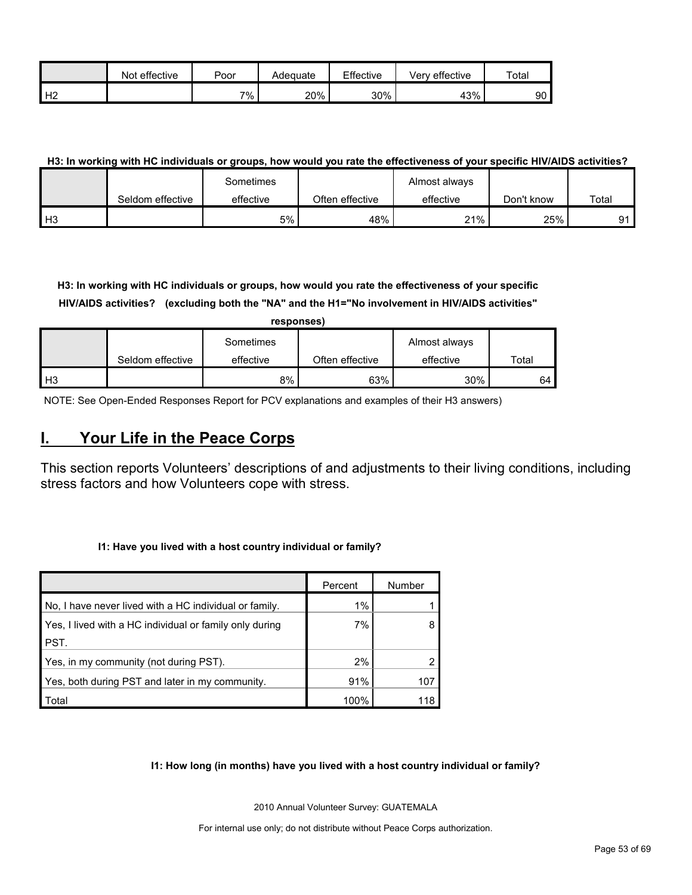| | Not effective | Poor | Adequate | Effective | Very effective | Total |
|---|---|---|---|---|---|---|
| H2 | | 7% | 20% | 30% | 43% | 90 |

**H3: In working with HC individuals or groups, how would you rate the effectiveness of your specific HIV/AIDS activities?**

| | Seldom effective | Sometimes effective | Often effective | Almost always effective | Don't know | Total |
|---|---|---|---|---|---|---|
| H3 | | 5% | 48% | 21% | 25% | 91 |

**H3: In working with HC individuals or groups, how would you rate the effectiveness of your specific HIV/AIDS activities? (excluding both the "NA" and the H1="No involvement in HIV/AIDS activities" responses)**

| | Seldom effective | Sometimes effective | Often effective | Almost always effective | Total |
|---|---|---|---|---|---|
| H3 | | 8% | 63% | 30% | 64 |

NOTE: See Open-Ended Responses Report for PCV explanations and examples of their H3 answers)

# I. Your Life in the Peace Corps

This section reports Volunteers' descriptions of and adjustments to their living conditions, including stress factors and how Volunteers cope with stress.

**I1: Have you lived with a host country individual or family?**

| | Percent | Number |
|---|---|---|
| No, I have never lived with a HC individual or family. | 1% | 1 |
| Yes, I lived with a HC individual or family only during PST. | 7% | 8 |
| Yes, in my community (not during PST). | 2% | 2 |
| Yes, both during PST and later in my community. | 91% | 107 |
| Total | 100% | 118 |

**I1: How long (in months) have you lived with a host country individual or family?**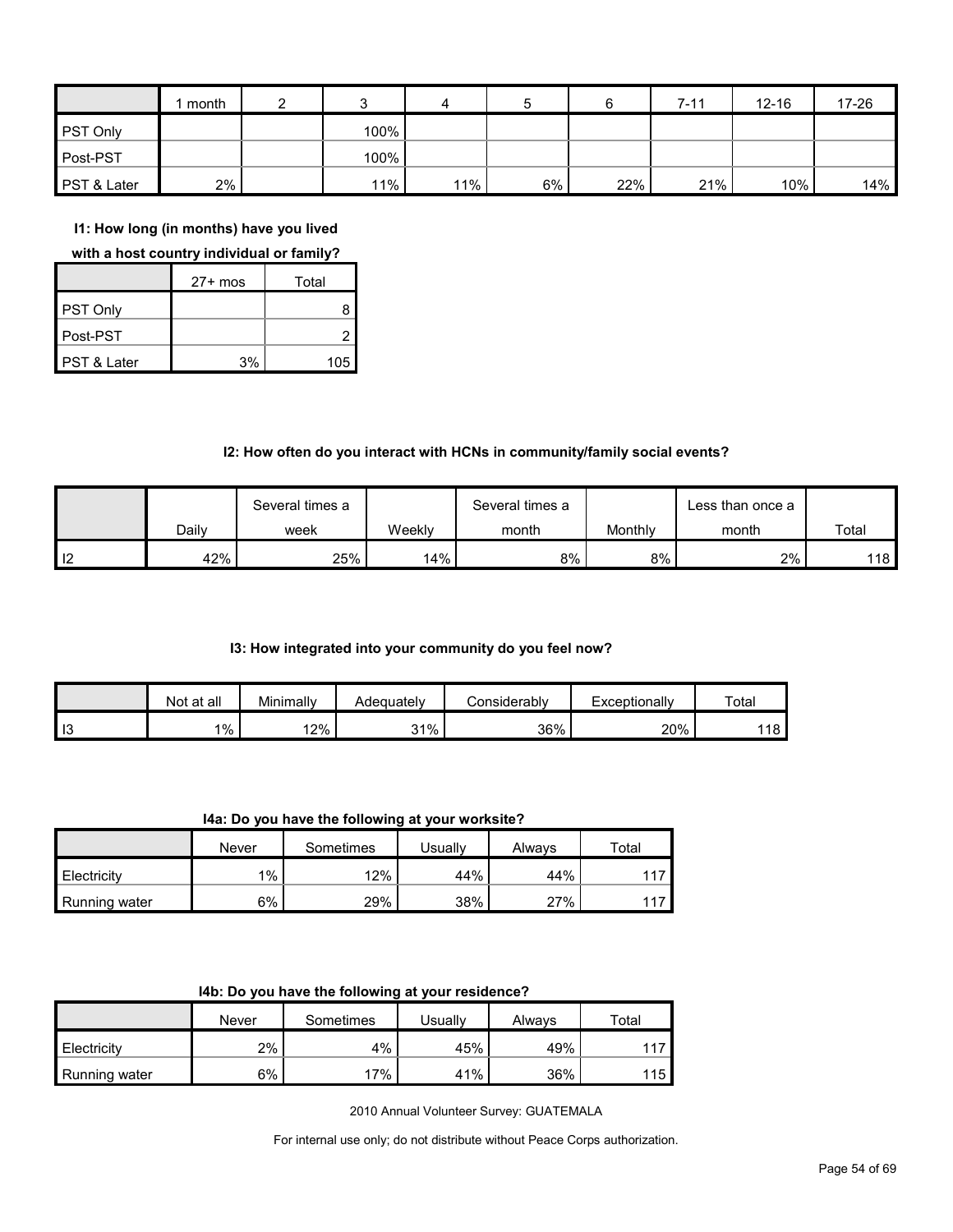|  | 1 month | 2 | 3 | 4 | 5 | 6 | 7-11 | 12-16 | 17-26 |
|---|---|---|---|---|---|---|---|---|---|
| PST Only |  |  | 100% |  |  |  |  |  |  |
| Post-PST |  |  | 100% |  |  |  |  |  |  |
| PST & Later | 2% |  | 11% | 11% | 6% | 22% | 21% | 10% | 14% |

**I1: How long (in months) have you lived with a host country individual or family?**

|  | 27+ mos | Total |
|---|---|---|
| PST Only |  | 8 |
| Post-PST |  | 2 |
| PST & Later | 3% | 105 |

**I2: How often do you interact with HCNs in community/family social events?**

|  | Daily | Several times a week | Weekly | Several times a month | Monthly | Less than once a month | Total |
|---|---|---|---|---|---|---|---|
| I2 | 42% | 25% | 14% | 8% | 8% | 2% | 118 |

**I3: How integrated into your community do you feel now?**

|  | Not at all | Minimally | Adequately | Considerably | Exceptionally | Total |
|---|---|---|---|---|---|---|
| I3 | 1% | 12% | 31% | 36% | 20% | 118 |

**I4a: Do you have the following at your worksite?**

|  | Never | Sometimes | Usually | Always | Total |
|---|---|---|---|---|---|
| Electricity | 1% | 12% | 44% | 44% | 117 |
| Running water | 6% | 29% | 38% | 27% | 117 |

**I4b: Do you have the following at your residence?**

|  | Never | Sometimes | Usually | Always | Total |
|---|---|---|---|---|---|
| Electricity | 2% | 4% | 45% | 49% | 117 |
| Running water | 6% | 17% | 41% | 36% | 115 |

2010 Annual Volunteer Survey: GUATEMALA

For internal use only; do not distribute without Peace Corps authorization.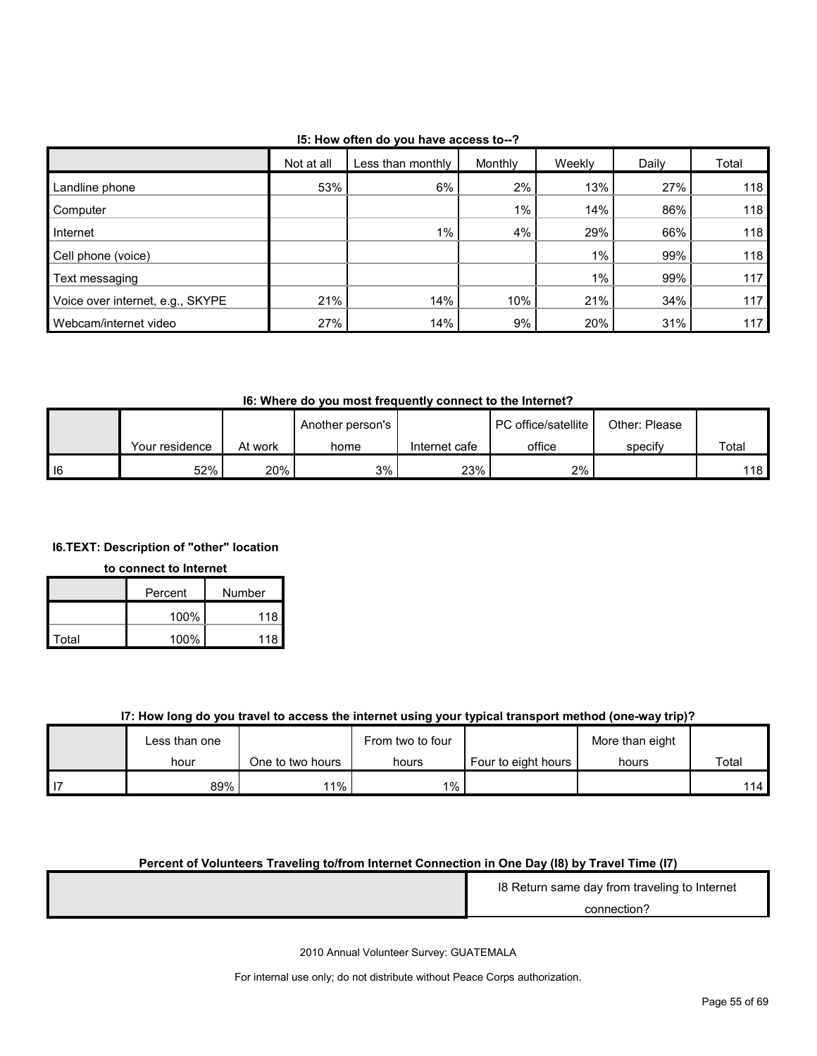**I5: How often do you have access to--?**

| | Not at all | Less than monthly | Monthly | Weekly | Daily | Total |
|---|---|---|---|---|---|---|
| Landline phone | 53% | 6% | 2% | 13% | 27% | 118 |
| Computer | | | 1% | 14% | 86% | 118 |
| Internet | | 1% | 4% | 29% | 66% | 118 |
| Cell phone (voice) | | | | 1% | 99% | 118 |
| Text messaging | | | | 1% | 99% | 117 |
| Voice over internet, e.g., SKYPE | 21% | 14% | 10% | 21% | 34% | 117 |
| Webcam/internet video | 27% | 14% | 9% | 20% | 31% | 117 |

**I6: Where do you most frequently connect to the Internet?**

| | Your residence | At work | Another person's home | Internet cafe | PC office/satellite office | Other: Please specify | Total |
|---|---|---|---|---|---|---|---|
| I6 | 52% | 20% | 3% | 23% | 2% | | 118 |

**I6.TEXT: Description of "other" location to connect to Internet**

| | Percent | Number |
|---|---|---|
| | 100% | 118 |
| Total | 100% | 118 |

**I7: How long do you travel to access the internet using your typical transport method (one-way trip)?**

| | Less than one hour | One to two hours | From two to four hours | Four to eight hours | More than eight hours | Total |
|---|---|---|---|---|---|---|
| I7 | 89% | 11% | 1% | | | 114 |

**Percent of Volunteers Traveling to/from Internet Connection in One Day (I8) by Travel Time (I7)**

| | I8 Return same day from traveling to Internet connection? |
|---|---|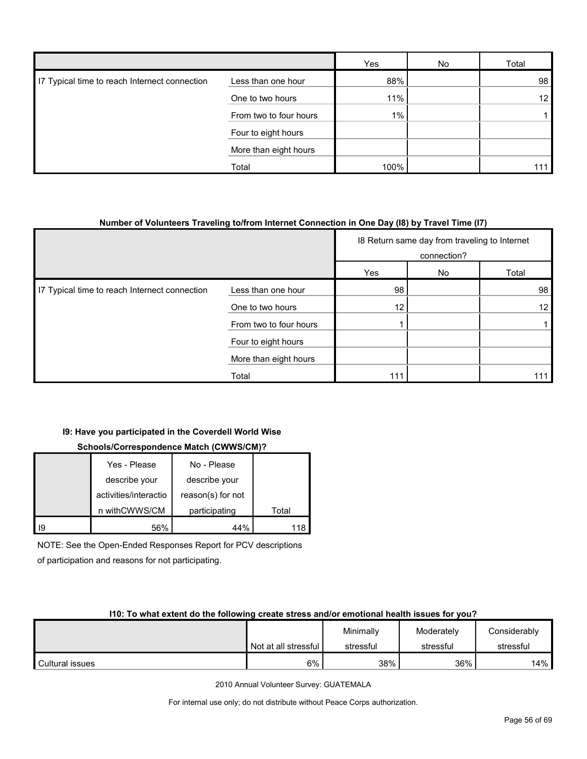| | | Yes | No | Total |
|---|---|---|---|---|
| I7 Typical time to reach Internet connection | Less than one hour | 88% | | 98 |
| | One to two hours | 11% | | 12 |
| | From two to four hours | 1% | | 1 |
| | Four to eight hours | | | |
| | More than eight hours | | | |
| | Total | 100% | | 111 |

**Number of Volunteers Traveling to/from Internet Connection in One Day (I8) by Travel Time (I7)**

| | | I8 Return same day from traveling to Internet connection? | | |
|---|---|---|---|---|
| | | Yes | No | Total |
| I7 Typical time to reach Internet connection | Less than one hour | 98 | | 98 |
| | One to two hours | 12 | | 12 |
| | From two to four hours | 1 | | 1 |
| | Four to eight hours | | | |
| | More than eight hours | | | |
| | Total | 111 | | 111 |

**I9: Have you participated in the Coverdell World Wise Schools/Correspondence Match (CWWS/CM)?**

| | Yes - Please describe your activities/interaction withCWWS/CM | No - Please describe your reason(s) for not participating | Total |
|---|---|---|---|
| I9 | 56% | 44% | 118 |

NOTE: See the Open-Ended Responses Report for PCV descriptions of participation and reasons for not participating.

**I10: To what extent do the following create stress and/or emotional health issues for you?**

| | Not at all stressful | Minimally stressful | Moderately stressful | Considerably stressful |
|---|---|---|---|---|
| Cultural issues | 6% | 38% | 36% | 14% |

2010 Annual Volunteer Survey: GUATEMALA

For internal use only; do not distribute without Peace Corps authorization.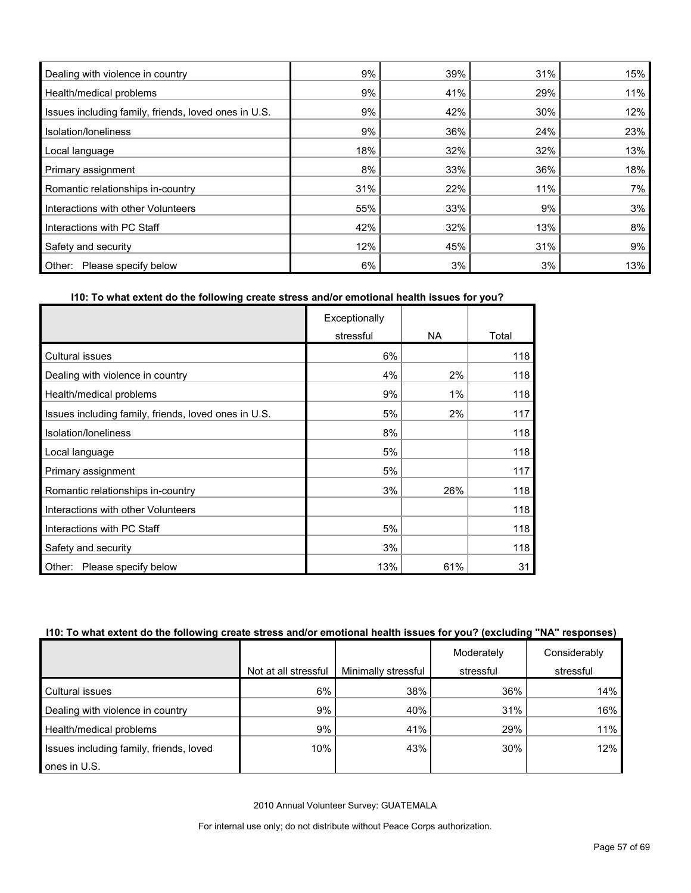| | | | | |
|---|---|---|---|---|
| Dealing with violence in country | 9% | 39% | 31% | 15% |
| Health/medical problems | 9% | 41% | 29% | 11% |
| Issues including family, friends, loved ones in U.S. | 9% | 42% | 30% | 12% |
| Isolation/loneliness | 9% | 36% | 24% | 23% |
| Local language | 18% | 32% | 32% | 13% |
| Primary assignment | 8% | 33% | 36% | 18% |
| Romantic relationships in-country | 31% | 22% | 11% | 7% |
| Interactions with other Volunteers | 55% | 33% | 9% | 3% |
| Interactions with PC Staff | 42% | 32% | 13% | 8% |
| Safety and security | 12% | 45% | 31% | 9% |
| Other: Please specify below | 6% | 3% | 3% | 13% |

**I10: To what extent do the following create stress and/or emotional health issues for you?**

| | Exceptionally stressful | NA | Total |
|---|---|---|---|
| Cultural issues | 6% | | 118 |
| Dealing with violence in country | 4% | 2% | 118 |
| Health/medical problems | 9% | 1% | 118 |
| Issues including family, friends, loved ones in U.S. | 5% | 2% | 117 |
| Isolation/loneliness | 8% | | 118 |
| Local language | 5% | | 118 |
| Primary assignment | 5% | | 117 |
| Romantic relationships in-country | 3% | 26% | 118 |
| Interactions with other Volunteers | | | 118 |
| Interactions with PC Staff | 5% | | 118 |
| Safety and security | 3% | | 118 |
| Other: Please specify below | 13% | 61% | 31 |

**I10: To what extent do the following create stress and/or emotional health issues for you? (excluding "NA" responses)**

| | Not at all stressful | Minimally stressful | Moderately stressful | Considerably stressful |
|---|---|---|---|---|
| Cultural issues | 6% | 38% | 36% | 14% |
| Dealing with violence in country | 9% | 40% | 31% | 16% |
| Health/medical problems | 9% | 41% | 29% | 11% |
| Issues including family, friends, loved ones in U.S. | 10% | 43% | 30% | 12% |

2010 Annual Volunteer Survey: GUATEMALA

For internal use only; do not distribute without Peace Corps authorization.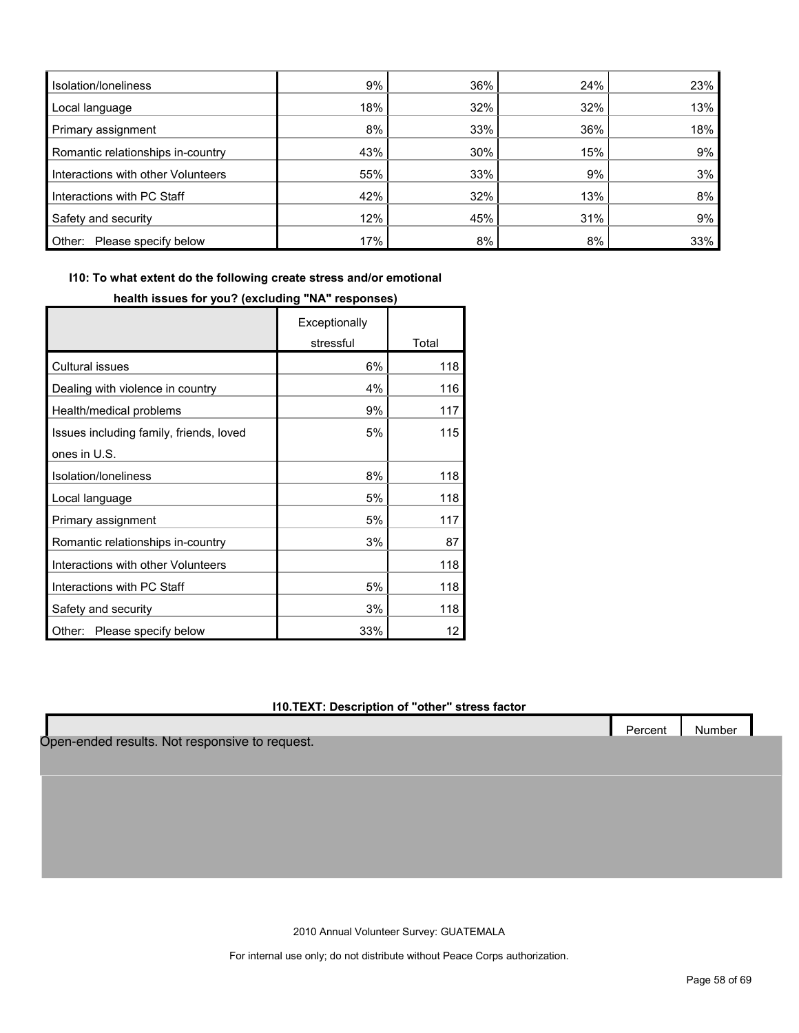| | | | | |
|---|---|---|---|---|
| Isolation/loneliness | 9% | 36% | 24% | 23% |
| Local language | 18% | 32% | 32% | 13% |
| Primary assignment | 8% | 33% | 36% | 18% |
| Romantic relationships in-country | 43% | 30% | 15% | 9% |
| Interactions with other Volunteers | 55% | 33% | 9% | 3% |
| Interactions with PC Staff | 42% | 32% | 13% | 8% |
| Safety and security | 12% | 45% | 31% | 9% |
| Other: Please specify below | 17% | 8% | 8% | 33% |

**I10: To what extent do the following create stress and/or emotional health issues for you? (excluding "NA" responses)**

| | Exceptionally stressful | Total |
|---|---|---|
| Cultural issues | 6% | 118 |
| Dealing with violence in country | 4% | 116 |
| Health/medical problems | 9% | 117 |
| Issues including family, friends, loved ones in U.S. | 5% | 115 |
| Isolation/loneliness | 8% | 118 |
| Local language | 5% | 118 |
| Primary assignment | 5% | 117 |
| Romantic relationships in-country | 3% | 87 |
| Interactions with other Volunteers | | 118 |
| Interactions with PC Staff | 5% | 118 |
| Safety and security | 3% | 118 |
| Other: Please specify below | 33% | 12 |

**I10.TEXT: Description of "other" stress factor**

| | Percent | Number |
|---|---|---|

Open-ended results. Not responsive to request.

2010 Annual Volunteer Survey: GUATEMALA

For internal use only; do not distribute without Peace Corps authorization.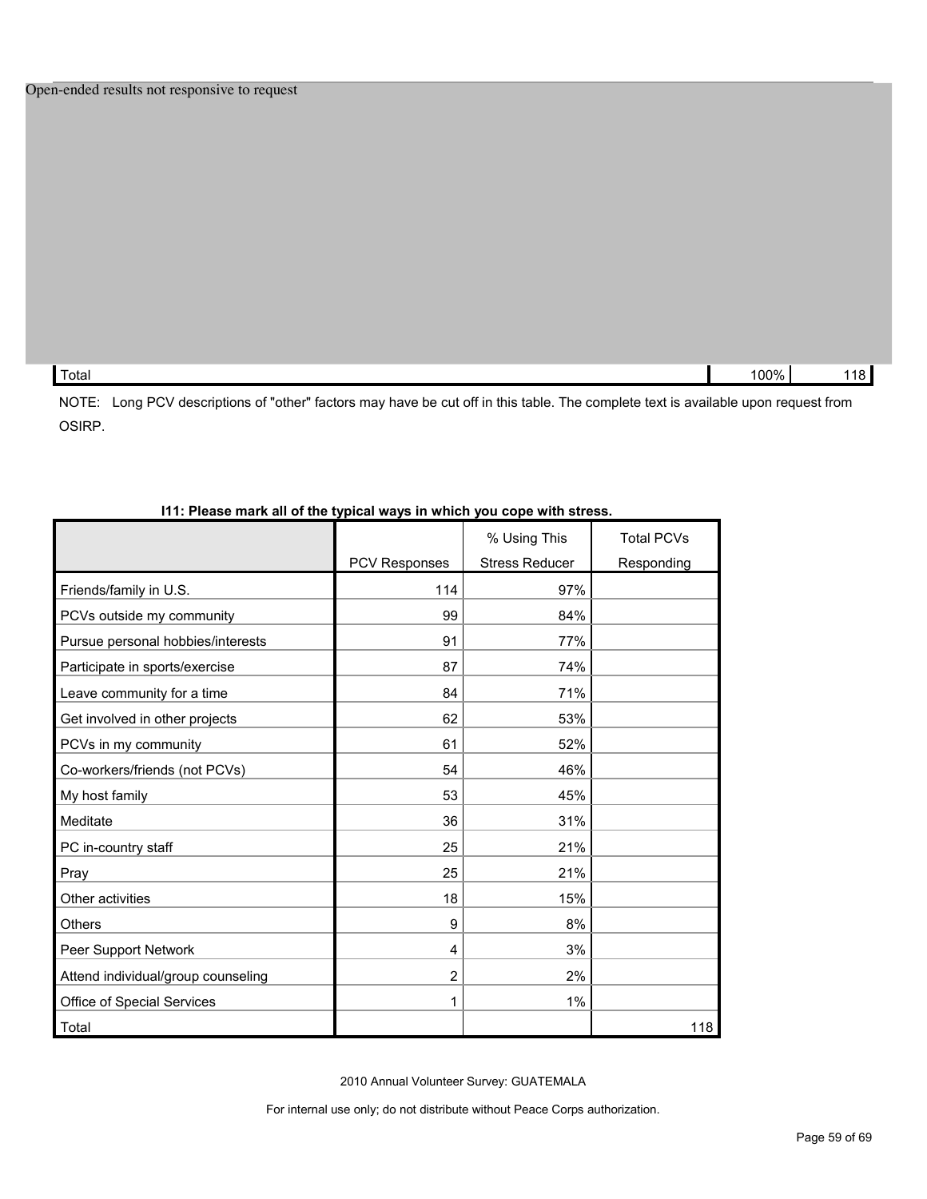Open-ended results not responsive to request

| | | |
|---|---|---|
| Total | 100% | 118 |

NOTE: Long PCV descriptions of "other" factors may have be cut off in this table. The complete text is available upon request from OSIRP.

**I11: Please mark all of the typical ways in which you cope with stress.**

| | PCV Responses | % Using This Stress Reducer | Total PCVs Responding |
|---|---|---|---|
| Friends/family in U.S. | 114 | 97% | |
| PCVs outside my community | 99 | 84% | |
| Pursue personal hobbies/interests | 91 | 77% | |
| Participate in sports/exercise | 87 | 74% | |
| Leave community for a time | 84 | 71% | |
| Get involved in other projects | 62 | 53% | |
| PCVs in my community | 61 | 52% | |
| Co-workers/friends (not PCVs) | 54 | 46% | |
| My host family | 53 | 45% | |
| Meditate | 36 | 31% | |
| PC in-country staff | 25 | 21% | |
| Pray | 25 | 21% | |
| Other activities | 18 | 15% | |
| Others | 9 | 8% | |
| Peer Support Network | 4 | 3% | |
| Attend individual/group counseling | 2 | 2% | |
| Office of Special Services | 1 | 1% | |
| Total | | | 118 |

2010 Annual Volunteer Survey: GUATEMALA

For internal use only; do not distribute without Peace Corps authorization.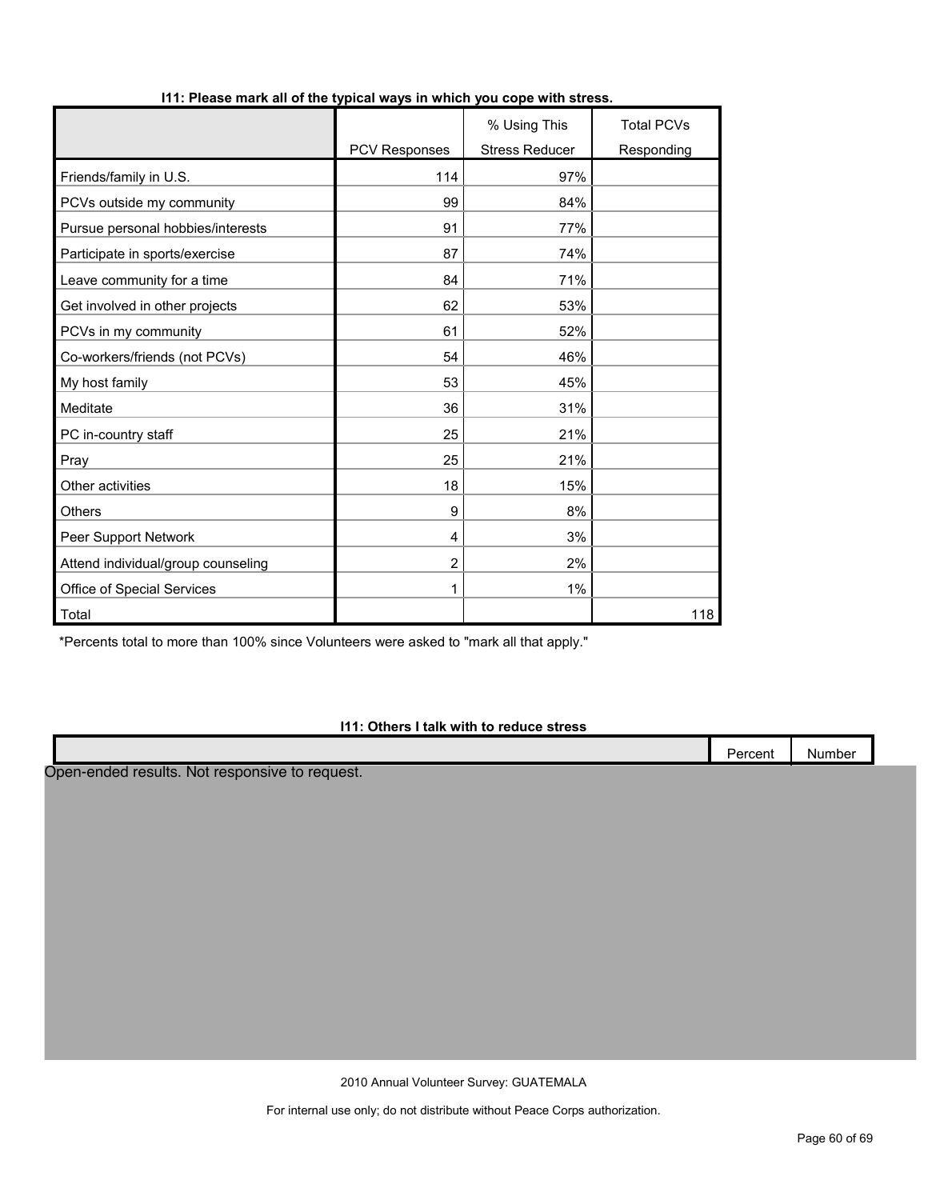**I11: Please mark all of the typical ways in which you cope with stress.**

| | PCV Responses | % Using This Stress Reducer | Total PCVs Responding |
|---|---|---|---|
| Friends/family in U.S. | 114 | 97% | |
| PCVs outside my community | 99 | 84% | |
| Pursue personal hobbies/interests | 91 | 77% | |
| Participate in sports/exercise | 87 | 74% | |
| Leave community for a time | 84 | 71% | |
| Get involved in other projects | 62 | 53% | |
| PCVs in my community | 61 | 52% | |
| Co-workers/friends (not PCVs) | 54 | 46% | |
| My host family | 53 | 45% | |
| Meditate | 36 | 31% | |
| PC in-country staff | 25 | 21% | |
| Pray | 25 | 21% | |
| Other activities | 18 | 15% | |
| Others | 9 | 8% | |
| Peer Support Network | 4 | 3% | |
| Attend individual/group counseling | 2 | 2% | |
| Office of Special Services | 1 | 1% | |
| Total | | | 118 |

*Percents total to more than 100% since Volunteers were asked to "mark all that apply."

**I11: Others I talk with to reduce stress**

| | Percent | Number |
|---|---|---|

Open-ended results. Not responsive to request.

2010 Annual Volunteer Survey: GUATEMALA

For internal use only; do not distribute without Peace Corps authorization.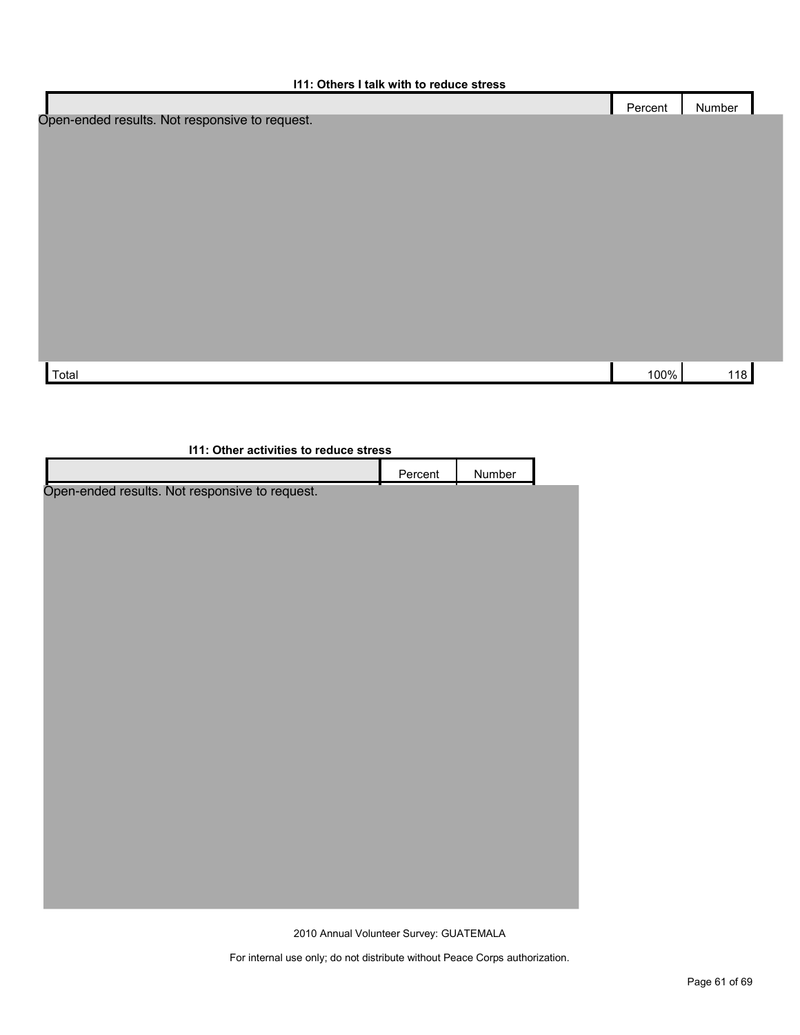**I11: Others I talk with to reduce stress**

| | Percent | Number |
|---|---|---|
| Open-ended results. Not responsive to request. | | |
| Total | 100% | 118 |

**I11: Other activities to reduce stress**

| | Percent | Number |
|---|---|---|
| Open-ended results. Not responsive to request. | | |

2010 Annual Volunteer Survey: GUATEMALA

For internal use only; do not distribute without Peace Corps authorization.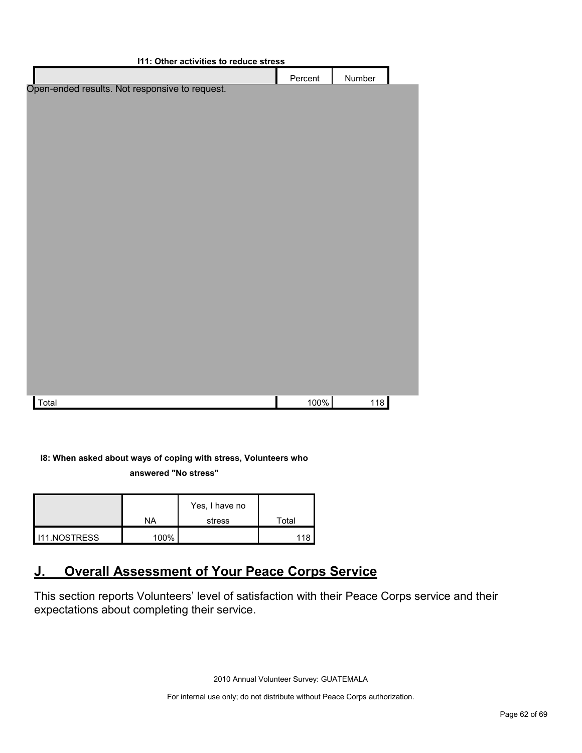**I11: Other activities to reduce stress**

| | Percent | Number |
|---|---|---|
| Open-ended results. Not responsive to request. | | |
| Total | 100% | 118 |

**I8: When asked about ways of coping with stress, Volunteers who answered "No stress"**

| | NA | Yes, I have no stress | Total |
|---|---|---|---|
| I11.NOSTRESS | 100% | | 118 |

## J. Overall Assessment of Your Peace Corps Service

This section reports Volunteers' level of satisfaction with their Peace Corps service and their expectations about completing their service.

2010 Annual Volunteer Survey: GUATEMALA

For internal use only; do not distribute without Peace Corps authorization.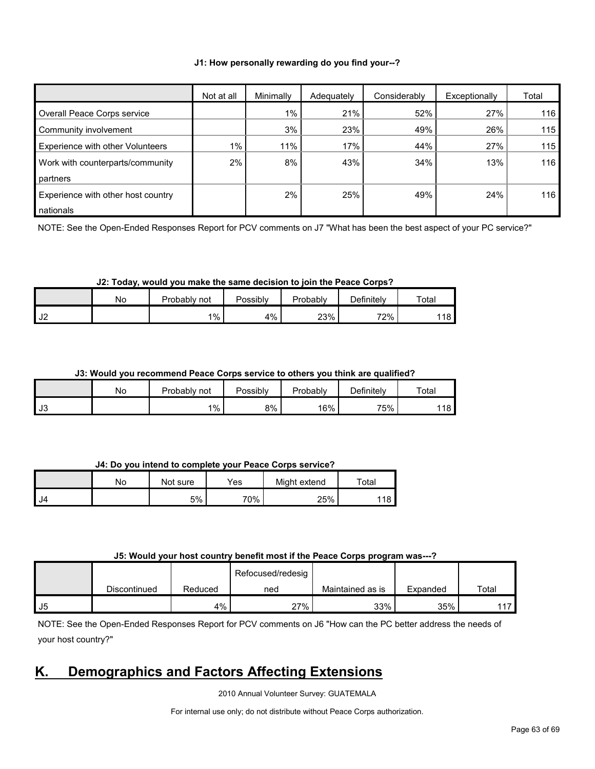**J1: How personally rewarding do you find your--?**

| | Not at all | Minimally | Adequately | Considerably | Exceptionally | Total |
|---|---|---|---|---|---|---|
| Overall Peace Corps service | | 1% | 21% | 52% | 27% | 116 |
| Community involvement | | 3% | 23% | 49% | 26% | 115 |
| Experience with other Volunteers | 1% | 11% | 17% | 44% | 27% | 115 |
| Work with counterparts/community partners | 2% | 8% | 43% | 34% | 13% | 116 |
| Experience with other host country nationals | | 2% | 25% | 49% | 24% | 116 |

NOTE: See the Open-Ended Responses Report for PCV comments on J7 "What has been the best aspect of your PC service?"

**J2: Today, would you make the same decision to join the Peace Corps?**

| | No | Probably not | Possibly | Probably | Definitely | Total |
|---|---|---|---|---|---|---|
| J2 | | 1% | 4% | 23% | 72% | 118 |

**J3: Would you recommend Peace Corps service to others you think are qualified?**

| | No | Probably not | Possibly | Probably | Definitely | Total |
|---|---|---|---|---|---|---|
| J3 | | 1% | 8% | 16% | 75% | 118 |

**J4: Do you intend to complete your Peace Corps service?**

| | No | Not sure | Yes | Might extend | Total |
|---|---|---|---|---|---|
| J4 | | 5% | 70% | 25% | 118 |

**J5: Would your host country benefit most if the Peace Corps program was---?**

| | Discontinued | Reduced | Refocused/redesigned | Maintained as is | Expanded | Total |
|---|---|---|---|---|---|---|
| J5 | | 4% | 27% | 33% | 35% | 117 |

NOTE: See the Open-Ended Responses Report for PCV comments on J6 "How can the PC better address the needs of your host country?"

## K. Demographics and Factors Affecting Extensions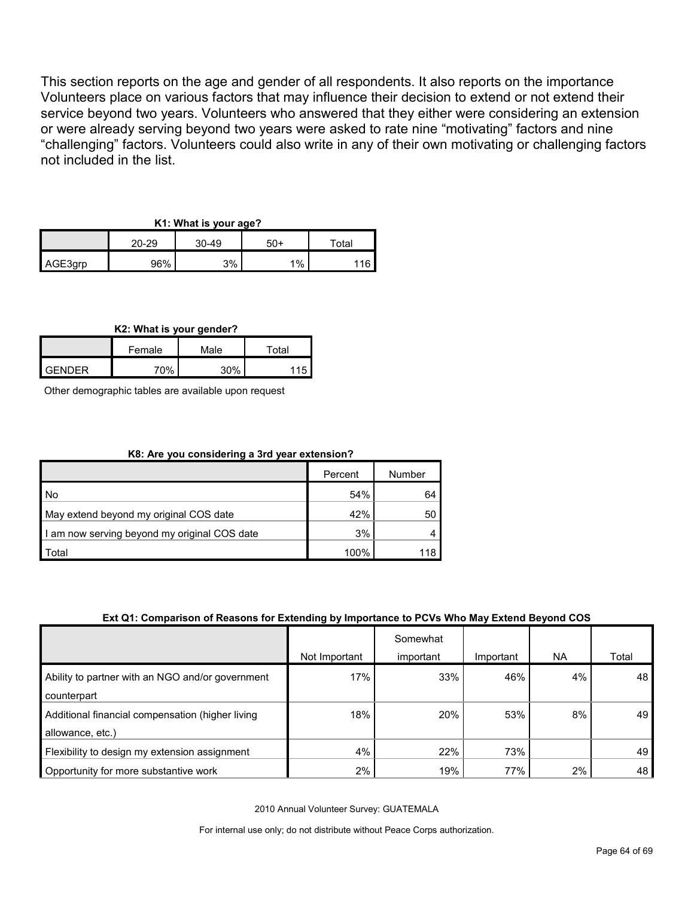This section reports on the age and gender of all respondents. It also reports on the importance Volunteers place on various factors that may influence their decision to extend or not extend their service beyond two years. Volunteers who answered that they either were considering an extension or were already serving beyond two years were asked to rate nine "motivating" factors and nine "challenging" factors. Volunteers could also write in any of their own motivating or challenging factors not included in the list.

**K1: What is your age?**

| | 20-29 | 30-49 | 50+ | Total |
|---|---|---|---|---|
| AGE3grp | 96% | 3% | 1% | 116 |

**K2: What is your gender?**

| | Female | Male | Total |
|---|---|---|---|
| GENDER | 70% | 30% | 115 |

Other demographic tables are available upon request

**K8: Are you considering a 3rd year extension?**

| | Percent | Number |
|---|---|---|
| No | 54% | 64 |
| May extend beyond my original COS date | 42% | 50 |
| I am now serving beyond my original COS date | 3% | 4 |
| Total | 100% | 118 |

**Ext Q1: Comparison of Reasons for Extending by Importance to PCVs Who May Extend Beyond COS**

| | Not Important | Somewhat important | Important | NA | Total |
|---|---|---|---|---|---|
| Ability to partner with an NGO and/or government counterpart | 17% | 33% | 46% | 4% | 48 |
| Additional financial compensation (higher living allowance, etc.) | 18% | 20% | 53% | 8% | 49 |
| Flexibility to design my extension assignment | 4% | 22% | 73% | | 49 |
| Opportunity for more substantive work | 2% | 19% | 77% | 2% | 48 |

2010 Annual Volunteer Survey: GUATEMALA

For internal use only; do not distribute without Peace Corps authorization.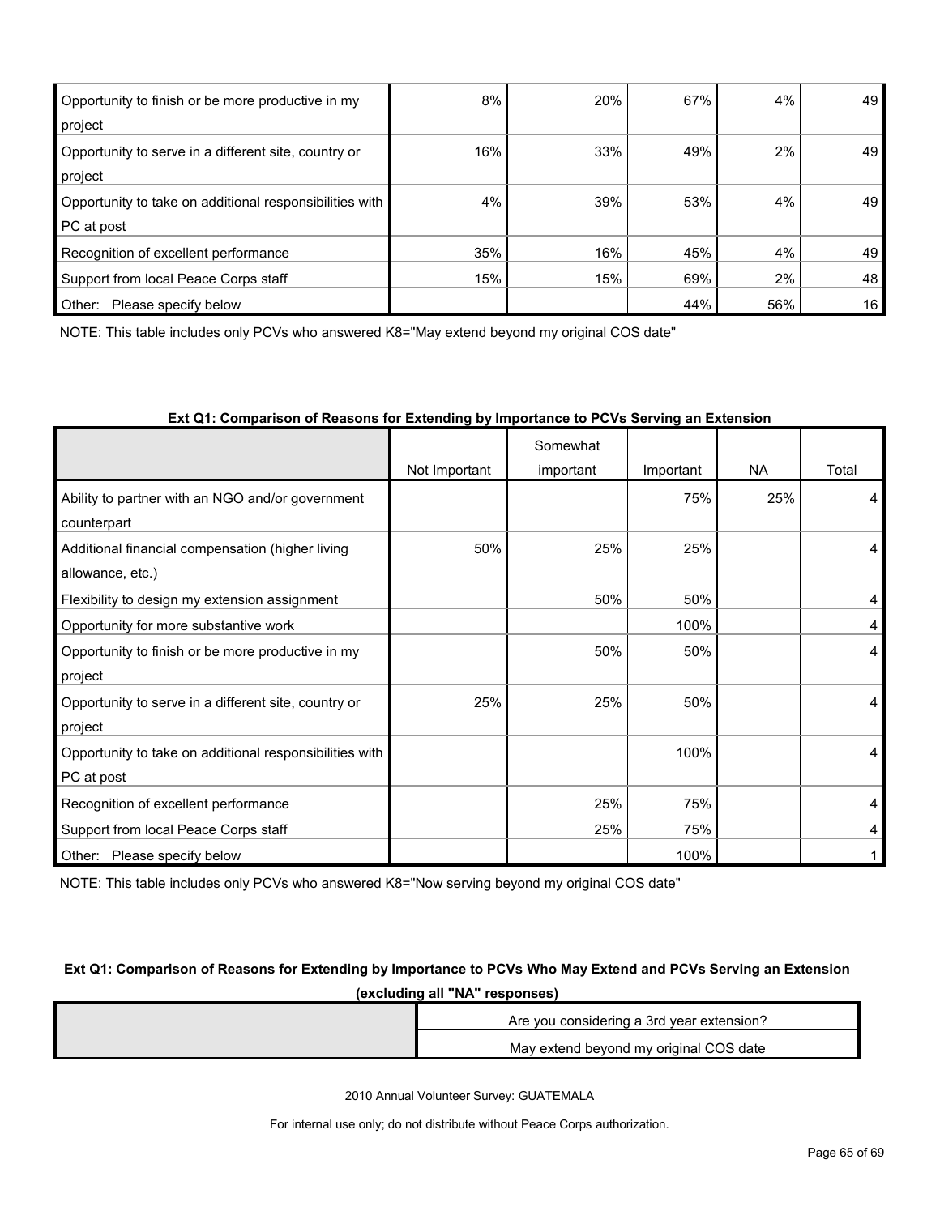| | | | | | |
|---|---|---|---|---|---|
| Opportunity to finish or be more productive in my project | 8% | 20% | 67% | 4% | 49 |
| Opportunity to serve in a different site, country or project | 16% | 33% | 49% | 2% | 49 |
| Opportunity to take on additional responsibilities with PC at post | 4% | 39% | 53% | 4% | 49 |
| Recognition of excellent performance | 35% | 16% | 45% | 4% | 49 |
| Support from local Peace Corps staff | 15% | 15% | 69% | 2% | 48 |
| Other: Please specify below | | | 44% | 56% | 16 |

NOTE: This table includes only PCVs who answered K8="May extend beyond my original COS date"

**Ext Q1: Comparison of Reasons for Extending by Importance to PCVs Serving an Extension**

| | Not Important | Somewhat important | Important | NA | Total |
|---|---|---|---|---|---|
| Ability to partner with an NGO and/or government counterpart | | | 75% | 25% | 4 |
| Additional financial compensation (higher living allowance, etc.) | 50% | 25% | 25% | | 4 |
| Flexibility to design my extension assignment | | 50% | 50% | | 4 |
| Opportunity for more substantive work | | | 100% | | 4 |
| Opportunity to finish or be more productive in my project | | 50% | 50% | | 4 |
| Opportunity to serve in a different site, country or project | 25% | 25% | 50% | | 4 |
| Opportunity to take on additional responsibilities with PC at post | | | 100% | | 4 |
| Recognition of excellent performance | | 25% | 75% | | 4 |
| Support from local Peace Corps staff | | 25% | 75% | | 4 |
| Other: Please specify below | | | 100% | | 1 |

NOTE: This table includes only PCVs who answered K8="Now serving beyond my original COS date"

**Ext Q1: Comparison of Reasons for Extending by Importance to PCVs Who May Extend and PCVs Serving an Extension (excluding all "NA" responses)**

| | Are you considering a 3rd year extension? |
|---|---|
| | May extend beyond my original COS date |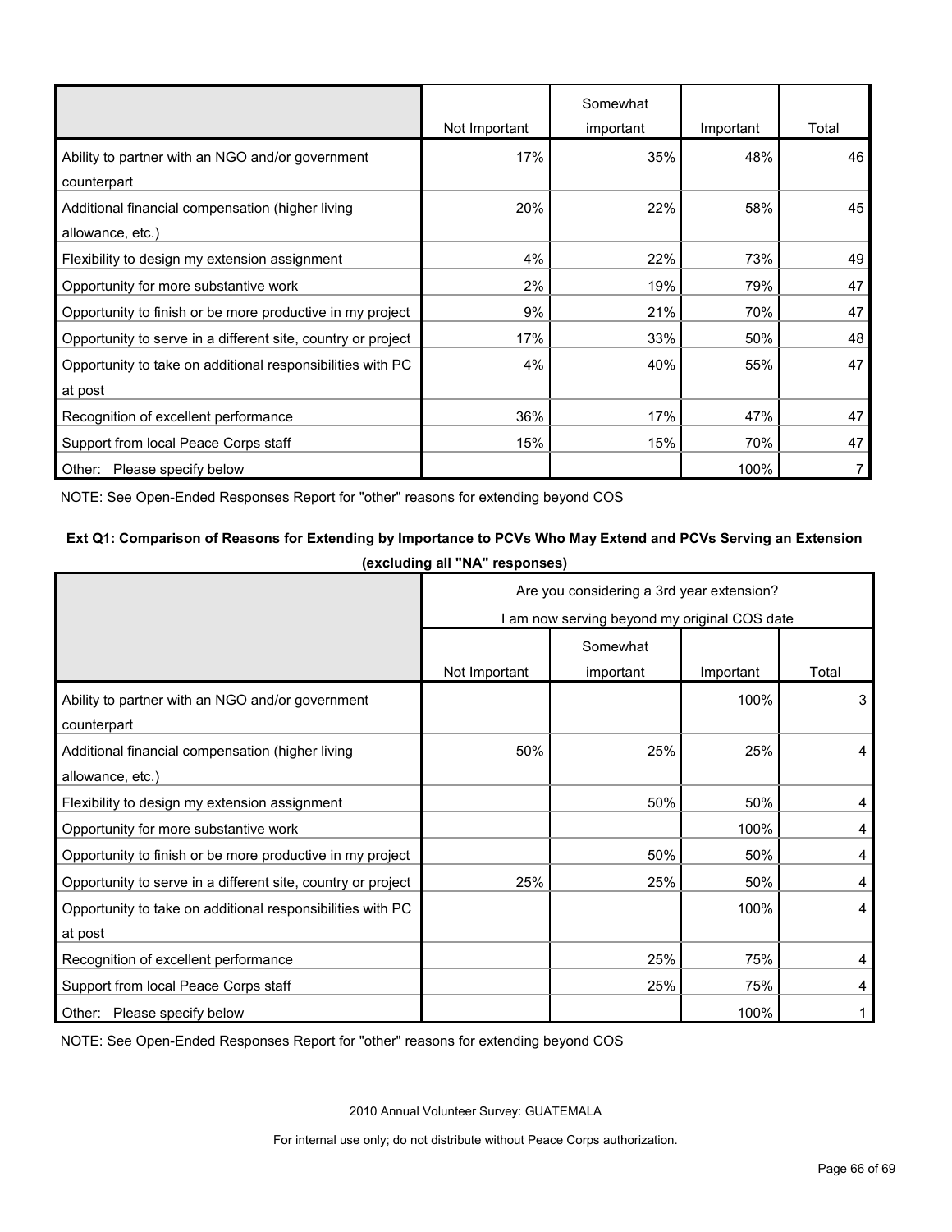| | Not Important | Somewhat important | Important | Total |
|---|---|---|---|---|
| Ability to partner with an NGO and/or government counterpart | 17% | 35% | 48% | 46 |
| Additional financial compensation (higher living allowance, etc.) | 20% | 22% | 58% | 45 |
| Flexibility to design my extension assignment | 4% | 22% | 73% | 49 |
| Opportunity for more substantive work | 2% | 19% | 79% | 47 |
| Opportunity to finish or be more productive in my project | 9% | 21% | 70% | 47 |
| Opportunity to serve in a different site, country or project | 17% | 33% | 50% | 48 |
| Opportunity to take on additional responsibilities with PC at post | 4% | 40% | 55% | 47 |
| Recognition of excellent performance | 36% | 17% | 47% | 47 |
| Support from local Peace Corps staff | 15% | 15% | 70% | 47 |
| Other: Please specify below | | | 100% | 7 |

NOTE: See Open-Ended Responses Report for "other" reasons for extending beyond COS

**Ext Q1: Comparison of Reasons for Extending by Importance to PCVs Who May Extend and PCVs Serving an Extension (excluding all "NA" responses)**

| | Are you considering a 3rd year extension? | | | |
|---|---|---|---|---|
| | I am now serving beyond my original COS date | | | |
| | Not Important | Somewhat important | Important | Total |
| Ability to partner with an NGO and/or government counterpart | | | 100% | 3 |
| Additional financial compensation (higher living allowance, etc.) | 50% | 25% | 25% | 4 |
| Flexibility to design my extension assignment | | 50% | 50% | 4 |
| Opportunity for more substantive work | | | 100% | 4 |
| Opportunity to finish or be more productive in my project | | 50% | 50% | 4 |
| Opportunity to serve in a different site, country or project | 25% | 25% | 50% | 4 |
| Opportunity to take on additional responsibilities with PC at post | | | 100% | 4 |
| Recognition of excellent performance | | 25% | 75% | 4 |
| Support from local Peace Corps staff | | 25% | 75% | 4 |
| Other: Please specify below | | | 100% | 1 |

NOTE: See Open-Ended Responses Report for "other" reasons for extending beyond COS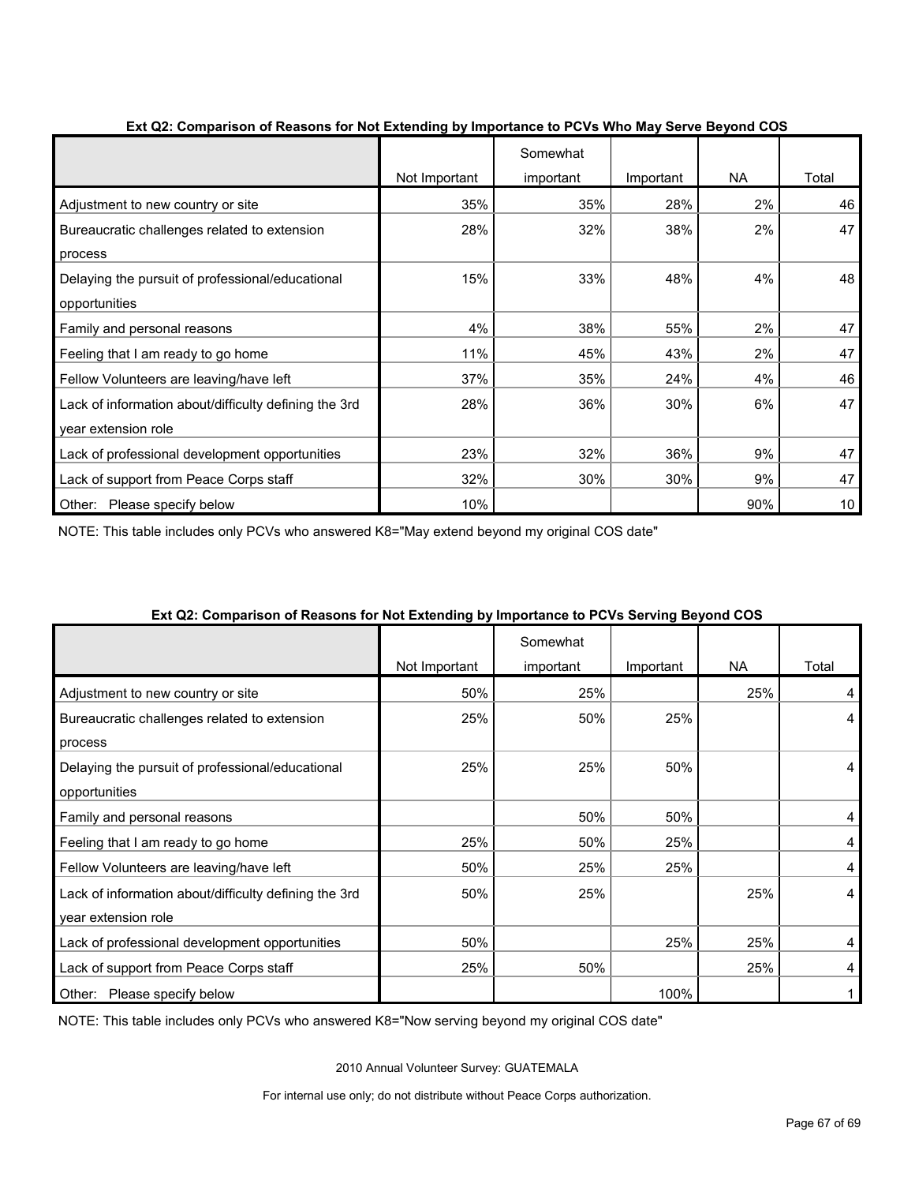**Ext Q2: Comparison of Reasons for Not Extending by Importance to PCVs Who May Serve Beyond COS**

| | Not Important | Somewhat important | Important | NA | Total |
|---|---|---|---|---|---|
| Adjustment to new country or site | 35% | 35% | 28% | 2% | 46 |
| Bureaucratic challenges related to extension process | 28% | 32% | 38% | 2% | 47 |
| Delaying the pursuit of professional/educational opportunities | 15% | 33% | 48% | 4% | 48 |
| Family and personal reasons | 4% | 38% | 55% | 2% | 47 |
| Feeling that I am ready to go home | 11% | 45% | 43% | 2% | 47 |
| Fellow Volunteers are leaving/have left | 37% | 35% | 24% | 4% | 46 |
| Lack of information about/difficulty defining the 3rd year extension role | 28% | 36% | 30% | 6% | 47 |
| Lack of professional development opportunities | 23% | 32% | 36% | 9% | 47 |
| Lack of support from Peace Corps staff | 32% | 30% | 30% | 9% | 47 |
| Other: Please specify below | 10% | | | 90% | 10 |

NOTE: This table includes only PCVs who answered K8="May extend beyond my original COS date"

**Ext Q2: Comparison of Reasons for Not Extending by Importance to PCVs Serving Beyond COS**

| | Not Important | Somewhat important | Important | NA | Total |
|---|---|---|---|---|---|
| Adjustment to new country or site | 50% | 25% | | 25% | 4 |
| Bureaucratic challenges related to extension process | 25% | 50% | 25% | | 4 |
| Delaying the pursuit of professional/educational opportunities | 25% | 25% | 50% | | 4 |
| Family and personal reasons | | 50% | 50% | | 4 |
| Feeling that I am ready to go home | 25% | 50% | 25% | | 4 |
| Fellow Volunteers are leaving/have left | 50% | 25% | 25% | | 4 |
| Lack of information about/difficulty defining the 3rd year extension role | 50% | 25% | | 25% | 4 |
| Lack of professional development opportunities | 50% | | 25% | 25% | 4 |
| Lack of support from Peace Corps staff | 25% | 50% | | 25% | 4 |
| Other: Please specify below | | | 100% | | 1 |

NOTE: This table includes only PCVs who answered K8="Now serving beyond my original COS date"

2010 Annual Volunteer Survey: GUATEMALA

For internal use only; do not distribute without Peace Corps authorization.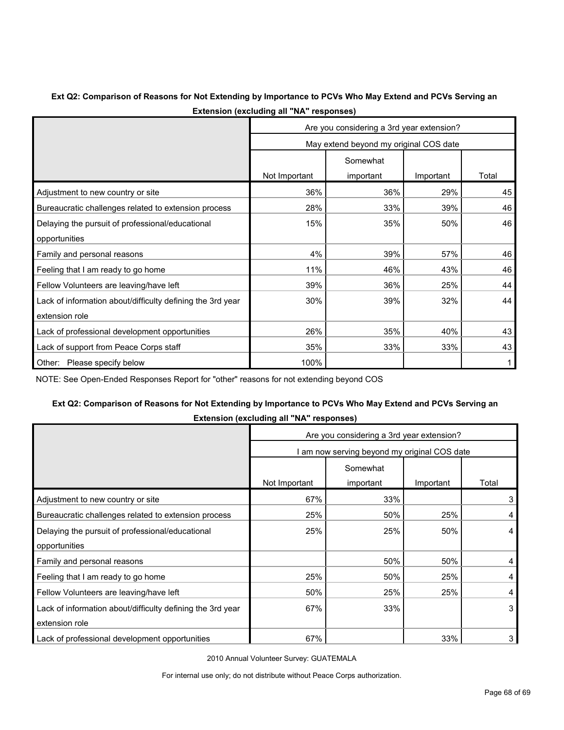**Ext Q2: Comparison of Reasons for Not Extending by Importance to PCVs Who May Extend and PCVs Serving an Extension (excluding all "NA" responses)**

| | Are you considering a 3rd year extension? | | | |
|---|---|---|---|---|
| | May extend beyond my original COS date | | | |
| | Not Important | Somewhat important | Important | Total |
| Adjustment to new country or site | 36% | 36% | 29% | 45 |
| Bureaucratic challenges related to extension process | 28% | 33% | 39% | 46 |
| Delaying the pursuit of professional/educational opportunities | 15% | 35% | 50% | 46 |
| Family and personal reasons | 4% | 39% | 57% | 46 |
| Feeling that I am ready to go home | 11% | 46% | 43% | 46 |
| Fellow Volunteers are leaving/have left | 39% | 36% | 25% | 44 |
| Lack of information about/difficulty defining the 3rd year extension role | 30% | 39% | 32% | 44 |
| Lack of professional development opportunities | 26% | 35% | 40% | 43 |
| Lack of support from Peace Corps staff | 35% | 33% | 33% | 43 |
| Other: Please specify below | 100% | | | 1 |

NOTE: See Open-Ended Responses Report for "other" reasons for not extending beyond COS

**Ext Q2: Comparison of Reasons for Not Extending by Importance to PCVs Who May Extend and PCVs Serving an Extension (excluding all "NA" responses)**

| | Are you considering a 3rd year extension? | | | |
|---|---|---|---|---|
| | I am now serving beyond my original COS date | | | |
| | Not Important | Somewhat important | Important | Total |
| Adjustment to new country or site | 67% | 33% | | 3 |
| Bureaucratic challenges related to extension process | 25% | 50% | 25% | 4 |
| Delaying the pursuit of professional/educational opportunities | 25% | 25% | 50% | 4 |
| Family and personal reasons | | 50% | 50% | 4 |
| Feeling that I am ready to go home | 25% | 50% | 25% | 4 |
| Fellow Volunteers are leaving/have left | 50% | 25% | 25% | 4 |
| Lack of information about/difficulty defining the 3rd year extension role | 67% | 33% | | 3 |
| Lack of professional development opportunities | 67% | | 33% | 3 |

2010 Annual Volunteer Survey: GUATEMALA

For internal use only; do not distribute without Peace Corps authorization.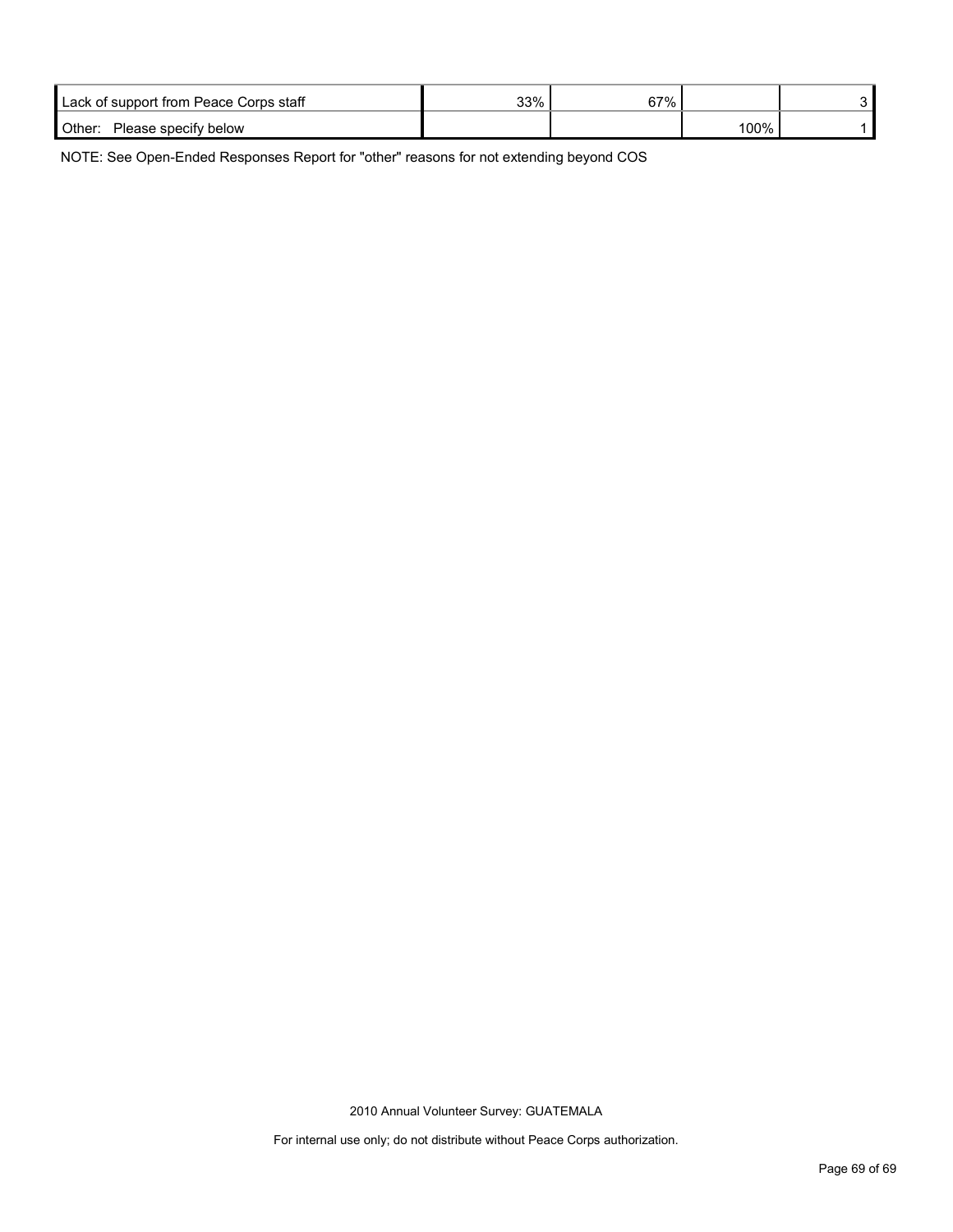| | | | | |
|---|---|---|---|---|
| Lack of support from Peace Corps staff | 33% | 67% | | 3 |
| Other: Please specify below | | | 100% | 1 |

NOTE: See Open-Ended Responses Report for "other" reasons for not extending beyond COS

2010 Annual Volunteer Survey: GUATEMALA

For internal use only; do not distribute without Peace Corps authorization.